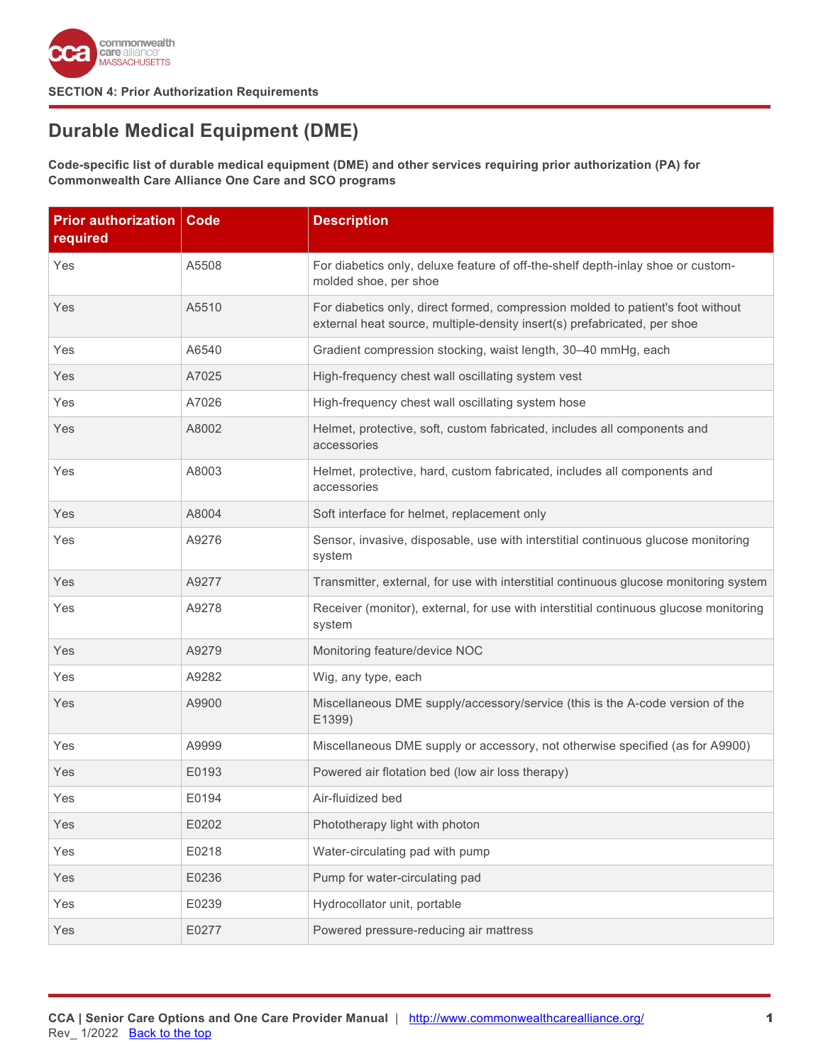SECTION 4: Prior Authorization Requirements

# Durable Medical Equipment (DME)

**Code-specific list of durable medical equipment (DME) and other services requiring prior authorization (PA) for Commonwealth Care Alliance One Care and SCO programs**

| Prior authorization required | Code | Description |
|---|---|---|
| Yes | A5508 | For diabetics only, deluxe feature of off-the-shelf depth-inlay shoe or custom-molded shoe, per shoe |
| Yes | A5510 | For diabetics only, direct formed, compression molded to patient's foot without external heat source, multiple-density insert(s) prefabricated, per shoe |
| Yes | A6540 | Gradient compression stocking, waist length, 30–40 mmHg, each |
| Yes | A7025 | High-frequency chest wall oscillating system vest |
| Yes | A7026 | High-frequency chest wall oscillating system hose |
| Yes | A8002 | Helmet, protective, soft, custom fabricated, includes all components and accessories |
| Yes | A8003 | Helmet, protective, hard, custom fabricated, includes all components and accessories |
| Yes | A8004 | Soft interface for helmet, replacement only |
| Yes | A9276 | Sensor, invasive, disposable, use with interstitial continuous glucose monitoring system |
| Yes | A9277 | Transmitter, external, for use with interstitial continuous glucose monitoring system |
| Yes | A9278 | Receiver (monitor), external, for use with interstitial continuous glucose monitoring system |
| Yes | A9279 | Monitoring feature/device NOC |
| Yes | A9282 | Wig, any type, each |
| Yes | A9900 | Miscellaneous DME supply/accessory/service (this is the A-code version of the E1399) |
| Yes | A9999 | Miscellaneous DME supply or accessory, not otherwise specified (as for A9900) |
| Yes | E0193 | Powered air flotation bed (low air loss therapy) |
| Yes | E0194 | Air-fluidized bed |
| Yes | E0202 | Phototherapy light with photon |
| Yes | E0218 | Water-circulating pad with pump |
| Yes | E0236 | Pump for water-circulating pad |
| Yes | E0239 | Hydrocollator unit, portable |
| Yes | E0277 | Powered pressure-reducing air mattress |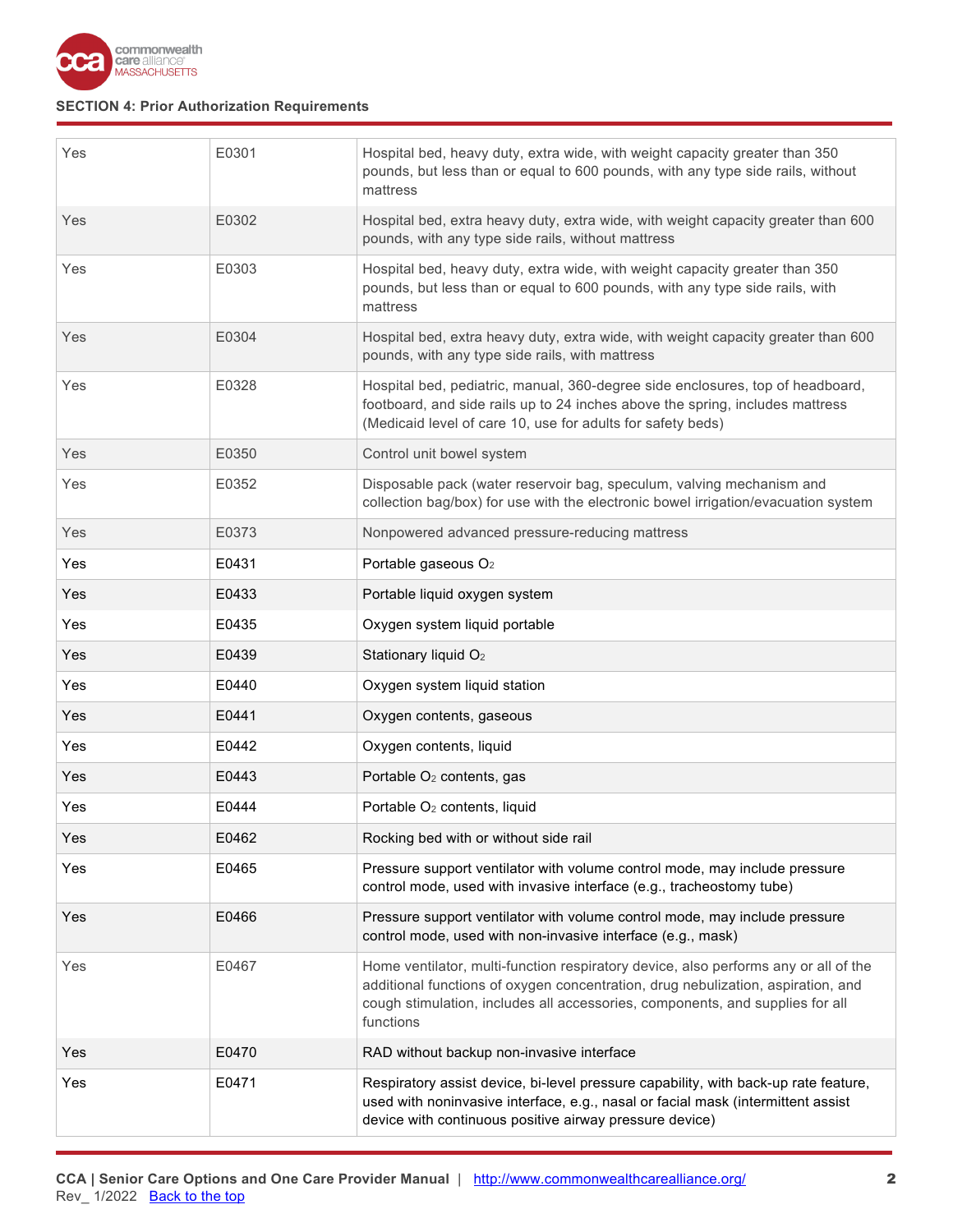## SECTION 4: Prior Authorization Requirements

| | | |
|---|---|---|
| Yes | E0301 | Hospital bed, heavy duty, extra wide, with weight capacity greater than 350 pounds, but less than or equal to 600 pounds, with any type side rails, without mattress |
| Yes | E0302 | Hospital bed, extra heavy duty, extra wide, with weight capacity greater than 600 pounds, with any type side rails, without mattress |
| Yes | E0303 | Hospital bed, heavy duty, extra wide, with weight capacity greater than 350 pounds, but less than or equal to 600 pounds, with any type side rails, with mattress |
| Yes | E0304 | Hospital bed, extra heavy duty, extra wide, with weight capacity greater than 600 pounds, with any type side rails, with mattress |
| Yes | E0328 | Hospital bed, pediatric, manual, 360-degree side enclosures, top of headboard, footboard, and side rails up to 24 inches above the spring, includes mattress (Medicaid level of care 10, use for adults for safety beds) |
| Yes | E0350 | Control unit bowel system |
| Yes | E0352 | Disposable pack (water reservoir bag, speculum, valving mechanism and collection bag/box) for use with the electronic bowel irrigation/evacuation system |
| Yes | E0373 | Nonpowered advanced pressure-reducing mattress |
| Yes | E0431 | Portable gaseous $O_2$ |
| Yes | E0433 | Portable liquid oxygen system |
| Yes | E0435 | Oxygen system liquid portable |
| Yes | E0439 | Stationary liquid $O_2$ |
| Yes | E0440 | Oxygen system liquid station |
| Yes | E0441 | Oxygen contents, gaseous |
| Yes | E0442 | Oxygen contents, liquid |
| Yes | E0443 | Portable $O_2$ contents, gas |
| Yes | E0444 | Portable $O_2$ contents, liquid |
| Yes | E0462 | Rocking bed with or without side rail |
| Yes | E0465 | Pressure support ventilator with volume control mode, may include pressure control mode, used with invasive interface (e.g., tracheostomy tube) |
| Yes | E0466 | Pressure support ventilator with volume control mode, may include pressure control mode, used with non-invasive interface (e.g., mask) |
| Yes | E0467 | Home ventilator, multi-function respiratory device, also performs any or all of the additional functions of oxygen concentration, drug nebulization, aspiration, and cough stimulation, includes all accessories, components, and supplies for all functions |
| Yes | E0470 | RAD without backup non-invasive interface |
| Yes | E0471 | Respiratory assist device, bi-level pressure capability, with back-up rate feature, used with noninvasive interface, e.g., nasal or facial mask (intermittent assist device with continuous positive airway pressure device) |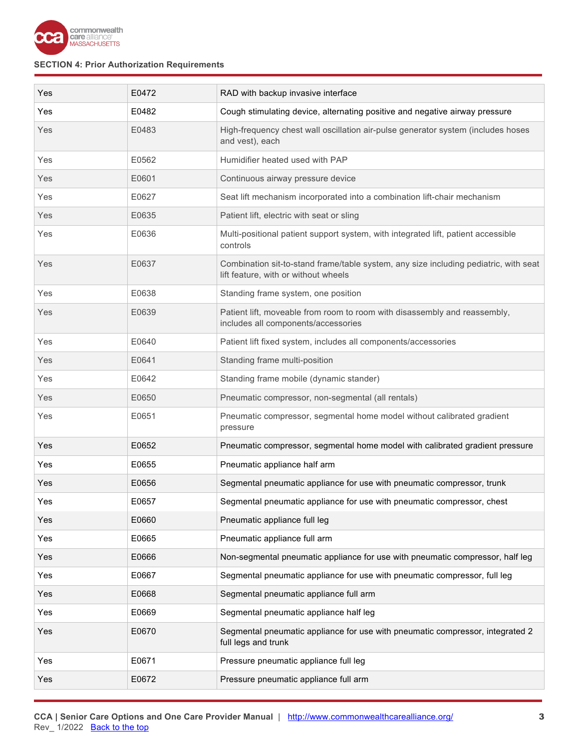**SECTION 4: Prior Authorization Requirements**

| | | |
|---|---|---|
| Yes | E0472 | RAD with backup invasive interface |
| Yes | E0482 | Cough stimulating device, alternating positive and negative airway pressure |
| Yes | E0483 | High-frequency chest wall oscillation air-pulse generator system (includes hoses and vest), each |
| Yes | E0562 | Humidifier heated used with PAP |
| Yes | E0601 | Continuous airway pressure device |
| Yes | E0627 | Seat lift mechanism incorporated into a combination lift-chair mechanism |
| Yes | E0635 | Patient lift, electric with seat or sling |
| Yes | E0636 | Multi-positional patient support system, with integrated lift, patient accessible controls |
| Yes | E0637 | Combination sit-to-stand frame/table system, any size including pediatric, with seat lift feature, with or without wheels |
| Yes | E0638 | Standing frame system, one position |
| Yes | E0639 | Patient lift, moveable from room to room with disassembly and reassembly, includes all components/accessories |
| Yes | E0640 | Patient lift fixed system, includes all components/accessories |
| Yes | E0641 | Standing frame multi-position |
| Yes | E0642 | Standing frame mobile (dynamic stander) |
| Yes | E0650 | Pneumatic compressor, non-segmental (all rentals) |
| Yes | E0651 | Pneumatic compressor, segmental home model without calibrated gradient pressure |
| Yes | E0652 | Pneumatic compressor, segmental home model with calibrated gradient pressure |
| Yes | E0655 | Pneumatic appliance half arm |
| Yes | E0656 | Segmental pneumatic appliance for use with pneumatic compressor, trunk |
| Yes | E0657 | Segmental pneumatic appliance for use with pneumatic compressor, chest |
| Yes | E0660 | Pneumatic appliance full leg |
| Yes | E0665 | Pneumatic appliance full arm |
| Yes | E0666 | Non-segmental pneumatic appliance for use with pneumatic compressor, half leg |
| Yes | E0667 | Segmental pneumatic appliance for use with pneumatic compressor, full leg |
| Yes | E0668 | Segmental pneumatic appliance full arm |
| Yes | E0669 | Segmental pneumatic appliance half leg |
| Yes | E0670 | Segmental pneumatic appliance for use with pneumatic compressor, integrated 2 full legs and trunk |
| Yes | E0671 | Pressure pneumatic appliance full leg |
| Yes | E0672 | Pressure pneumatic appliance full arm |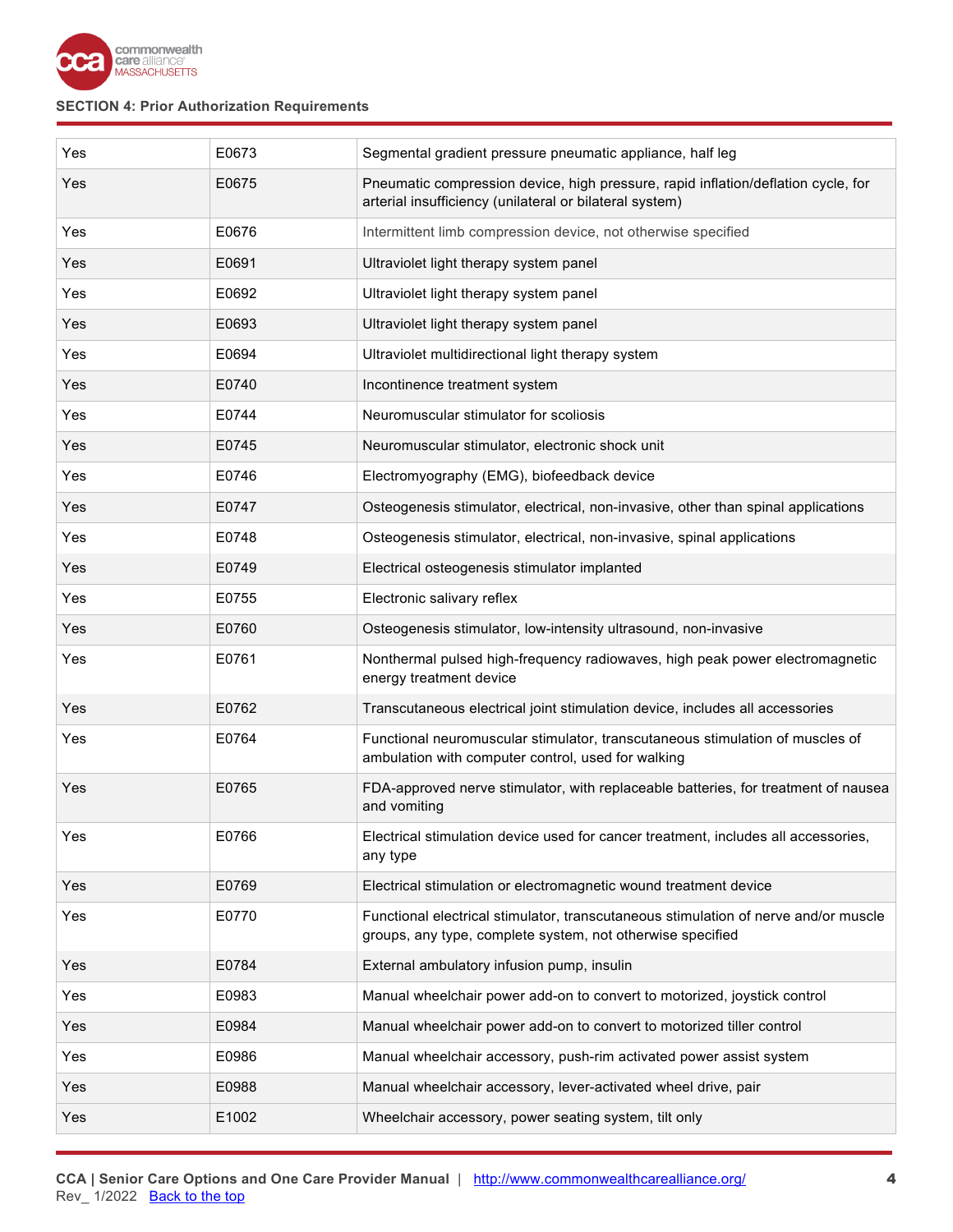## SECTION 4: Prior Authorization Requirements

| | | |
|---|---|---|
| Yes | E0673 | Segmental gradient pressure pneumatic appliance, half leg |
| Yes | E0675 | Pneumatic compression device, high pressure, rapid inflation/deflation cycle, for arterial insufficiency (unilateral or bilateral system) |
| Yes | E0676 | Intermittent limb compression device, not otherwise specified |
| Yes | E0691 | Ultraviolet light therapy system panel |
| Yes | E0692 | Ultraviolet light therapy system panel |
| Yes | E0693 | Ultraviolet light therapy system panel |
| Yes | E0694 | Ultraviolet multidirectional light therapy system |
| Yes | E0740 | Incontinence treatment system |
| Yes | E0744 | Neuromuscular stimulator for scoliosis |
| Yes | E0745 | Neuromuscular stimulator, electronic shock unit |
| Yes | E0746 | Electromyography (EMG), biofeedback device |
| Yes | E0747 | Osteogenesis stimulator, electrical, non-invasive, other than spinal applications |
| Yes | E0748 | Osteogenesis stimulator, electrical, non-invasive, spinal applications |
| Yes | E0749 | Electrical osteogenesis stimulator implanted |
| Yes | E0755 | Electronic salivary reflex |
| Yes | E0760 | Osteogenesis stimulator, low-intensity ultrasound, non-invasive |
| Yes | E0761 | Nonthermal pulsed high-frequency radiowaves, high peak power electromagnetic energy treatment device |
| Yes | E0762 | Transcutaneous electrical joint stimulation device, includes all accessories |
| Yes | E0764 | Functional neuromuscular stimulator, transcutaneous stimulation of muscles of ambulation with computer control, used for walking |
| Yes | E0765 | FDA-approved nerve stimulator, with replaceable batteries, for treatment of nausea and vomiting |
| Yes | E0766 | Electrical stimulation device used for cancer treatment, includes all accessories, any type |
| Yes | E0769 | Electrical stimulation or electromagnetic wound treatment device |
| Yes | E0770 | Functional electrical stimulator, transcutaneous stimulation of nerve and/or muscle groups, any type, complete system, not otherwise specified |
| Yes | E0784 | External ambulatory infusion pump, insulin |
| Yes | E0983 | Manual wheelchair power add-on to convert to motorized, joystick control |
| Yes | E0984 | Manual wheelchair power add-on to convert to motorized tiller control |
| Yes | E0986 | Manual wheelchair accessory, push-rim activated power assist system |
| Yes | E0988 | Manual wheelchair accessory, lever-activated wheel drive, pair |
| Yes | E1002 | Wheelchair accessory, power seating system, tilt only |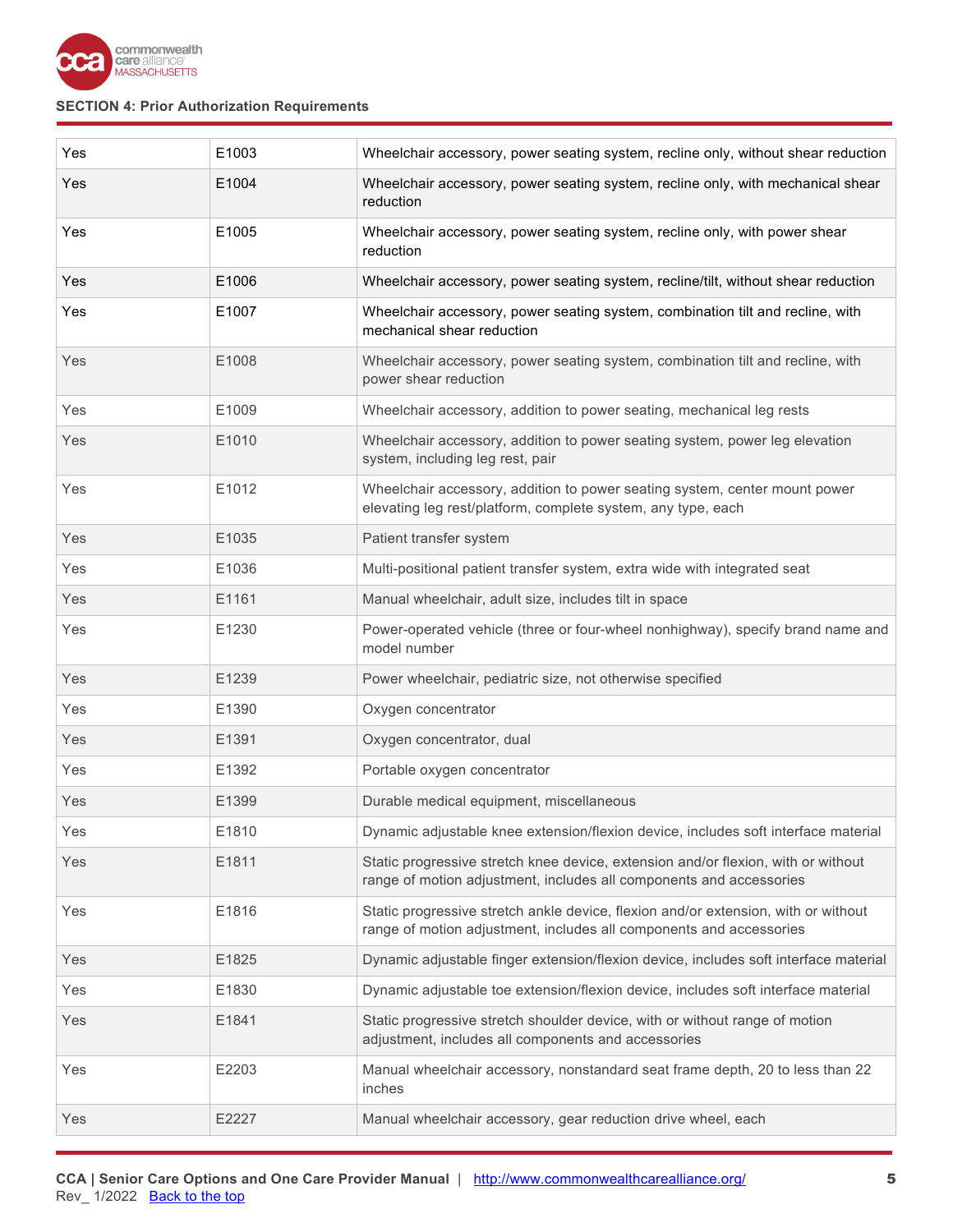| | | |
|---|---|---|
| Yes | E1003 | Wheelchair accessory, power seating system, recline only, without shear reduction |
| Yes | E1004 | Wheelchair accessory, power seating system, recline only, with mechanical shear reduction |
| Yes | E1005 | Wheelchair accessory, power seating system, recline only, with power shear reduction |
| Yes | E1006 | Wheelchair accessory, power seating system, recline/tilt, without shear reduction |
| Yes | E1007 | Wheelchair accessory, power seating system, combination tilt and recline, with mechanical shear reduction |
| Yes | E1008 | Wheelchair accessory, power seating system, combination tilt and recline, with power shear reduction |
| Yes | E1009 | Wheelchair accessory, addition to power seating, mechanical leg rests |
| Yes | E1010 | Wheelchair accessory, addition to power seating system, power leg elevation system, including leg rest, pair |
| Yes | E1012 | Wheelchair accessory, addition to power seating system, center mount power elevating leg rest/platform, complete system, any type, each |
| Yes | E1035 | Patient transfer system |
| Yes | E1036 | Multi-positional patient transfer system, extra wide with integrated seat |
| Yes | E1161 | Manual wheelchair, adult size, includes tilt in space |
| Yes | E1230 | Power-operated vehicle (three or four-wheel nonhighway), specify brand name and model number |
| Yes | E1239 | Power wheelchair, pediatric size, not otherwise specified |
| Yes | E1390 | Oxygen concentrator |
| Yes | E1391 | Oxygen concentrator, dual |
| Yes | E1392 | Portable oxygen concentrator |
| Yes | E1399 | Durable medical equipment, miscellaneous |
| Yes | E1810 | Dynamic adjustable knee extension/flexion device, includes soft interface material |
| Yes | E1811 | Static progressive stretch knee device, extension and/or flexion, with or without range of motion adjustment, includes all components and accessories |
| Yes | E1816 | Static progressive stretch ankle device, flexion and/or extension, with or without range of motion adjustment, includes all components and accessories |
| Yes | E1825 | Dynamic adjustable finger extension/flexion device, includes soft interface material |
| Yes | E1830 | Dynamic adjustable toe extension/flexion device, includes soft interface material |
| Yes | E1841 | Static progressive stretch shoulder device, with or without range of motion adjustment, includes all components and accessories |
| Yes | E2203 | Manual wheelchair accessory, nonstandard seat frame depth, 20 to less than 22 inches |
| Yes | E2227 | Manual wheelchair accessory, gear reduction drive wheel, each |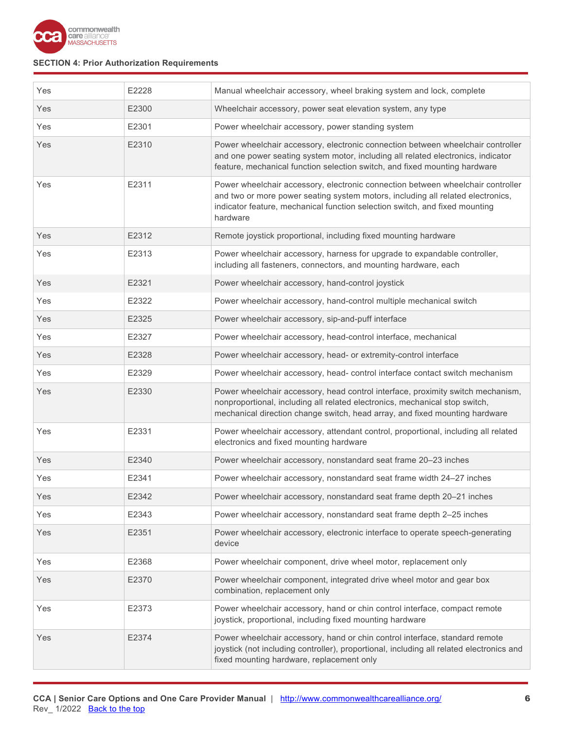## SECTION 4: Prior Authorization Requirements

| | | |
|---|---|---|
| Yes | E2228 | Manual wheelchair accessory, wheel braking system and lock, complete |
| Yes | E2300 | Wheelchair accessory, power seat elevation system, any type |
| Yes | E2301 | Power wheelchair accessory, power standing system |
| Yes | E2310 | Power wheelchair accessory, electronic connection between wheelchair controller and one power seating system motor, including all related electronics, indicator feature, mechanical function selection switch, and fixed mounting hardware |
| Yes | E2311 | Power wheelchair accessory, electronic connection between wheelchair controller and two or more power seating system motors, including all related electronics, indicator feature, mechanical function selection switch, and fixed mounting hardware |
| Yes | E2312 | Remote joystick proportional, including fixed mounting hardware |
| Yes | E2313 | Power wheelchair accessory, harness for upgrade to expandable controller, including all fasteners, connectors, and mounting hardware, each |
| Yes | E2321 | Power wheelchair accessory, hand-control joystick |
| Yes | E2322 | Power wheelchair accessory, hand-control multiple mechanical switch |
| Yes | E2325 | Power wheelchair accessory, sip-and-puff interface |
| Yes | E2327 | Power wheelchair accessory, head-control interface, mechanical |
| Yes | E2328 | Power wheelchair accessory, head- or extremity-control interface |
| Yes | E2329 | Power wheelchair accessory, head- control interface contact switch mechanism |
| Yes | E2330 | Power wheelchair accessory, head control interface, proximity switch mechanism, nonproportional, including all related electronics, mechanical stop switch, mechanical direction change switch, head array, and fixed mounting hardware |
| Yes | E2331 | Power wheelchair accessory, attendant control, proportional, including all related electronics and fixed mounting hardware |
| Yes | E2340 | Power wheelchair accessory, nonstandard seat frame 20–23 inches |
| Yes | E2341 | Power wheelchair accessory, nonstandard seat frame width 24–27 inches |
| Yes | E2342 | Power wheelchair accessory, nonstandard seat frame depth 20–21 inches |
| Yes | E2343 | Power wheelchair accessory, nonstandard seat frame depth 2–25 inches |
| Yes | E2351 | Power wheelchair accessory, electronic interface to operate speech-generating device |
| Yes | E2368 | Power wheelchair component, drive wheel motor, replacement only |
| Yes | E2370 | Power wheelchair component, integrated drive wheel motor and gear box combination, replacement only |
| Yes | E2373 | Power wheelchair accessory, hand or chin control interface, compact remote joystick, proportional, including fixed mounting hardware |
| Yes | E2374 | Power wheelchair accessory, hand or chin control interface, standard remote joystick (not including controller), proportional, including all related electronics and fixed mounting hardware, replacement only |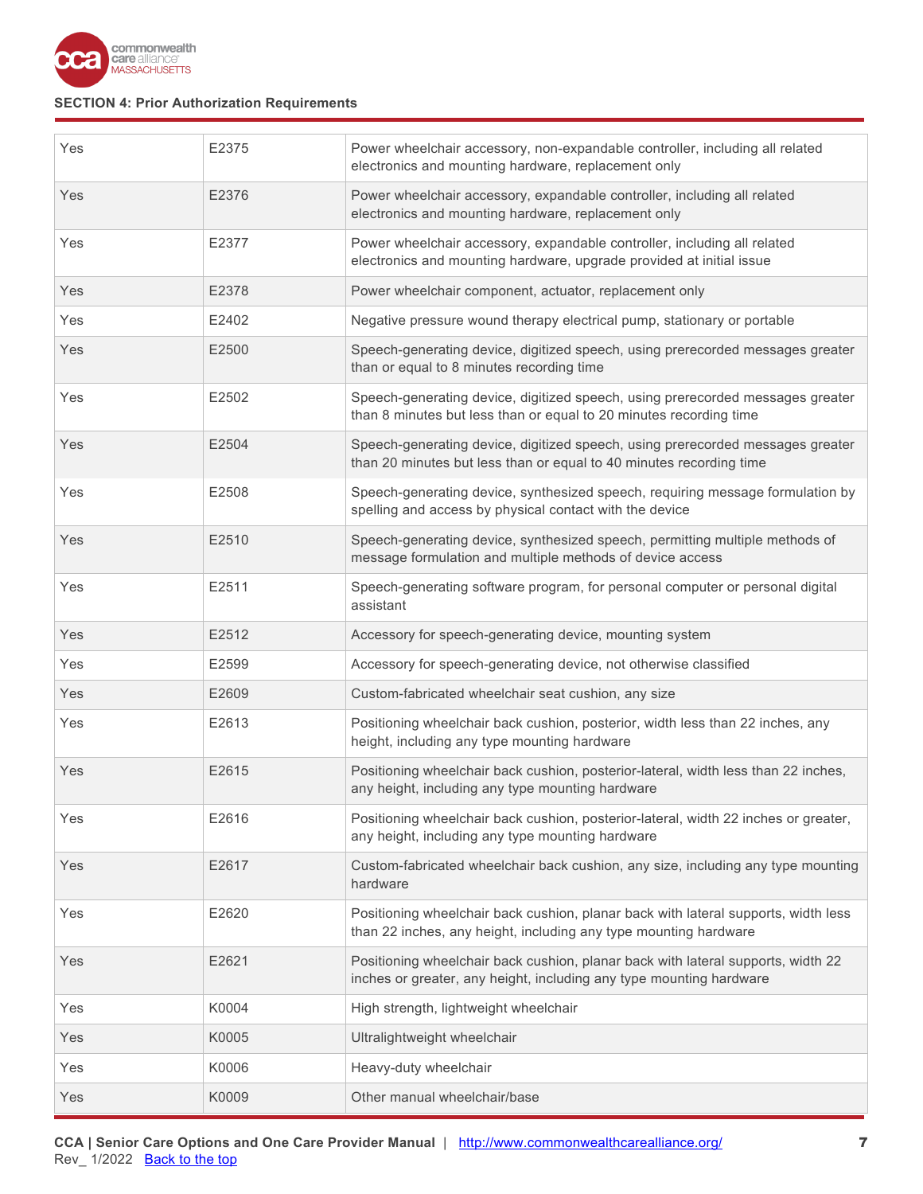**SECTION 4: Prior Authorization Requirements**

| | | |
|---|---|---|
| Yes | E2375 | Power wheelchair accessory, non-expandable controller, including all related electronics and mounting hardware, replacement only |
| Yes | E2376 | Power wheelchair accessory, expandable controller, including all related electronics and mounting hardware, replacement only |
| Yes | E2377 | Power wheelchair accessory, expandable controller, including all related electronics and mounting hardware, upgrade provided at initial issue |
| Yes | E2378 | Power wheelchair component, actuator, replacement only |
| Yes | E2402 | Negative pressure wound therapy electrical pump, stationary or portable |
| Yes | E2500 | Speech-generating device, digitized speech, using prerecorded messages greater than or equal to 8 minutes recording time |
| Yes | E2502 | Speech-generating device, digitized speech, using prerecorded messages greater than 8 minutes but less than or equal to 20 minutes recording time |
| Yes | E2504 | Speech-generating device, digitized speech, using prerecorded messages greater than 20 minutes but less than or equal to 40 minutes recording time |
| Yes | E2508 | Speech-generating device, synthesized speech, requiring message formulation by spelling and access by physical contact with the device |
| Yes | E2510 | Speech-generating device, synthesized speech, permitting multiple methods of message formulation and multiple methods of device access |
| Yes | E2511 | Speech-generating software program, for personal computer or personal digital assistant |
| Yes | E2512 | Accessory for speech-generating device, mounting system |
| Yes | E2599 | Accessory for speech-generating device, not otherwise classified |
| Yes | E2609 | Custom-fabricated wheelchair seat cushion, any size |
| Yes | E2613 | Positioning wheelchair back cushion, posterior, width less than 22 inches, any height, including any type mounting hardware |
| Yes | E2615 | Positioning wheelchair back cushion, posterior-lateral, width less than 22 inches, any height, including any type mounting hardware |
| Yes | E2616 | Positioning wheelchair back cushion, posterior-lateral, width 22 inches or greater, any height, including any type mounting hardware |
| Yes | E2617 | Custom-fabricated wheelchair back cushion, any size, including any type mounting hardware |
| Yes | E2620 | Positioning wheelchair back cushion, planar back with lateral supports, width less than 22 inches, any height, including any type mounting hardware |
| Yes | E2621 | Positioning wheelchair back cushion, planar back with lateral supports, width 22 inches or greater, any height, including any type mounting hardware |
| Yes | K0004 | High strength, lightweight wheelchair |
| Yes | K0005 | Ultralightweight wheelchair |
| Yes | K0006 | Heavy-duty wheelchair |
| Yes | K0009 | Other manual wheelchair/base |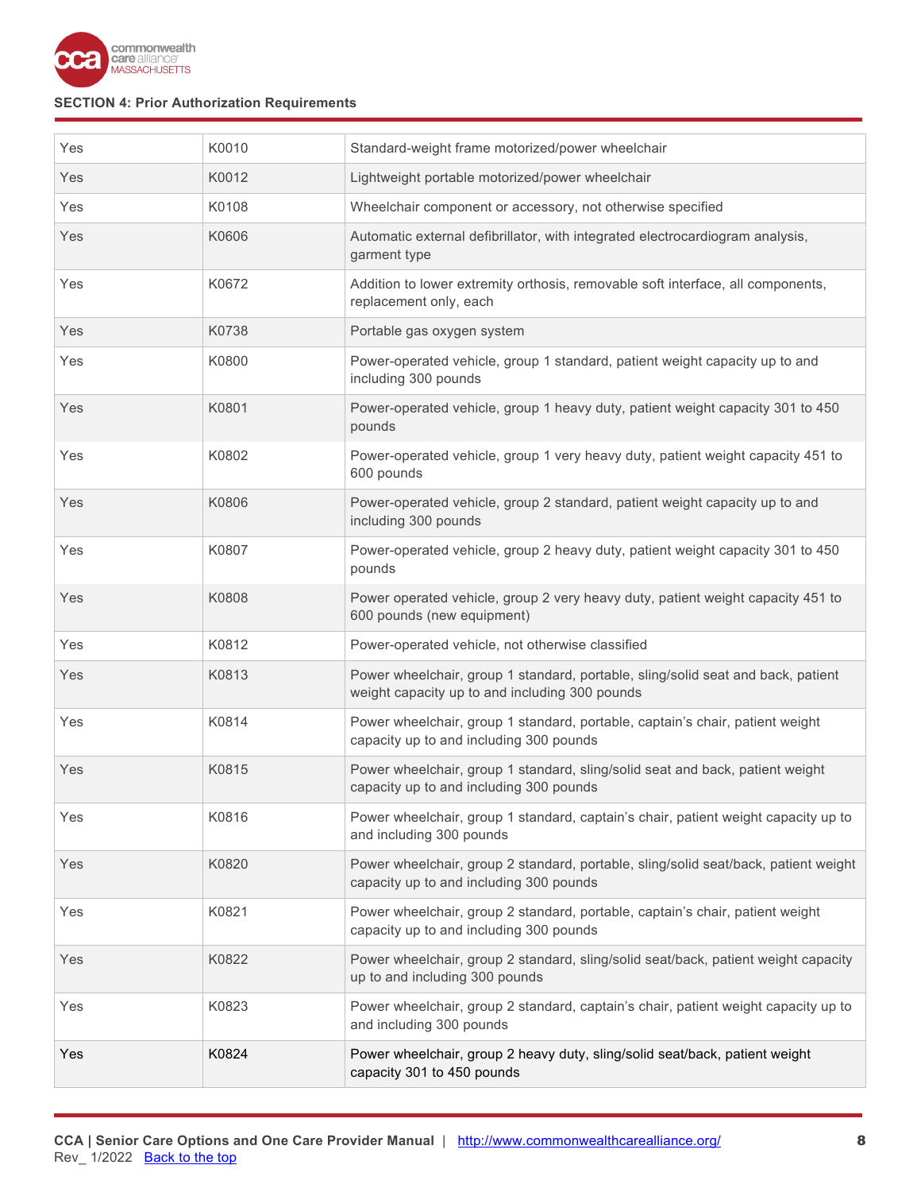**SECTION 4: Prior Authorization Requirements**

| | | |
|---|---|---|
| Yes | K0010 | Standard-weight frame motorized/power wheelchair |
| Yes | K0012 | Lightweight portable motorized/power wheelchair |
| Yes | K0108 | Wheelchair component or accessory, not otherwise specified |
| Yes | K0606 | Automatic external defibrillator, with integrated electrocardiogram analysis, garment type |
| Yes | K0672 | Addition to lower extremity orthosis, removable soft interface, all components, replacement only, each |
| Yes | K0738 | Portable gas oxygen system |
| Yes | K0800 | Power-operated vehicle, group 1 standard, patient weight capacity up to and including 300 pounds |
| Yes | K0801 | Power-operated vehicle, group 1 heavy duty, patient weight capacity 301 to 450 pounds |
| Yes | K0802 | Power-operated vehicle, group 1 very heavy duty, patient weight capacity 451 to 600 pounds |
| Yes | K0806 | Power-operated vehicle, group 2 standard, patient weight capacity up to and including 300 pounds |
| Yes | K0807 | Power-operated vehicle, group 2 heavy duty, patient weight capacity 301 to 450 pounds |
| Yes | K0808 | Power operated vehicle, group 2 very heavy duty, patient weight capacity 451 to 600 pounds (new equipment) |
| Yes | K0812 | Power-operated vehicle, not otherwise classified |
| Yes | K0813 | Power wheelchair, group 1 standard, portable, sling/solid seat and back, patient weight capacity up to and including 300 pounds |
| Yes | K0814 | Power wheelchair, group 1 standard, portable, captain's chair, patient weight capacity up to and including 300 pounds |
| Yes | K0815 | Power wheelchair, group 1 standard, sling/solid seat and back, patient weight capacity up to and including 300 pounds |
| Yes | K0816 | Power wheelchair, group 1 standard, captain's chair, patient weight capacity up to and including 300 pounds |
| Yes | K0820 | Power wheelchair, group 2 standard, portable, sling/solid seat/back, patient weight capacity up to and including 300 pounds |
| Yes | K0821 | Power wheelchair, group 2 standard, portable, captain's chair, patient weight capacity up to and including 300 pounds |
| Yes | K0822 | Power wheelchair, group 2 standard, sling/solid seat/back, patient weight capacity up to and including 300 pounds |
| Yes | K0823 | Power wheelchair, group 2 standard, captain's chair, patient weight capacity up to and including 300 pounds |
| Yes | K0824 | Power wheelchair, group 2 heavy duty, sling/solid seat/back, patient weight capacity 301 to 450 pounds |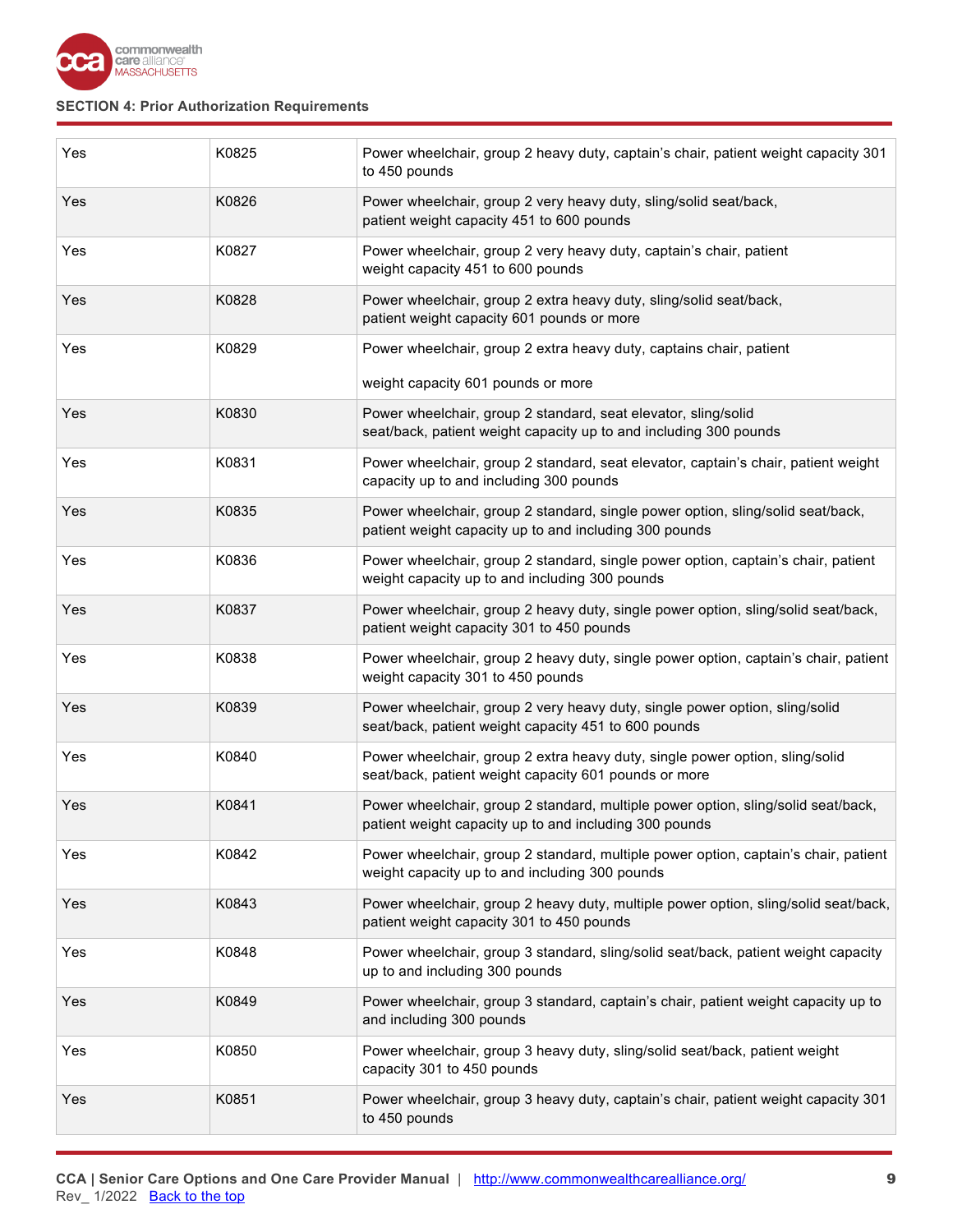| | | |
|---|---|---|
| Yes | K0825 | Power wheelchair, group 2 heavy duty, captain's chair, patient weight capacity 301 to 450 pounds |
| Yes | K0826 | Power wheelchair, group 2 very heavy duty, sling/solid seat/back, patient weight capacity 451 to 600 pounds |
| Yes | K0827 | Power wheelchair, group 2 very heavy duty, captain's chair, patient weight capacity 451 to 600 pounds |
| Yes | K0828 | Power wheelchair, group 2 extra heavy duty, sling/solid seat/back, patient weight capacity 601 pounds or more |
| Yes | K0829 | Power wheelchair, group 2 extra heavy duty, captains chair, patient weight capacity 601 pounds or more |
| Yes | K0830 | Power wheelchair, group 2 standard, seat elevator, sling/solid seat/back, patient weight capacity up to and including 300 pounds |
| Yes | K0831 | Power wheelchair, group 2 standard, seat elevator, captain's chair, patient weight capacity up to and including 300 pounds |
| Yes | K0835 | Power wheelchair, group 2 standard, single power option, sling/solid seat/back, patient weight capacity up to and including 300 pounds |
| Yes | K0836 | Power wheelchair, group 2 standard, single power option, captain's chair, patient weight capacity up to and including 300 pounds |
| Yes | K0837 | Power wheelchair, group 2 heavy duty, single power option, sling/solid seat/back, patient weight capacity 301 to 450 pounds |
| Yes | K0838 | Power wheelchair, group 2 heavy duty, single power option, captain's chair, patient weight capacity 301 to 450 pounds |
| Yes | K0839 | Power wheelchair, group 2 very heavy duty, single power option, sling/solid seat/back, patient weight capacity 451 to 600 pounds |
| Yes | K0840 | Power wheelchair, group 2 extra heavy duty, single power option, sling/solid seat/back, patient weight capacity 601 pounds or more |
| Yes | K0841 | Power wheelchair, group 2 standard, multiple power option, sling/solid seat/back, patient weight capacity up to and including 300 pounds |
| Yes | K0842 | Power wheelchair, group 2 standard, multiple power option, captain's chair, patient weight capacity up to and including 300 pounds |
| Yes | K0843 | Power wheelchair, group 2 heavy duty, multiple power option, sling/solid seat/back, patient weight capacity 301 to 450 pounds |
| Yes | K0848 | Power wheelchair, group 3 standard, sling/solid seat/back, patient weight capacity up to and including 300 pounds |
| Yes | K0849 | Power wheelchair, group 3 standard, captain's chair, patient weight capacity up to and including 300 pounds |
| Yes | K0850 | Power wheelchair, group 3 heavy duty, sling/solid seat/back, patient weight capacity 301 to 450 pounds |
| Yes | K0851 | Power wheelchair, group 3 heavy duty, captain's chair, patient weight capacity 301 to 450 pounds |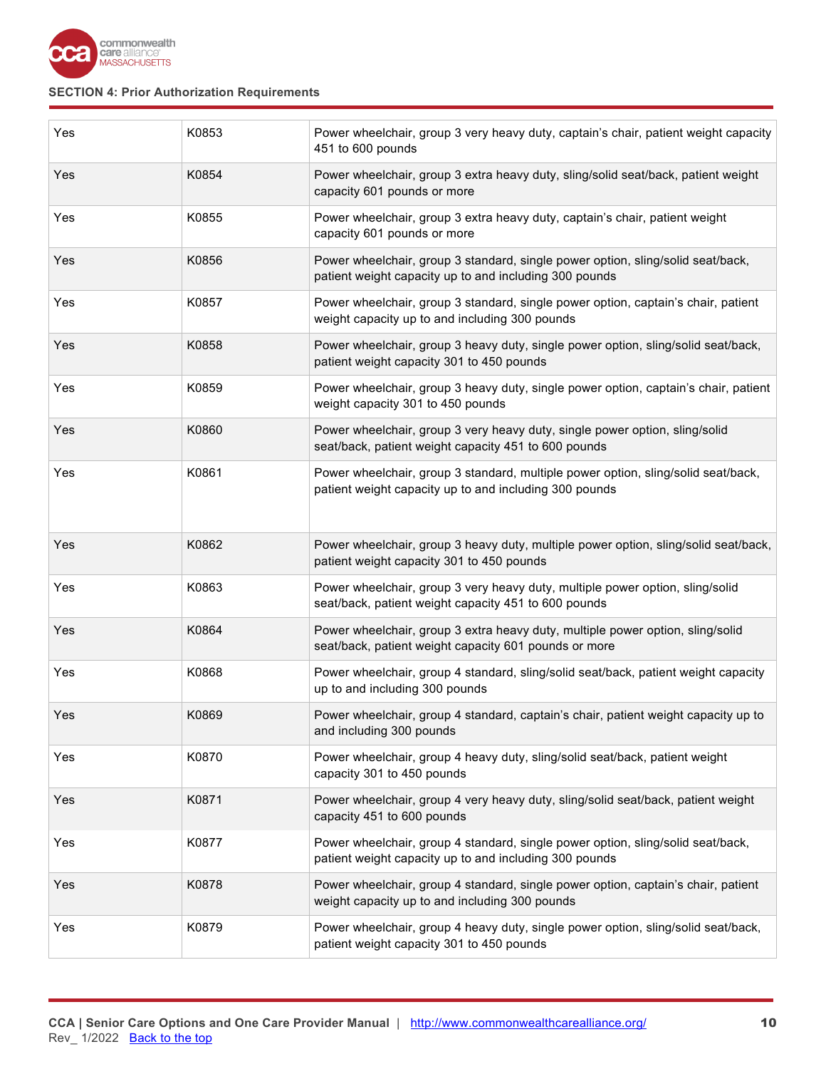SECTION 4: Prior Authorization Requirements

| | | |
|---|---|---|
| Yes | K0853 | Power wheelchair, group 3 very heavy duty, captain's chair, patient weight capacity 451 to 600 pounds |
| Yes | K0854 | Power wheelchair, group 3 extra heavy duty, sling/solid seat/back, patient weight capacity 601 pounds or more |
| Yes | K0855 | Power wheelchair, group 3 extra heavy duty, captain's chair, patient weight capacity 601 pounds or more |
| Yes | K0856 | Power wheelchair, group 3 standard, single power option, sling/solid seat/back, patient weight capacity up to and including 300 pounds |
| Yes | K0857 | Power wheelchair, group 3 standard, single power option, captain's chair, patient weight capacity up to and including 300 pounds |
| Yes | K0858 | Power wheelchair, group 3 heavy duty, single power option, sling/solid seat/back, patient weight capacity 301 to 450 pounds |
| Yes | K0859 | Power wheelchair, group 3 heavy duty, single power option, captain's chair, patient weight capacity 301 to 450 pounds |
| Yes | K0860 | Power wheelchair, group 3 very heavy duty, single power option, sling/solid seat/back, patient weight capacity 451 to 600 pounds |
| Yes | K0861 | Power wheelchair, group 3 standard, multiple power option, sling/solid seat/back, patient weight capacity up to and including 300 pounds |
| Yes | K0862 | Power wheelchair, group 3 heavy duty, multiple power option, sling/solid seat/back, patient weight capacity 301 to 450 pounds |
| Yes | K0863 | Power wheelchair, group 3 very heavy duty, multiple power option, sling/solid seat/back, patient weight capacity 451 to 600 pounds |
| Yes | K0864 | Power wheelchair, group 3 extra heavy duty, multiple power option, sling/solid seat/back, patient weight capacity 601 pounds or more |
| Yes | K0868 | Power wheelchair, group 4 standard, sling/solid seat/back, patient weight capacity up to and including 300 pounds |
| Yes | K0869 | Power wheelchair, group 4 standard, captain's chair, patient weight capacity up to and including 300 pounds |
| Yes | K0870 | Power wheelchair, group 4 heavy duty, sling/solid seat/back, patient weight capacity 301 to 450 pounds |
| Yes | K0871 | Power wheelchair, group 4 very heavy duty, sling/solid seat/back, patient weight capacity 451 to 600 pounds |
| Yes | K0877 | Power wheelchair, group 4 standard, single power option, sling/solid seat/back, patient weight capacity up to and including 300 pounds |
| Yes | K0878 | Power wheelchair, group 4 standard, single power option, captain's chair, patient weight capacity up to and including 300 pounds |
| Yes | K0879 | Power wheelchair, group 4 heavy duty, single power option, sling/solid seat/back, patient weight capacity 301 to 450 pounds |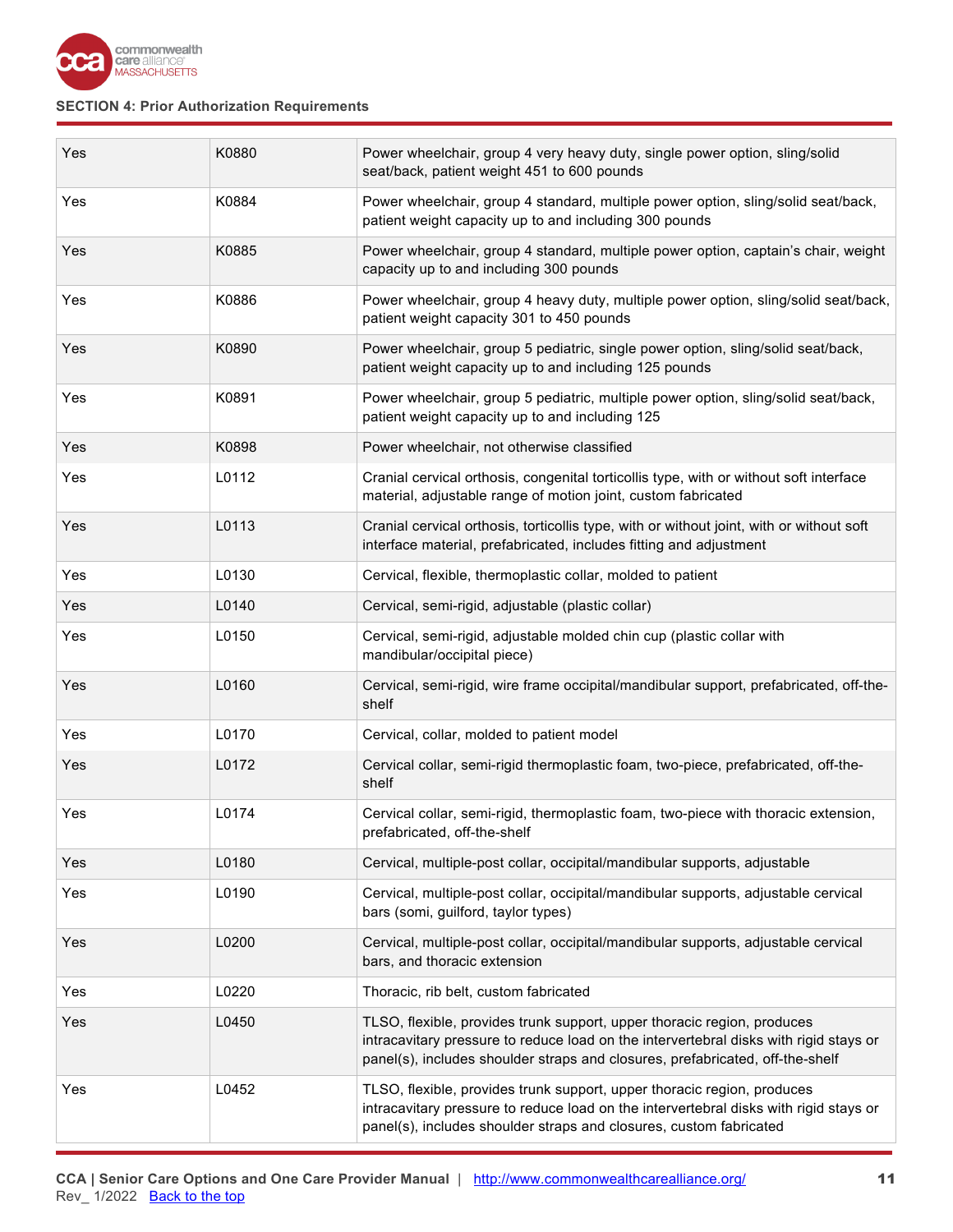SECTION 4: Prior Authorization Requirements

| | | |
|---|---|---|
| Yes | K0880 | Power wheelchair, group 4 very heavy duty, single power option, sling/solid seat/back, patient weight 451 to 600 pounds |
| Yes | K0884 | Power wheelchair, group 4 standard, multiple power option, sling/solid seat/back, patient weight capacity up to and including 300 pounds |
| Yes | K0885 | Power wheelchair, group 4 standard, multiple power option, captain's chair, weight capacity up to and including 300 pounds |
| Yes | K0886 | Power wheelchair, group 4 heavy duty, multiple power option, sling/solid seat/back, patient weight capacity 301 to 450 pounds |
| Yes | K0890 | Power wheelchair, group 5 pediatric, single power option, sling/solid seat/back, patient weight capacity up to and including 125 pounds |
| Yes | K0891 | Power wheelchair, group 5 pediatric, multiple power option, sling/solid seat/back, patient weight capacity up to and including 125 |
| Yes | K0898 | Power wheelchair, not otherwise classified |
| Yes | L0112 | Cranial cervical orthosis, congenital torticollis type, with or without soft interface material, adjustable range of motion joint, custom fabricated |
| Yes | L0113 | Cranial cervical orthosis, torticollis type, with or without joint, with or without soft interface material, prefabricated, includes fitting and adjustment |
| Yes | L0130 | Cervical, flexible, thermoplastic collar, molded to patient |
| Yes | L0140 | Cervical, semi-rigid, adjustable (plastic collar) |
| Yes | L0150 | Cervical, semi-rigid, adjustable molded chin cup (plastic collar with mandibular/occipital piece) |
| Yes | L0160 | Cervical, semi-rigid, wire frame occipital/mandibular support, prefabricated, off-the-shelf |
| Yes | L0170 | Cervical, collar, molded to patient model |
| Yes | L0172 | Cervical collar, semi-rigid thermoplastic foam, two-piece, prefabricated, off-the-shelf |
| Yes | L0174 | Cervical collar, semi-rigid, thermoplastic foam, two-piece with thoracic extension, prefabricated, off-the-shelf |
| Yes | L0180 | Cervical, multiple-post collar, occipital/mandibular supports, adjustable |
| Yes | L0190 | Cervical, multiple-post collar, occipital/mandibular supports, adjustable cervical bars (somi, guilford, taylor types) |
| Yes | L0200 | Cervical, multiple-post collar, occipital/mandibular supports, adjustable cervical bars, and thoracic extension |
| Yes | L0220 | Thoracic, rib belt, custom fabricated |
| Yes | L0450 | TLSO, flexible, provides trunk support, upper thoracic region, produces intracavitary pressure to reduce load on the intervertebral disks with rigid stays or panel(s), includes shoulder straps and closures, prefabricated, off-the-shelf |
| Yes | L0452 | TLSO, flexible, provides trunk support, upper thoracic region, produces intracavitary pressure to reduce load on the intervertebral disks with rigid stays or panel(s), includes shoulder straps and closures, custom fabricated |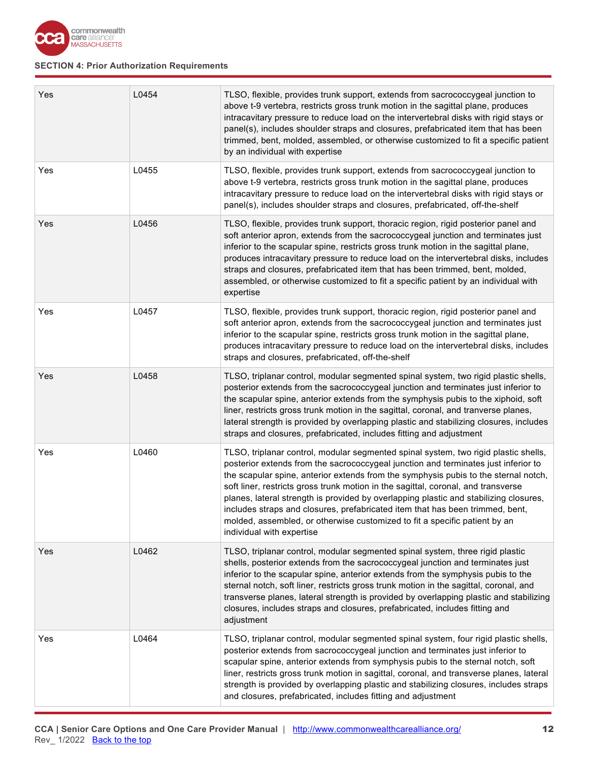## SECTION 4: Prior Authorization Requirements

| | | |
|---|---|---|
| Yes | L0454 | TLSO, flexible, provides trunk support, extends from sacrococcygeal junction to above t-9 vertebra, restricts gross trunk motion in the sagittal plane, produces intracavitary pressure to reduce load on the intervertebral disks with rigid stays or panel(s), includes shoulder straps and closures, prefabricated item that has been trimmed, bent, molded, assembled, or otherwise customized to fit a specific patient by an individual with expertise |
| Yes | L0455 | TLSO, flexible, provides trunk support, extends from sacrococcygeal junction to above t-9 vertebra, restricts gross trunk motion in the sagittal plane, produces intracavitary pressure to reduce load on the intervertebral disks with rigid stays or panel(s), includes shoulder straps and closures, prefabricated, off-the-shelf |
| Yes | L0456 | TLSO, flexible, provides trunk support, thoracic region, rigid posterior panel and soft anterior apron, extends from the sacrococcygeal junction and terminates just inferior to the scapular spine, restricts gross trunk motion in the sagittal plane, produces intracavitary pressure to reduce load on the intervertebral disks, includes straps and closures, prefabricated item that has been trimmed, bent, molded, assembled, or otherwise customized to fit a specific patient by an individual with expertise |
| Yes | L0457 | TLSO, flexible, provides trunk support, thoracic region, rigid posterior panel and soft anterior apron, extends from the sacrococcygeal junction and terminates just inferior to the scapular spine, restricts gross trunk motion in the sagittal plane, produces intracavitary pressure to reduce load on the intervertebral disks, includes straps and closures, prefabricated, off-the-shelf |
| Yes | L0458 | TLSO, triplanar control, modular segmented spinal system, two rigid plastic shells, posterior extends from the sacrococcygeal junction and terminates just inferior to the scapular spine, anterior extends from the symphysis pubis to the xiphoid, soft liner, restricts gross trunk motion in the sagittal, coronal, and tranverse planes, lateral strength is provided by overlapping plastic and stabilizing closures, includes straps and closures, prefabricated, includes fitting and adjustment |
| Yes | L0460 | TLSO, triplanar control, modular segmented spinal system, two rigid plastic shells, posterior extends from the sacrococcygeal junction and terminates just inferior to the scapular spine, anterior extends from the symphysis pubis to the sternal notch, soft liner, restricts gross trunk motion in the sagittal, coronal, and transverse planes, lateral strength is provided by overlapping plastic and stabilizing closures, includes straps and closures, prefabricated item that has been trimmed, bent, molded, assembled, or otherwise customized to fit a specific patient by an individual with expertise |
| Yes | L0462 | TLSO, triplanar control, modular segmented spinal system, three rigid plastic shells, posterior extends from the sacrococcygeal junction and terminates just inferior to the scapular spine, anterior extends from the symphysis pubis to the sternal notch, soft liner, restricts gross trunk motion in the sagittal, coronal, and transverse planes, lateral strength is provided by overlapping plastic and stabilizing closures, includes straps and closures, prefabricated, includes fitting and adjustment |
| Yes | L0464 | TLSO, triplanar control, modular segmented spinal system, four rigid plastic shells, posterior extends from sacrococcygeal junction and terminates just inferior to scapular spine, anterior extends from symphysis pubis to the sternal notch, soft liner, restricts gross trunk motion in sagittal, coronal, and transverse planes, lateral strength is provided by overlapping plastic and stabilizing closures, includes straps and closures, prefabricated, includes fitting and adjustment |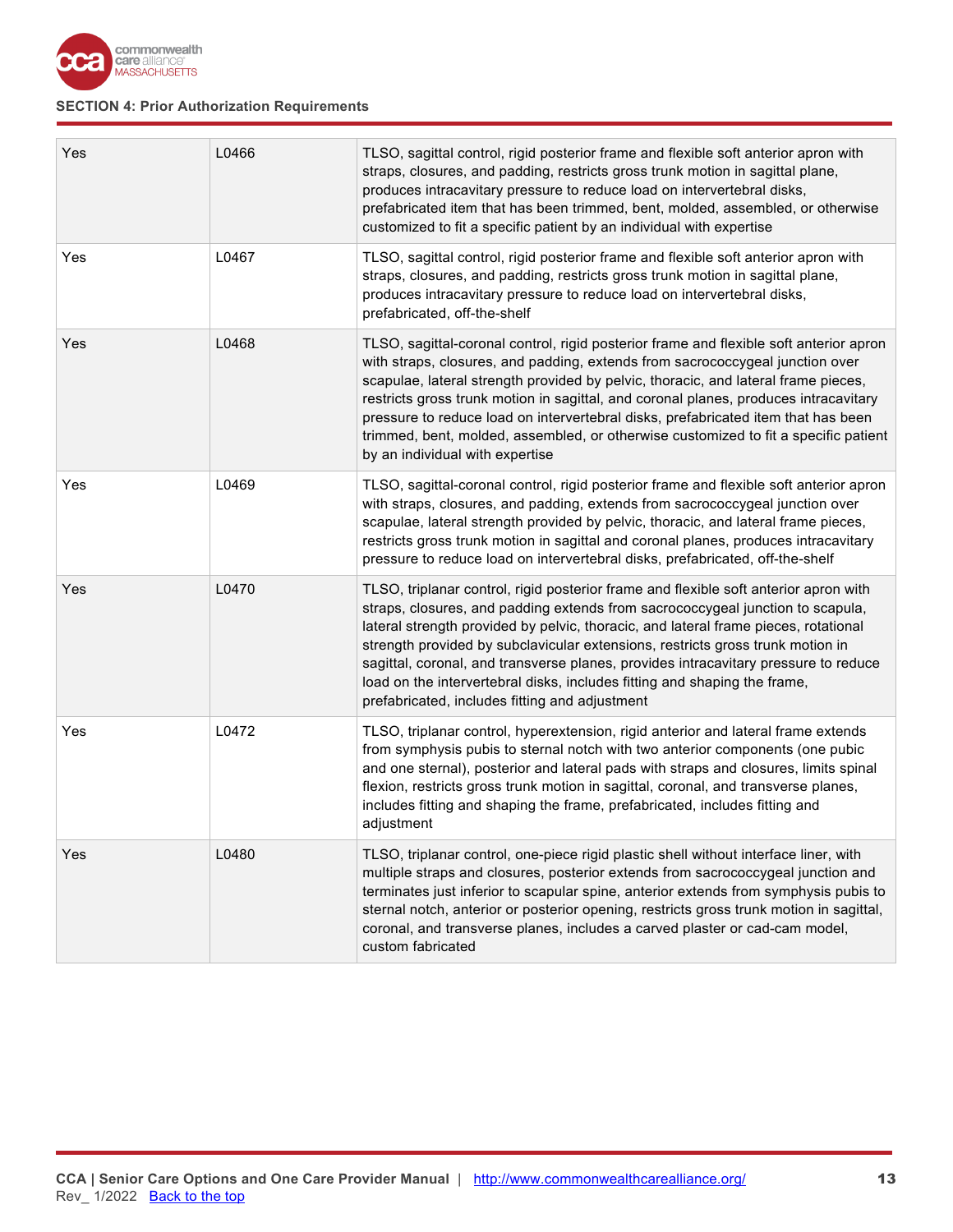SECTION 4: Prior Authorization Requirements

| | | |
|---|---|---|
| Yes | L0466 | TLSO, sagittal control, rigid posterior frame and flexible soft anterior apron with straps, closures, and padding, restricts gross trunk motion in sagittal plane, produces intracavitary pressure to reduce load on intervertebral disks, prefabricated item that has been trimmed, bent, molded, assembled, or otherwise customized to fit a specific patient by an individual with expertise |
| Yes | L0467 | TLSO, sagittal control, rigid posterior frame and flexible soft anterior apron with straps, closures, and padding, restricts gross trunk motion in sagittal plane, produces intracavitary pressure to reduce load on intervertebral disks, prefabricated, off-the-shelf |
| Yes | L0468 | TLSO, sagittal-coronal control, rigid posterior frame and flexible soft anterior apron with straps, closures, and padding, extends from sacrococcygeal junction over scapulae, lateral strength provided by pelvic, thoracic, and lateral frame pieces, restricts gross trunk motion in sagittal, and coronal planes, produces intracavitary pressure to reduce load on intervertebral disks, prefabricated item that has been trimmed, bent, molded, assembled, or otherwise customized to fit a specific patient by an individual with expertise |
| Yes | L0469 | TLSO, sagittal-coronal control, rigid posterior frame and flexible soft anterior apron with straps, closures, and padding, extends from sacrococcygeal junction over scapulae, lateral strength provided by pelvic, thoracic, and lateral frame pieces, restricts gross trunk motion in sagittal and coronal planes, produces intracavitary pressure to reduce load on intervertebral disks, prefabricated, off-the-shelf |
| Yes | L0470 | TLSO, triplanar control, rigid posterior frame and flexible soft anterior apron with straps, closures, and padding extends from sacrococcygeal junction to scapula, lateral strength provided by pelvic, thoracic, and lateral frame pieces, rotational strength provided by subclavicular extensions, restricts gross trunk motion in sagittal, coronal, and transverse planes, provides intracavitary pressure to reduce load on the intervertebral disks, includes fitting and shaping the frame, prefabricated, includes fitting and adjustment |
| Yes | L0472 | TLSO, triplanar control, hyperextension, rigid anterior and lateral frame extends from symphysis pubis to sternal notch with two anterior components (one pubic and one sternal), posterior and lateral pads with straps and closures, limits spinal flexion, restricts gross trunk motion in sagittal, coronal, and transverse planes, includes fitting and shaping the frame, prefabricated, includes fitting and adjustment |
| Yes | L0480 | TLSO, triplanar control, one-piece rigid plastic shell without interface liner, with multiple straps and closures, posterior extends from sacrococcygeal junction and terminates just inferior to scapular spine, anterior extends from symphysis pubis to sternal notch, anterior or posterior opening, restricts gross trunk motion in sagittal, coronal, and transverse planes, includes a carved plaster or cad-cam model, custom fabricated |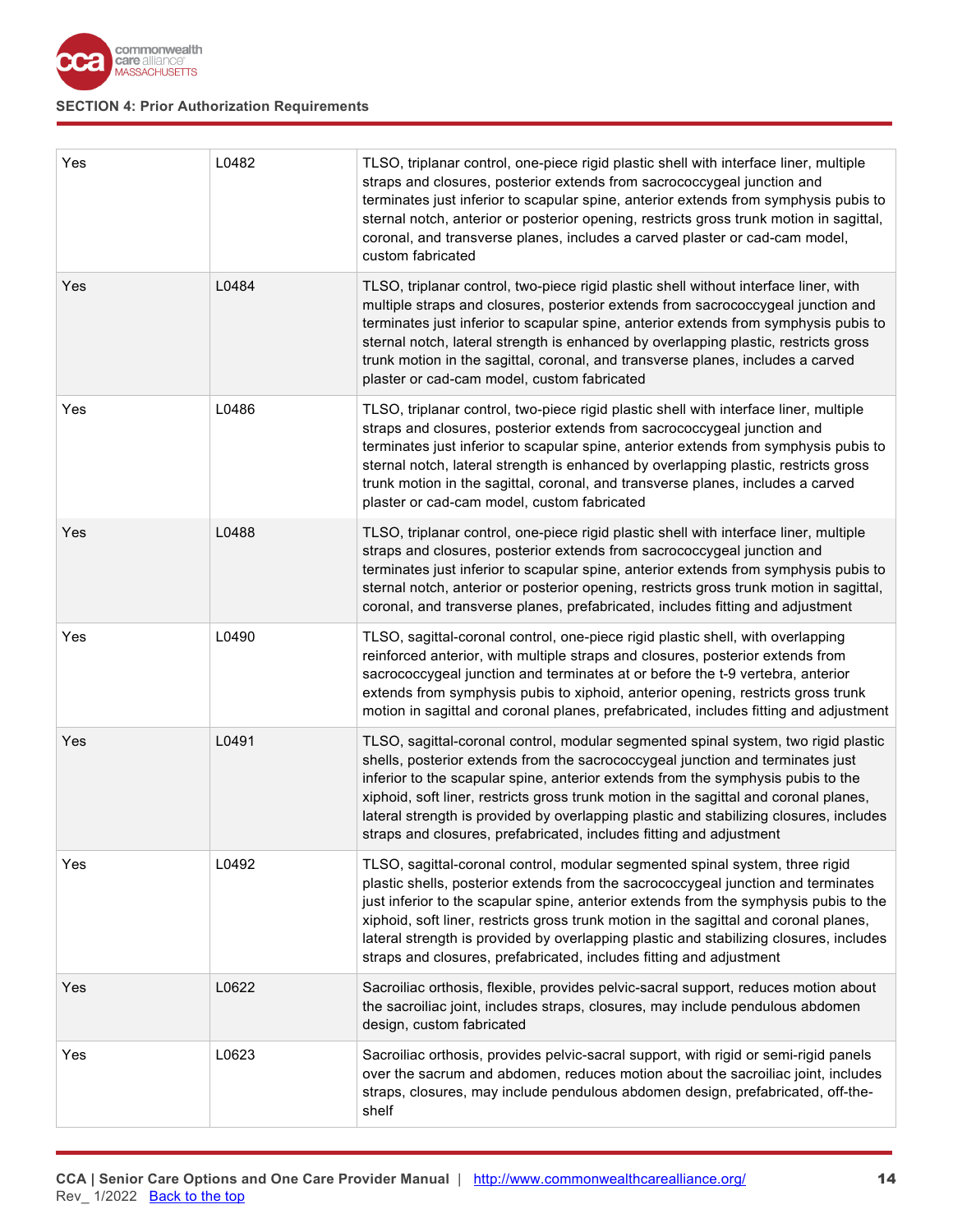| | | |
|---|---|---|
| Yes | L0482 | TLSO, triplanar control, one-piece rigid plastic shell with interface liner, multiple straps and closures, posterior extends from sacrococcygeal junction and terminates just inferior to scapular spine, anterior extends from symphysis pubis to sternal notch, anterior or posterior opening, restricts gross trunk motion in sagittal, coronal, and transverse planes, includes a carved plaster or cad-cam model, custom fabricated |
| Yes | L0484 | TLSO, triplanar control, two-piece rigid plastic shell without interface liner, with multiple straps and closures, posterior extends from sacrococcygeal junction and terminates just inferior to scapular spine, anterior extends from symphysis pubis to sternal notch, lateral strength is enhanced by overlapping plastic, restricts gross trunk motion in the sagittal, coronal, and transverse planes, includes a carved plaster or cad-cam model, custom fabricated |
| Yes | L0486 | TLSO, triplanar control, two-piece rigid plastic shell with interface liner, multiple straps and closures, posterior extends from sacrococcygeal junction and terminates just inferior to scapular spine, anterior extends from symphysis pubis to sternal notch, lateral strength is enhanced by overlapping plastic, restricts gross trunk motion in the sagittal, coronal, and transverse planes, includes a carved plaster or cad-cam model, custom fabricated |
| Yes | L0488 | TLSO, triplanar control, one-piece rigid plastic shell with interface liner, multiple straps and closures, posterior extends from sacrococcygeal junction and terminates just inferior to scapular spine, anterior extends from symphysis pubis to sternal notch, anterior or posterior opening, restricts gross trunk motion in sagittal, coronal, and transverse planes, prefabricated, includes fitting and adjustment |
| Yes | L0490 | TLSO, sagittal-coronal control, one-piece rigid plastic shell, with overlapping reinforced anterior, with multiple straps and closures, posterior extends from sacrococcygeal junction and terminates at or before the t-9 vertebra, anterior extends from symphysis pubis to xiphoid, anterior opening, restricts gross trunk motion in sagittal and coronal planes, prefabricated, includes fitting and adjustment |
| Yes | L0491 | TLSO, sagittal-coronal control, modular segmented spinal system, two rigid plastic shells, posterior extends from the sacrococcygeal junction and terminates just inferior to the scapular spine, anterior extends from the symphysis pubis to the xiphoid, soft liner, restricts gross trunk motion in the sagittal and coronal planes, lateral strength is provided by overlapping plastic and stabilizing closures, includes straps and closures, prefabricated, includes fitting and adjustment |
| Yes | L0492 | TLSO, sagittal-coronal control, modular segmented spinal system, three rigid plastic shells, posterior extends from the sacrococcygeal junction and terminates just inferior to the scapular spine, anterior extends from the symphysis pubis to the xiphoid, soft liner, restricts gross trunk motion in the sagittal and coronal planes, lateral strength is provided by overlapping plastic and stabilizing closures, includes straps and closures, prefabricated, includes fitting and adjustment |
| Yes | L0622 | Sacroiliac orthosis, flexible, provides pelvic-sacral support, reduces motion about the sacroiliac joint, includes straps, closures, may include pendulous abdomen design, custom fabricated |
| Yes | L0623 | Sacroiliac orthosis, provides pelvic-sacral support, with rigid or semi-rigid panels over the sacrum and abdomen, reduces motion about the sacroiliac joint, includes straps, closures, may include pendulous abdomen design, prefabricated, off-the-shelf |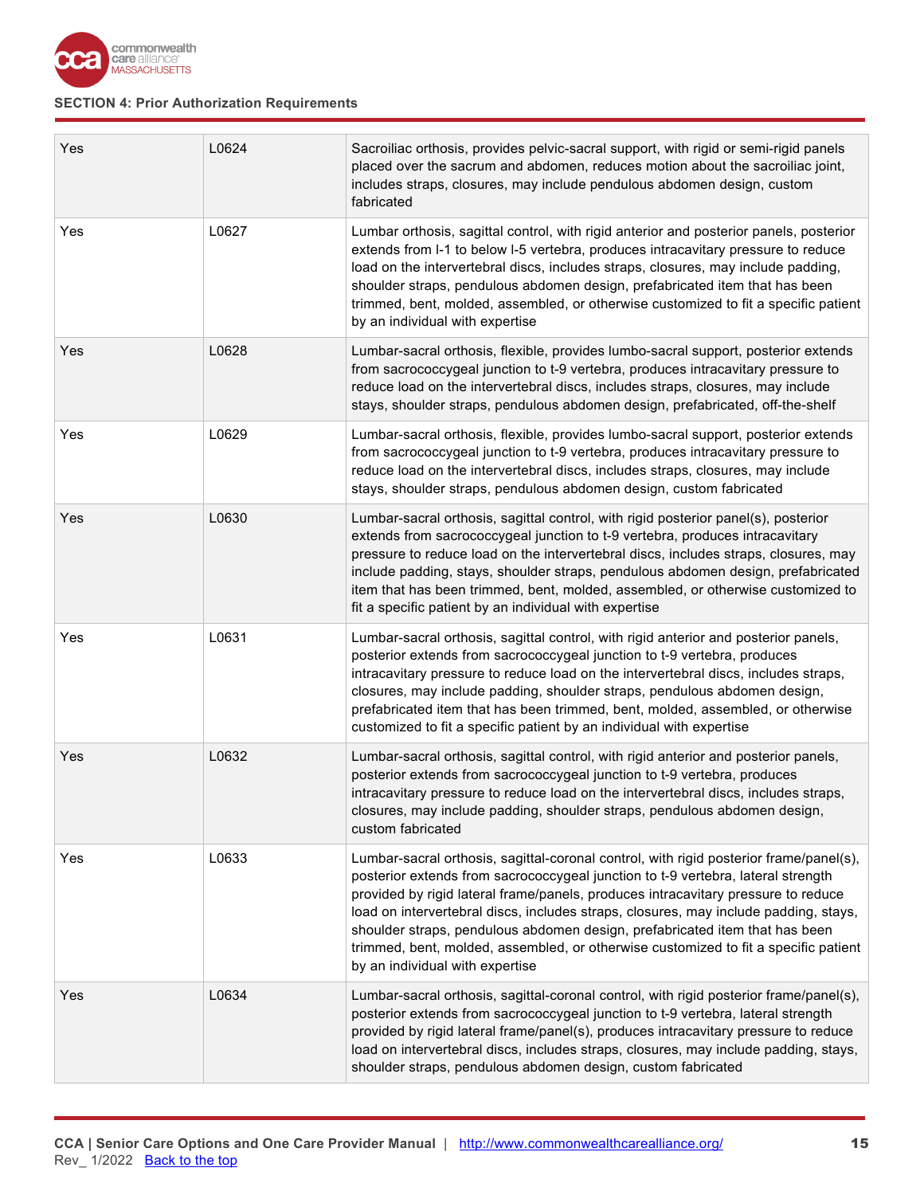**SECTION 4: Prior Authorization Requirements**

| | | |
|---|---|---|
| Yes | L0624 | Sacroiliac orthosis, provides pelvic-sacral support, with rigid or semi-rigid panels placed over the sacrum and abdomen, reduces motion about the sacroiliac joint, includes straps, closures, may include pendulous abdomen design, custom fabricated |
| Yes | L0627 | Lumbar orthosis, sagittal control, with rigid anterior and posterior panels, posterior extends from l-1 to below l-5 vertebra, produces intracavitary pressure to reduce load on the intervertebral discs, includes straps, closures, may include padding, shoulder straps, pendulous abdomen design, prefabricated item that has been trimmed, bent, molded, assembled, or otherwise customized to fit a specific patient by an individual with expertise |
| Yes | L0628 | Lumbar-sacral orthosis, flexible, provides lumbo-sacral support, posterior extends from sacrococcygeal junction to t-9 vertebra, produces intracavitary pressure to reduce load on the intervertebral discs, includes straps, closures, may include stays, shoulder straps, pendulous abdomen design, prefabricated, off-the-shelf |
| Yes | L0629 | Lumbar-sacral orthosis, flexible, provides lumbo-sacral support, posterior extends from sacrococcygeal junction to t-9 vertebra, produces intracavitary pressure to reduce load on the intervertebral discs, includes straps, closures, may include stays, shoulder straps, pendulous abdomen design, custom fabricated |
| Yes | L0630 | Lumbar-sacral orthosis, sagittal control, with rigid posterior panel(s), posterior extends from sacrococcygeal junction to t-9 vertebra, produces intracavitary pressure to reduce load on the intervertebral discs, includes straps, closures, may include padding, stays, shoulder straps, pendulous abdomen design, prefabricated item that has been trimmed, bent, molded, assembled, or otherwise customized to fit a specific patient by an individual with expertise |
| Yes | L0631 | Lumbar-sacral orthosis, sagittal control, with rigid anterior and posterior panels, posterior extends from sacrococcygeal junction to t-9 vertebra, produces intracavitary pressure to reduce load on the intervertebral discs, includes straps, closures, may include padding, shoulder straps, pendulous abdomen design, prefabricated item that has been trimmed, bent, molded, assembled, or otherwise customized to fit a specific patient by an individual with expertise |
| Yes | L0632 | Lumbar-sacral orthosis, sagittal control, with rigid anterior and posterior panels, posterior extends from sacrococcygeal junction to t-9 vertebra, produces intracavitary pressure to reduce load on the intervertebral discs, includes straps, closures, may include padding, shoulder straps, pendulous abdomen design, custom fabricated |
| Yes | L0633 | Lumbar-sacral orthosis, sagittal-coronal control, with rigid posterior frame/panel(s), posterior extends from sacrococcygeal junction to t-9 vertebra, lateral strength provided by rigid lateral frame/panels, produces intracavitary pressure to reduce load on intervertebral discs, includes straps, closures, may include padding, stays, shoulder straps, pendulous abdomen design, prefabricated item that has been trimmed, bent, molded, assembled, or otherwise customized to fit a specific patient by an individual with expertise |
| Yes | L0634 | Lumbar-sacral orthosis, sagittal-coronal control, with rigid posterior frame/panel(s), posterior extends from sacrococcygeal junction to t-9 vertebra, lateral strength provided by rigid lateral frame/panel(s), produces intracavitary pressure to reduce load on intervertebral discs, includes straps, closures, may include padding, stays, shoulder straps, pendulous abdomen design, custom fabricated |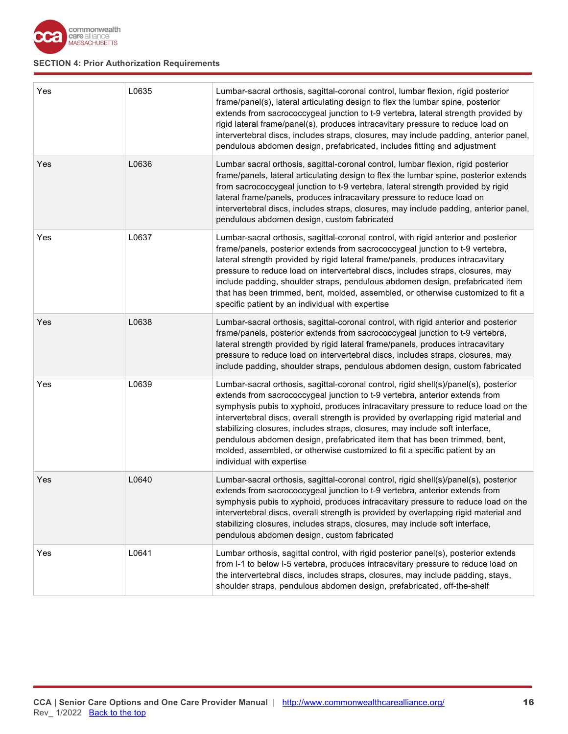**SECTION 4: Prior Authorization Requirements**

| | | |
|---|---|---|
| Yes | L0635 | Lumbar-sacral orthosis, sagittal-coronal control, lumbar flexion, rigid posterior frame/panel(s), lateral articulating design to flex the lumbar spine, posterior extends from sacrococcygeal junction to t-9 vertebra, lateral strength provided by rigid lateral frame/panel(s), produces intracavitary pressure to reduce load on intervertebral discs, includes straps, closures, may include padding, anterior panel, pendulous abdomen design, prefabricated, includes fitting and adjustment |
| Yes | L0636 | Lumbar sacral orthosis, sagittal-coronal control, lumbar flexion, rigid posterior frame/panels, lateral articulating design to flex the lumbar spine, posterior extends from sacrococcygeal junction to t-9 vertebra, lateral strength provided by rigid lateral frame/panels, produces intracavitary pressure to reduce load on intervertebral discs, includes straps, closures, may include padding, anterior panel, pendulous abdomen design, custom fabricated |
| Yes | L0637 | Lumbar-sacral orthosis, sagittal-coronal control, with rigid anterior and posterior frame/panels, posterior extends from sacrococcygeal junction to t-9 vertebra, lateral strength provided by rigid lateral frame/panels, produces intracavitary pressure to reduce load on intervertebral discs, includes straps, closures, may include padding, shoulder straps, pendulous abdomen design, prefabricated item that has been trimmed, bent, molded, assembled, or otherwise customized to fit a specific patient by an individual with expertise |
| Yes | L0638 | Lumbar-sacral orthosis, sagittal-coronal control, with rigid anterior and posterior frame/panels, posterior extends from sacrococcygeal junction to t-9 vertebra, lateral strength provided by rigid lateral frame/panels, produces intracavitary pressure to reduce load on intervertebral discs, includes straps, closures, may include padding, shoulder straps, pendulous abdomen design, custom fabricated |
| Yes | L0639 | Lumbar-sacral orthosis, sagittal-coronal control, rigid shell(s)/panel(s), posterior extends from sacrococcygeal junction to t-9 vertebra, anterior extends from symphysis pubis to xyphoid, produces intracavitary pressure to reduce load on the intervertebral discs, overall strength is provided by overlapping rigid material and stabilizing closures, includes straps, closures, may include soft interface, pendulous abdomen design, prefabricated item that has been trimmed, bent, molded, assembled, or otherwise customized to fit a specific patient by an individual with expertise |
| Yes | L0640 | Lumbar-sacral orthosis, sagittal-coronal control, rigid shell(s)/panel(s), posterior extends from sacrococcygeal junction to t-9 vertebra, anterior extends from symphysis pubis to xyphoid, produces intracavitary pressure to reduce load on the intervertebral discs, overall strength is provided by overlapping rigid material and stabilizing closures, includes straps, closures, may include soft interface, pendulous abdomen design, custom fabricated |
| Yes | L0641 | Lumbar orthosis, sagittal control, with rigid posterior panel(s), posterior extends from l-1 to below l-5 vertebra, produces intracavitary pressure to reduce load on the intervertebral discs, includes straps, closures, may include padding, stays, shoulder straps, pendulous abdomen design, prefabricated, off-the-shelf |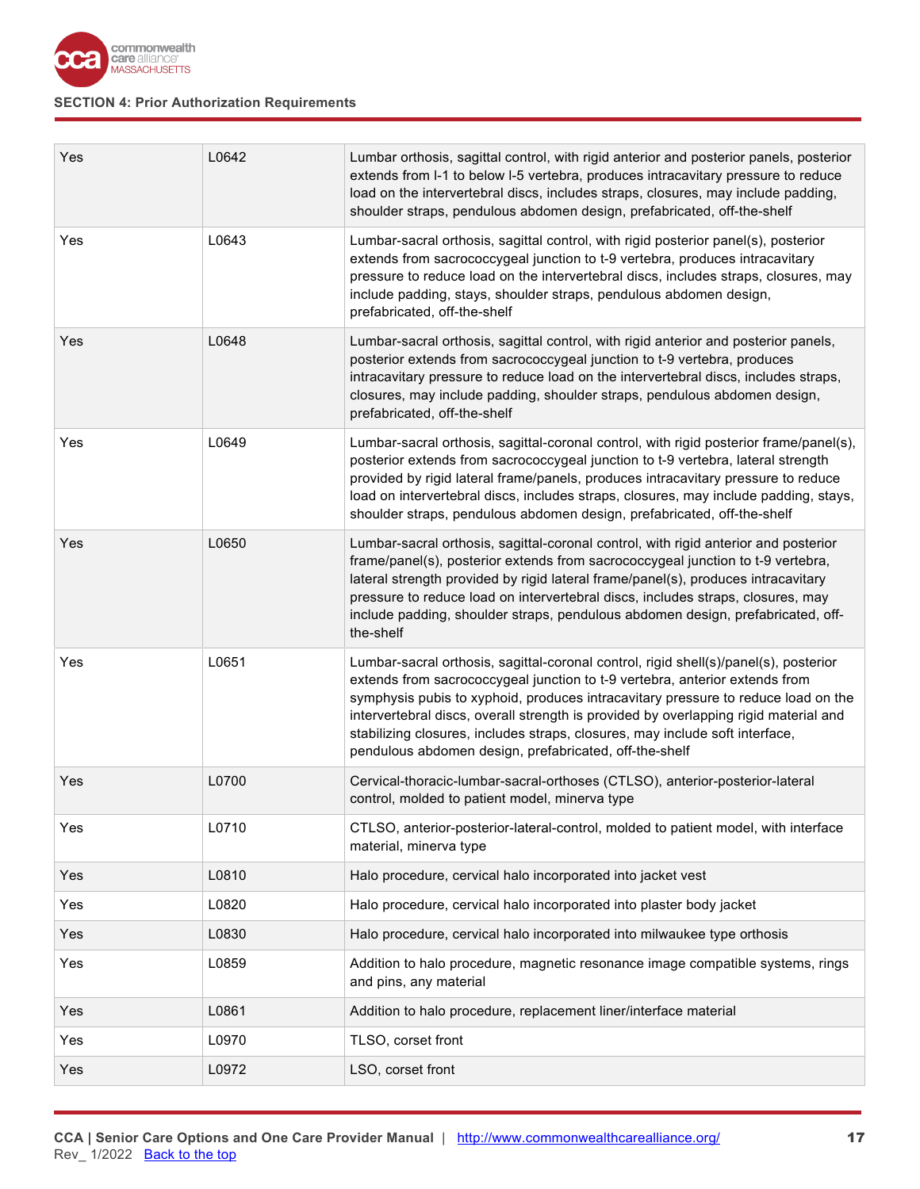| Yes | L0642 | Lumbar orthosis, sagittal control, with rigid anterior and posterior panels, posterior extends from l-1 to below l-5 vertebra, produces intracavitary pressure to reduce load on the intervertebral discs, includes straps, closures, may include padding, shoulder straps, pendulous abdomen design, prefabricated, off-the-shelf |
|---|---|---|
| Yes | L0643 | Lumbar-sacral orthosis, sagittal control, with rigid posterior panel(s), posterior extends from sacrococcygeal junction to t-9 vertebra, produces intracavitary pressure to reduce load on the intervertebral discs, includes straps, closures, may include padding, stays, shoulder straps, pendulous abdomen design, prefabricated, off-the-shelf |
| Yes | L0648 | Lumbar-sacral orthosis, sagittal control, with rigid anterior and posterior panels, posterior extends from sacrococcygeal junction to t-9 vertebra, produces intracavitary pressure to reduce load on the intervertebral discs, includes straps, closures, may include padding, shoulder straps, pendulous abdomen design, prefabricated, off-the-shelf |
| Yes | L0649 | Lumbar-sacral orthosis, sagittal-coronal control, with rigid posterior frame/panel(s), posterior extends from sacrococcygeal junction to t-9 vertebra, lateral strength provided by rigid lateral frame/panels, produces intracavitary pressure to reduce load on intervertebral discs, includes straps, closures, may include padding, stays, shoulder straps, pendulous abdomen design, prefabricated, off-the-shelf |
| Yes | L0650 | Lumbar-sacral orthosis, sagittal-coronal control, with rigid anterior and posterior frame/panel(s), posterior extends from sacrococcygeal junction to t-9 vertebra, lateral strength provided by rigid lateral frame/panel(s), produces intracavitary pressure to reduce load on intervertebral discs, includes straps, closures, may include padding, shoulder straps, pendulous abdomen design, prefabricated, off-the-shelf |
| Yes | L0651 | Lumbar-sacral orthosis, sagittal-coronal control, rigid shell(s)/panel(s), posterior extends from sacrococcygeal junction to t-9 vertebra, anterior extends from symphysis pubis to xyphoid, produces intracavitary pressure to reduce load on the intervertebral discs, overall strength is provided by overlapping rigid material and stabilizing closures, includes straps, closures, may include soft interface, pendulous abdomen design, prefabricated, off-the-shelf |
| Yes | L0700 | Cervical-thoracic-lumbar-sacral-orthoses (CTLSO), anterior-posterior-lateral control, molded to patient model, minerva type |
| Yes | L0710 | CTLSO, anterior-posterior-lateral-control, molded to patient model, with interface material, minerva type |
| Yes | L0810 | Halo procedure, cervical halo incorporated into jacket vest |
| Yes | L0820 | Halo procedure, cervical halo incorporated into plaster body jacket |
| Yes | L0830 | Halo procedure, cervical halo incorporated into milwaukee type orthosis |
| Yes | L0859 | Addition to halo procedure, magnetic resonance image compatible systems, rings and pins, any material |
| Yes | L0861 | Addition to halo procedure, replacement liner/interface material |
| Yes | L0970 | TLSO, corset front |
| Yes | L0972 | LSO, corset front |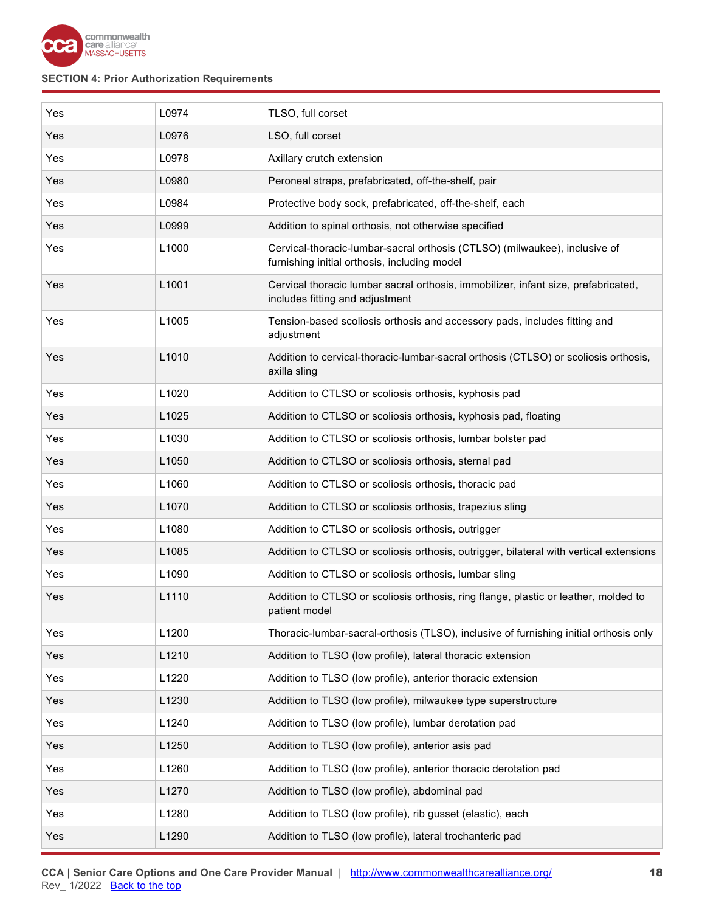| Yes | L0974 | TLSO, full corset |
|---|---|---|
| Yes | L0976 | LSO, full corset |
| Yes | L0978 | Axillary crutch extension |
| Yes | L0980 | Peroneal straps, prefabricated, off-the-shelf, pair |
| Yes | L0984 | Protective body sock, prefabricated, off-the-shelf, each |
| Yes | L0999 | Addition to spinal orthosis, not otherwise specified |
| Yes | L1000 | Cervical-thoracic-lumbar-sacral orthosis (CTLSO) (milwaukee), inclusive of furnishing initial orthosis, including model |
| Yes | L1001 | Cervical thoracic lumbar sacral orthosis, immobilizer, infant size, prefabricated, includes fitting and adjustment |
| Yes | L1005 | Tension-based scoliosis orthosis and accessory pads, includes fitting and adjustment |
| Yes | L1010 | Addition to cervical-thoracic-lumbar-sacral orthosis (CTLSO) or scoliosis orthosis, axilla sling |
| Yes | L1020 | Addition to CTLSO or scoliosis orthosis, kyphosis pad |
| Yes | L1025 | Addition to CTLSO or scoliosis orthosis, kyphosis pad, floating |
| Yes | L1030 | Addition to CTLSO or scoliosis orthosis, lumbar bolster pad |
| Yes | L1050 | Addition to CTLSO or scoliosis orthosis, sternal pad |
| Yes | L1060 | Addition to CTLSO or scoliosis orthosis, thoracic pad |
| Yes | L1070 | Addition to CTLSO or scoliosis orthosis, trapezius sling |
| Yes | L1080 | Addition to CTLSO or scoliosis orthosis, outrigger |
| Yes | L1085 | Addition to CTLSO or scoliosis orthosis, outrigger, bilateral with vertical extensions |
| Yes | L1090 | Addition to CTLSO or scoliosis orthosis, lumbar sling |
| Yes | L1110 | Addition to CTLSO or scoliosis orthosis, ring flange, plastic or leather, molded to patient model |
| Yes | L1200 | Thoracic-lumbar-sacral-orthosis (TLSO), inclusive of furnishing initial orthosis only |
| Yes | L1210 | Addition to TLSO (low profile), lateral thoracic extension |
| Yes | L1220 | Addition to TLSO (low profile), anterior thoracic extension |
| Yes | L1230 | Addition to TLSO (low profile), milwaukee type superstructure |
| Yes | L1240 | Addition to TLSO (low profile), lumbar derotation pad |
| Yes | L1250 | Addition to TLSO (low profile), anterior asis pad |
| Yes | L1260 | Addition to TLSO (low profile), anterior thoracic derotation pad |
| Yes | L1270 | Addition to TLSO (low profile), abdominal pad |
| Yes | L1280 | Addition to TLSO (low profile), rib gusset (elastic), each |
| Yes | L1290 | Addition to TLSO (low profile), lateral trochanteric pad |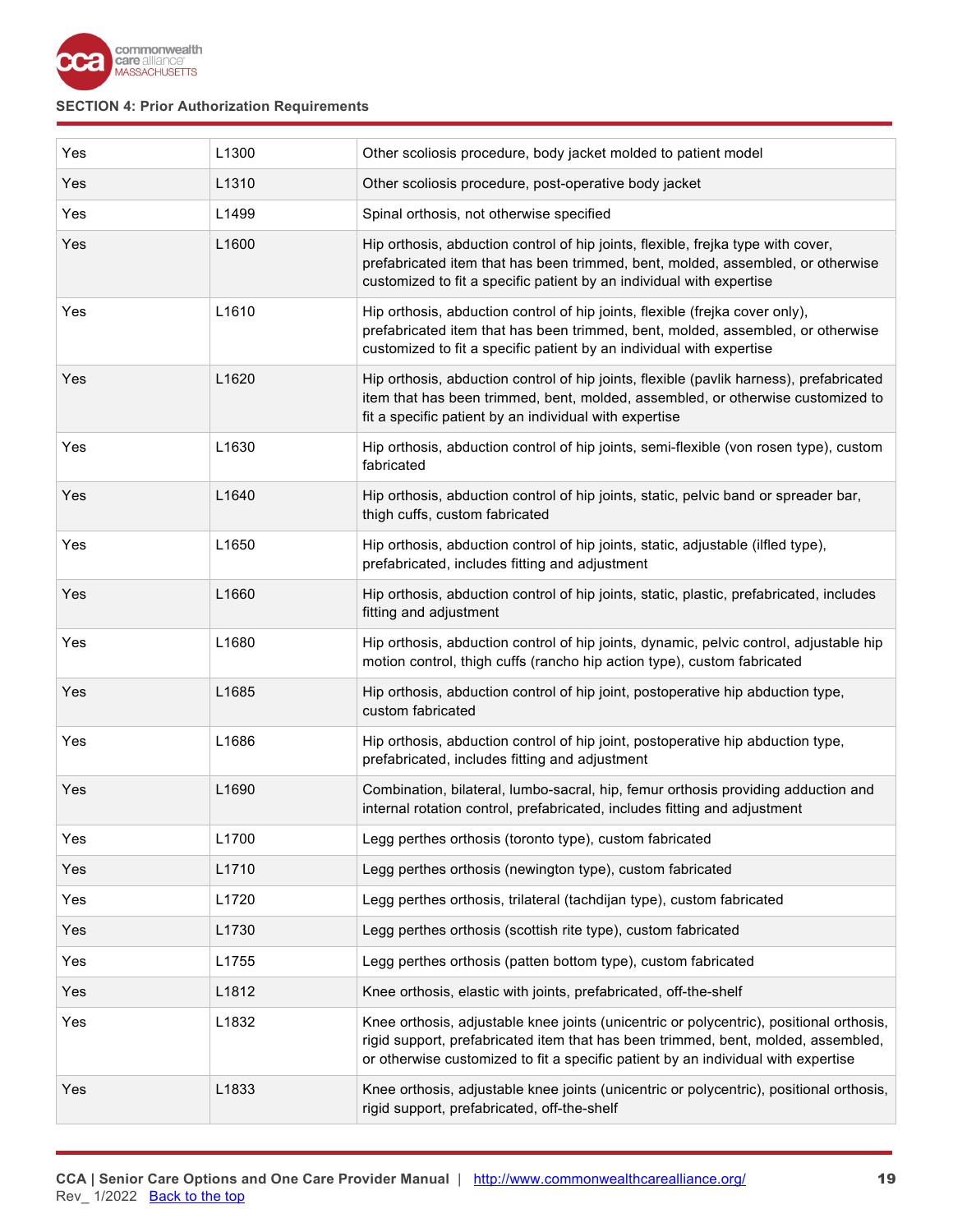## SECTION 4: Prior Authorization Requirements

| | | |
|---|---|---|
| Yes | L1300 | Other scoliosis procedure, body jacket molded to patient model |
| Yes | L1310 | Other scoliosis procedure, post-operative body jacket |
| Yes | L1499 | Spinal orthosis, not otherwise specified |
| Yes | L1600 | Hip orthosis, abduction control of hip joints, flexible, frejka type with cover, prefabricated item that has been trimmed, bent, molded, assembled, or otherwise customized to fit a specific patient by an individual with expertise |
| Yes | L1610 | Hip orthosis, abduction control of hip joints, flexible (frejka cover only), prefabricated item that has been trimmed, bent, molded, assembled, or otherwise customized to fit a specific patient by an individual with expertise |
| Yes | L1620 | Hip orthosis, abduction control of hip joints, flexible (pavlik harness), prefabricated item that has been trimmed, bent, molded, assembled, or otherwise customized to fit a specific patient by an individual with expertise |
| Yes | L1630 | Hip orthosis, abduction control of hip joints, semi-flexible (von rosen type), custom fabricated |
| Yes | L1640 | Hip orthosis, abduction control of hip joints, static, pelvic band or spreader bar, thigh cuffs, custom fabricated |
| Yes | L1650 | Hip orthosis, abduction control of hip joints, static, adjustable (ilfled type), prefabricated, includes fitting and adjustment |
| Yes | L1660 | Hip orthosis, abduction control of hip joints, static, plastic, prefabricated, includes fitting and adjustment |
| Yes | L1680 | Hip orthosis, abduction control of hip joints, dynamic, pelvic control, adjustable hip motion control, thigh cuffs (rancho hip action type), custom fabricated |
| Yes | L1685 | Hip orthosis, abduction control of hip joint, postoperative hip abduction type, custom fabricated |
| Yes | L1686 | Hip orthosis, abduction control of hip joint, postoperative hip abduction type, prefabricated, includes fitting and adjustment |
| Yes | L1690 | Combination, bilateral, lumbo-sacral, hip, femur orthosis providing adduction and internal rotation control, prefabricated, includes fitting and adjustment |
| Yes | L1700 | Legg perthes orthosis (toronto type), custom fabricated |
| Yes | L1710 | Legg perthes orthosis (newington type), custom fabricated |
| Yes | L1720 | Legg perthes orthosis, trilateral (tachdijan type), custom fabricated |
| Yes | L1730 | Legg perthes orthosis (scottish rite type), custom fabricated |
| Yes | L1755 | Legg perthes orthosis (patten bottom type), custom fabricated |
| Yes | L1812 | Knee orthosis, elastic with joints, prefabricated, off-the-shelf |
| Yes | L1832 | Knee orthosis, adjustable knee joints (unicentric or polycentric), positional orthosis, rigid support, prefabricated item that has been trimmed, bent, molded, assembled, or otherwise customized to fit a specific patient by an individual with expertise |
| Yes | L1833 | Knee orthosis, adjustable knee joints (unicentric or polycentric), positional orthosis, rigid support, prefabricated, off-the-shelf |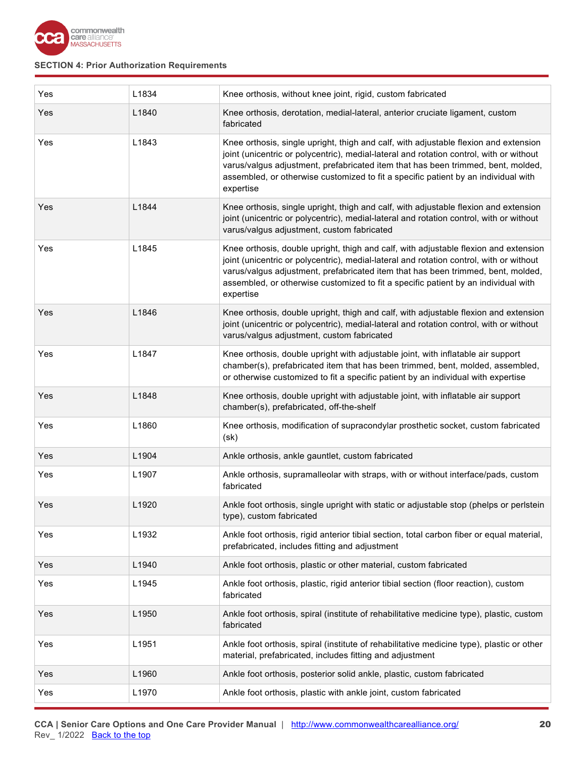SECTION 4: Prior Authorization Requirements

| | | |
|---|---|---|
| Yes | L1834 | Knee orthosis, without knee joint, rigid, custom fabricated |
| Yes | L1840 | Knee orthosis, derotation, medial-lateral, anterior cruciate ligament, custom fabricated |
| Yes | L1843 | Knee orthosis, single upright, thigh and calf, with adjustable flexion and extension joint (unicentric or polycentric), medial-lateral and rotation control, with or without varus/valgus adjustment, prefabricated item that has been trimmed, bent, molded, assembled, or otherwise customized to fit a specific patient by an individual with expertise |
| Yes | L1844 | Knee orthosis, single upright, thigh and calf, with adjustable flexion and extension joint (unicentric or polycentric), medial-lateral and rotation control, with or without varus/valgus adjustment, custom fabricated |
| Yes | L1845 | Knee orthosis, double upright, thigh and calf, with adjustable flexion and extension joint (unicentric or polycentric), medial-lateral and rotation control, with or without varus/valgus adjustment, prefabricated item that has been trimmed, bent, molded, assembled, or otherwise customized to fit a specific patient by an individual with expertise |
| Yes | L1846 | Knee orthosis, double upright, thigh and calf, with adjustable flexion and extension joint (unicentric or polycentric), medial-lateral and rotation control, with or without varus/valgus adjustment, custom fabricated |
| Yes | L1847 | Knee orthosis, double upright with adjustable joint, with inflatable air support chamber(s), prefabricated item that has been trimmed, bent, molded, assembled, or otherwise customized to fit a specific patient by an individual with expertise |
| Yes | L1848 | Knee orthosis, double upright with adjustable joint, with inflatable air support chamber(s), prefabricated, off-the-shelf |
| Yes | L1860 | Knee orthosis, modification of supracondylar prosthetic socket, custom fabricated (sk) |
| Yes | L1904 | Ankle orthosis, ankle gauntlet, custom fabricated |
| Yes | L1907 | Ankle orthosis, supramalleolar with straps, with or without interface/pads, custom fabricated |
| Yes | L1920 | Ankle foot orthosis, single upright with static or adjustable stop (phelps or perlstein type), custom fabricated |
| Yes | L1932 | Ankle foot orthosis, rigid anterior tibial section, total carbon fiber or equal material, prefabricated, includes fitting and adjustment |
| Yes | L1940 | Ankle foot orthosis, plastic or other material, custom fabricated |
| Yes | L1945 | Ankle foot orthosis, plastic, rigid anterior tibial section (floor reaction), custom fabricated |
| Yes | L1950 | Ankle foot orthosis, spiral (institute of rehabilitative medicine type), plastic, custom fabricated |
| Yes | L1951 | Ankle foot orthosis, spiral (institute of rehabilitative medicine type), plastic or other material, prefabricated, includes fitting and adjustment |
| Yes | L1960 | Ankle foot orthosis, posterior solid ankle, plastic, custom fabricated |
| Yes | L1970 | Ankle foot orthosis, plastic with ankle joint, custom fabricated |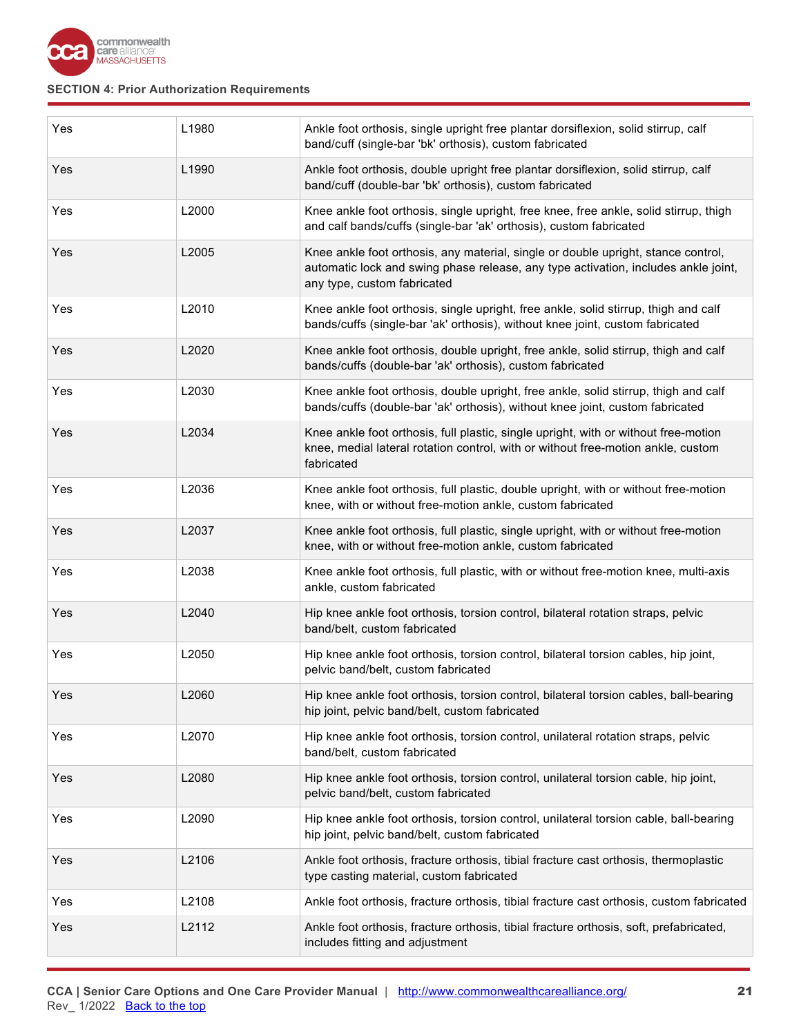SECTION 4: Prior Authorization Requirements

| | | |
|---|---|---|
| Yes | L1980 | Ankle foot orthosis, single upright free plantar dorsiflexion, solid stirrup, calf band/cuff (single-bar 'bk' orthosis), custom fabricated |
| Yes | L1990 | Ankle foot orthosis, double upright free plantar dorsiflexion, solid stirrup, calf band/cuff (double-bar 'bk' orthosis), custom fabricated |
| Yes | L2000 | Knee ankle foot orthosis, single upright, free knee, free ankle, solid stirrup, thigh and calf bands/cuffs (single-bar 'ak' orthosis), custom fabricated |
| Yes | L2005 | Knee ankle foot orthosis, any material, single or double upright, stance control, automatic lock and swing phase release, any type activation, includes ankle joint, any type, custom fabricated |
| Yes | L2010 | Knee ankle foot orthosis, single upright, free ankle, solid stirrup, thigh and calf bands/cuffs (single-bar 'ak' orthosis), without knee joint, custom fabricated |
| Yes | L2020 | Knee ankle foot orthosis, double upright, free ankle, solid stirrup, thigh and calf bands/cuffs (double-bar 'ak' orthosis), custom fabricated |
| Yes | L2030 | Knee ankle foot orthosis, double upright, free ankle, solid stirrup, thigh and calf bands/cuffs (double-bar 'ak' orthosis), without knee joint, custom fabricated |
| Yes | L2034 | Knee ankle foot orthosis, full plastic, single upright, with or without free-motion knee, medial lateral rotation control, with or without free-motion ankle, custom fabricated |
| Yes | L2036 | Knee ankle foot orthosis, full plastic, double upright, with or without free-motion knee, with or without free-motion ankle, custom fabricated |
| Yes | L2037 | Knee ankle foot orthosis, full plastic, single upright, with or without free-motion knee, with or without free-motion ankle, custom fabricated |
| Yes | L2038 | Knee ankle foot orthosis, full plastic, with or without free-motion knee, multi-axis ankle, custom fabricated |
| Yes | L2040 | Hip knee ankle foot orthosis, torsion control, bilateral rotation straps, pelvic band/belt, custom fabricated |
| Yes | L2050 | Hip knee ankle foot orthosis, torsion control, bilateral torsion cables, hip joint, pelvic band/belt, custom fabricated |
| Yes | L2060 | Hip knee ankle foot orthosis, torsion control, bilateral torsion cables, ball-bearing hip joint, pelvic band/belt, custom fabricated |
| Yes | L2070 | Hip knee ankle foot orthosis, torsion control, unilateral rotation straps, pelvic band/belt, custom fabricated |
| Yes | L2080 | Hip knee ankle foot orthosis, torsion control, unilateral torsion cable, hip joint, pelvic band/belt, custom fabricated |
| Yes | L2090 | Hip knee ankle foot orthosis, torsion control, unilateral torsion cable, ball-bearing hip joint, pelvic band/belt, custom fabricated |
| Yes | L2106 | Ankle foot orthosis, fracture orthosis, tibial fracture cast orthosis, thermoplastic type casting material, custom fabricated |
| Yes | L2108 | Ankle foot orthosis, fracture orthosis, tibial fracture cast orthosis, custom fabricated |
| Yes | L2112 | Ankle foot orthosis, fracture orthosis, tibial fracture orthosis, soft, prefabricated, includes fitting and adjustment |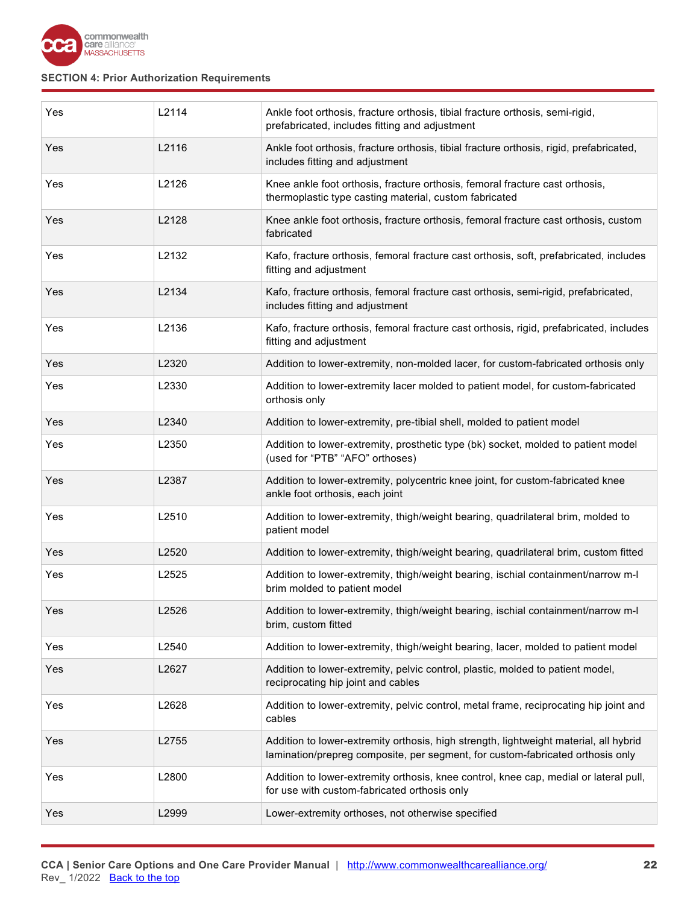SECTION 4: Prior Authorization Requirements

| | | |
|---|---|---|
| Yes | L2114 | Ankle foot orthosis, fracture orthosis, tibial fracture orthosis, semi-rigid, prefabricated, includes fitting and adjustment |
| Yes | L2116 | Ankle foot orthosis, fracture orthosis, tibial fracture orthosis, rigid, prefabricated, includes fitting and adjustment |
| Yes | L2126 | Knee ankle foot orthosis, fracture orthosis, femoral fracture cast orthosis, thermoplastic type casting material, custom fabricated |
| Yes | L2128 | Knee ankle foot orthosis, fracture orthosis, femoral fracture cast orthosis, custom fabricated |
| Yes | L2132 | Kafo, fracture orthosis, femoral fracture cast orthosis, soft, prefabricated, includes fitting and adjustment |
| Yes | L2134 | Kafo, fracture orthosis, femoral fracture cast orthosis, semi-rigid, prefabricated, includes fitting and adjustment |
| Yes | L2136 | Kafo, fracture orthosis, femoral fracture cast orthosis, rigid, prefabricated, includes fitting and adjustment |
| Yes | L2320 | Addition to lower-extremity, non-molded lacer, for custom-fabricated orthosis only |
| Yes | L2330 | Addition to lower-extremity lacer molded to patient model, for custom-fabricated orthosis only |
| Yes | L2340 | Addition to lower-extremity, pre-tibial shell, molded to patient model |
| Yes | L2350 | Addition to lower-extremity, prosthetic type (bk) socket, molded to patient model (used for "PTB" "AFO" orthoses) |
| Yes | L2387 | Addition to lower-extremity, polycentric knee joint, for custom-fabricated knee ankle foot orthosis, each joint |
| Yes | L2510 | Addition to lower-extremity, thigh/weight bearing, quadrilateral brim, molded to patient model |
| Yes | L2520 | Addition to lower-extremity, thigh/weight bearing, quadrilateral brim, custom fitted |
| Yes | L2525 | Addition to lower-extremity, thigh/weight bearing, ischial containment/narrow m-l brim molded to patient model |
| Yes | L2526 | Addition to lower-extremity, thigh/weight bearing, ischial containment/narrow m-l brim, custom fitted |
| Yes | L2540 | Addition to lower-extremity, thigh/weight bearing, lacer, molded to patient model |
| Yes | L2627 | Addition to lower-extremity, pelvic control, plastic, molded to patient model, reciprocating hip joint and cables |
| Yes | L2628 | Addition to lower-extremity, pelvic control, metal frame, reciprocating hip joint and cables |
| Yes | L2755 | Addition to lower-extremity orthosis, high strength, lightweight material, all hybrid lamination/prepreg composite, per segment, for custom-fabricated orthosis only |
| Yes | L2800 | Addition to lower-extremity orthosis, knee control, knee cap, medial or lateral pull, for use with custom-fabricated orthosis only |
| Yes | L2999 | Lower-extremity orthoses, not otherwise specified |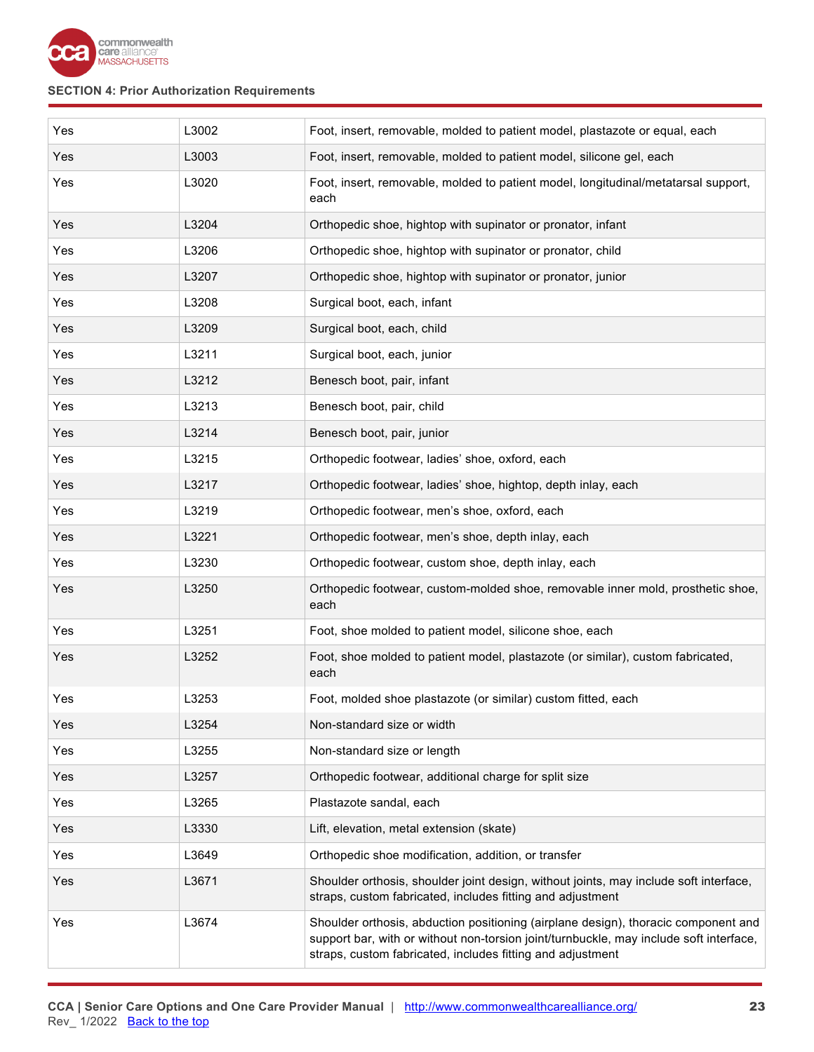SECTION 4: Prior Authorization Requirements

| | | |
|---|---|---|
| Yes | L3002 | Foot, insert, removable, molded to patient model, plastazote or equal, each |
| Yes | L3003 | Foot, insert, removable, molded to patient model, silicone gel, each |
| Yes | L3020 | Foot, insert, removable, molded to patient model, longitudinal/metatarsal support, each |
| Yes | L3204 | Orthopedic shoe, hightop with supinator or pronator, infant |
| Yes | L3206 | Orthopedic shoe, hightop with supinator or pronator, child |
| Yes | L3207 | Orthopedic shoe, hightop with supinator or pronator, junior |
| Yes | L3208 | Surgical boot, each, infant |
| Yes | L3209 | Surgical boot, each, child |
| Yes | L3211 | Surgical boot, each, junior |
| Yes | L3212 | Benesch boot, pair, infant |
| Yes | L3213 | Benesch boot, pair, child |
| Yes | L3214 | Benesch boot, pair, junior |
| Yes | L3215 | Orthopedic footwear, ladies' shoe, oxford, each |
| Yes | L3217 | Orthopedic footwear, ladies' shoe, hightop, depth inlay, each |
| Yes | L3219 | Orthopedic footwear, men's shoe, oxford, each |
| Yes | L3221 | Orthopedic footwear, men's shoe, depth inlay, each |
| Yes | L3230 | Orthopedic footwear, custom shoe, depth inlay, each |
| Yes | L3250 | Orthopedic footwear, custom-molded shoe, removable inner mold, prosthetic shoe, each |
| Yes | L3251 | Foot, shoe molded to patient model, silicone shoe, each |
| Yes | L3252 | Foot, shoe molded to patient model, plastazote (or similar), custom fabricated, each |
| Yes | L3253 | Foot, molded shoe plastazote (or similar) custom fitted, each |
| Yes | L3254 | Non-standard size or width |
| Yes | L3255 | Non-standard size or length |
| Yes | L3257 | Orthopedic footwear, additional charge for split size |
| Yes | L3265 | Plastazote sandal, each |
| Yes | L3330 | Lift, elevation, metal extension (skate) |
| Yes | L3649 | Orthopedic shoe modification, addition, or transfer |
| Yes | L3671 | Shoulder orthosis, shoulder joint design, without joints, may include soft interface, straps, custom fabricated, includes fitting and adjustment |
| Yes | L3674 | Shoulder orthosis, abduction positioning (airplane design), thoracic component and support bar, with or without non-torsion joint/turnbuckle, may include soft interface, straps, custom fabricated, includes fitting and adjustment |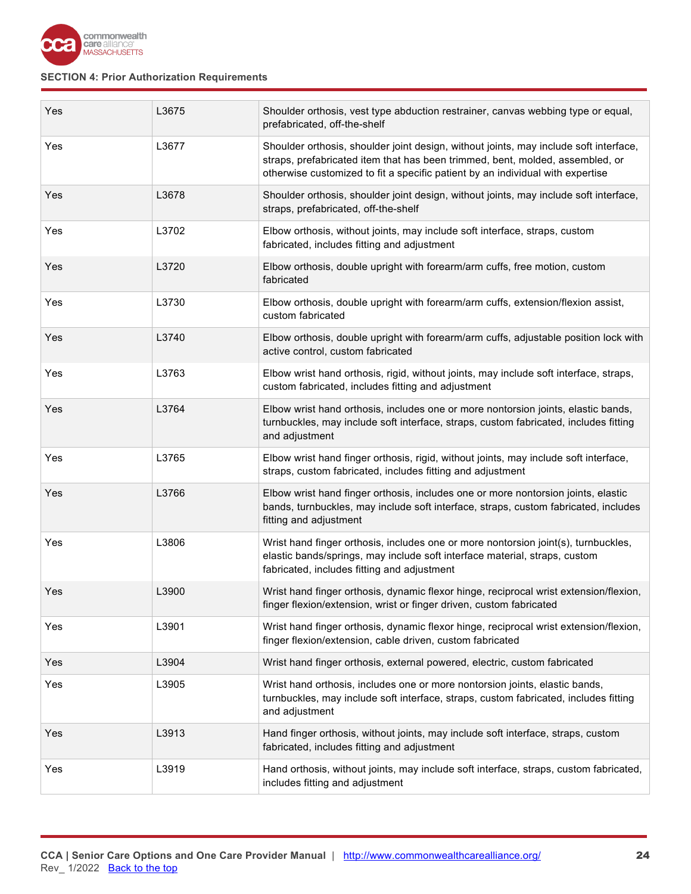| Yes | L3675 | Shoulder orthosis, vest type abduction restrainer, canvas webbing type or equal, prefabricated, off-the-shelf |
|---|---|---|
| Yes | L3677 | Shoulder orthosis, shoulder joint design, without joints, may include soft interface, straps, prefabricated item that has been trimmed, bent, molded, assembled, or otherwise customized to fit a specific patient by an individual with expertise |
| Yes | L3678 | Shoulder orthosis, shoulder joint design, without joints, may include soft interface, straps, prefabricated, off-the-shelf |
| Yes | L3702 | Elbow orthosis, without joints, may include soft interface, straps, custom fabricated, includes fitting and adjustment |
| Yes | L3720 | Elbow orthosis, double upright with forearm/arm cuffs, free motion, custom fabricated |
| Yes | L3730 | Elbow orthosis, double upright with forearm/arm cuffs, extension/flexion assist, custom fabricated |
| Yes | L3740 | Elbow orthosis, double upright with forearm/arm cuffs, adjustable position lock with active control, custom fabricated |
| Yes | L3763 | Elbow wrist hand orthosis, rigid, without joints, may include soft interface, straps, custom fabricated, includes fitting and adjustment |
| Yes | L3764 | Elbow wrist hand orthosis, includes one or more nontorsion joints, elastic bands, turnbuckles, may include soft interface, straps, custom fabricated, includes fitting and adjustment |
| Yes | L3765 | Elbow wrist hand finger orthosis, rigid, without joints, may include soft interface, straps, custom fabricated, includes fitting and adjustment |
| Yes | L3766 | Elbow wrist hand finger orthosis, includes one or more nontorsion joints, elastic bands, turnbuckles, may include soft interface, straps, custom fabricated, includes fitting and adjustment |
| Yes | L3806 | Wrist hand finger orthosis, includes one or more nontorsion joint(s), turnbuckles, elastic bands/springs, may include soft interface material, straps, custom fabricated, includes fitting and adjustment |
| Yes | L3900 | Wrist hand finger orthosis, dynamic flexor hinge, reciprocal wrist extension/flexion, finger flexion/extension, wrist or finger driven, custom fabricated |
| Yes | L3901 | Wrist hand finger orthosis, dynamic flexor hinge, reciprocal wrist extension/flexion, finger flexion/extension, cable driven, custom fabricated |
| Yes | L3904 | Wrist hand finger orthosis, external powered, electric, custom fabricated |
| Yes | L3905 | Wrist hand orthosis, includes one or more nontorsion joints, elastic bands, turnbuckles, may include soft interface, straps, custom fabricated, includes fitting and adjustment |
| Yes | L3913 | Hand finger orthosis, without joints, may include soft interface, straps, custom fabricated, includes fitting and adjustment |
| Yes | L3919 | Hand orthosis, without joints, may include soft interface, straps, custom fabricated, includes fitting and adjustment |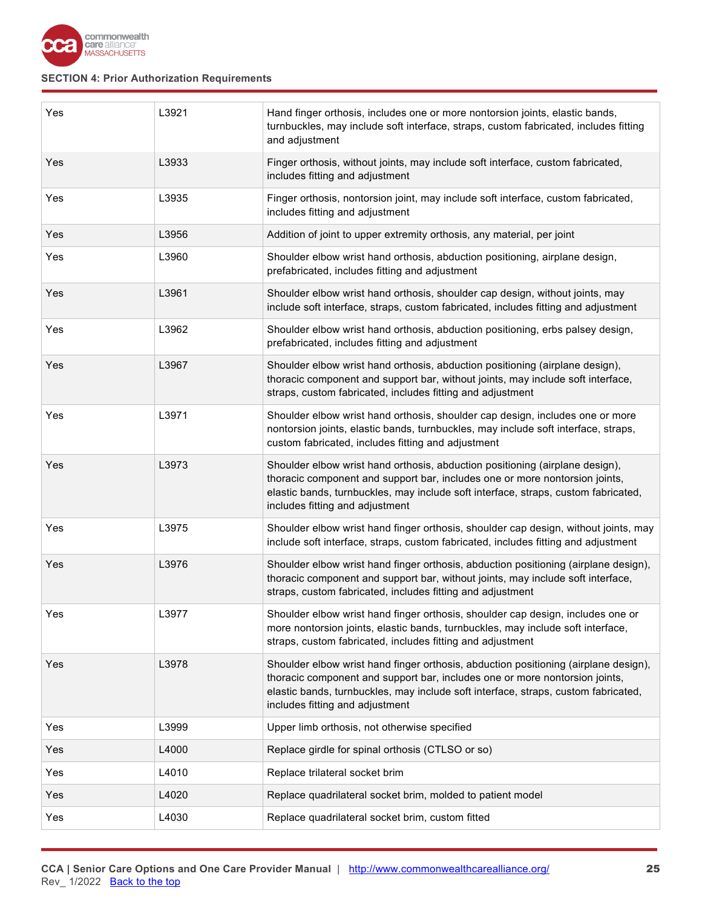**SECTION 4: Prior Authorization Requirements**

| | | |
|---|---|---|
| Yes | L3921 | Hand finger orthosis, includes one or more nontorsion joints, elastic bands, turnbuckles, may include soft interface, straps, custom fabricated, includes fitting and adjustment |
| Yes | L3933 | Finger orthosis, without joints, may include soft interface, custom fabricated, includes fitting and adjustment |
| Yes | L3935 | Finger orthosis, nontorsion joint, may include soft interface, custom fabricated, includes fitting and adjustment |
| Yes | L3956 | Addition of joint to upper extremity orthosis, any material, per joint |
| Yes | L3960 | Shoulder elbow wrist hand orthosis, abduction positioning, airplane design, prefabricated, includes fitting and adjustment |
| Yes | L3961 | Shoulder elbow wrist hand orthosis, shoulder cap design, without joints, may include soft interface, straps, custom fabricated, includes fitting and adjustment |
| Yes | L3962 | Shoulder elbow wrist hand orthosis, abduction positioning, erbs palsey design, prefabricated, includes fitting and adjustment |
| Yes | L3967 | Shoulder elbow wrist hand orthosis, abduction positioning (airplane design), thoracic component and support bar, without joints, may include soft interface, straps, custom fabricated, includes fitting and adjustment |
| Yes | L3971 | Shoulder elbow wrist hand orthosis, shoulder cap design, includes one or more nontorsion joints, elastic bands, turnbuckles, may include soft interface, straps, custom fabricated, includes fitting and adjustment |
| Yes | L3973 | Shoulder elbow wrist hand orthosis, abduction positioning (airplane design), thoracic component and support bar, includes one or more nontorsion joints, elastic bands, turnbuckles, may include soft interface, straps, custom fabricated, includes fitting and adjustment |
| Yes | L3975 | Shoulder elbow wrist hand finger orthosis, shoulder cap design, without joints, may include soft interface, straps, custom fabricated, includes fitting and adjustment |
| Yes | L3976 | Shoulder elbow wrist hand finger orthosis, abduction positioning (airplane design), thoracic component and support bar, without joints, may include soft interface, straps, custom fabricated, includes fitting and adjustment |
| Yes | L3977 | Shoulder elbow wrist hand finger orthosis, shoulder cap design, includes one or more nontorsion joints, elastic bands, turnbuckles, may include soft interface, straps, custom fabricated, includes fitting and adjustment |
| Yes | L3978 | Shoulder elbow wrist hand finger orthosis, abduction positioning (airplane design), thoracic component and support bar, includes one or more nontorsion joints, elastic bands, turnbuckles, may include soft interface, straps, custom fabricated, includes fitting and adjustment |
| Yes | L3999 | Upper limb orthosis, not otherwise specified |
| Yes | L4000 | Replace girdle for spinal orthosis (CTLSO or so) |
| Yes | L4010 | Replace trilateral socket brim |
| Yes | L4020 | Replace quadrilateral socket brim, molded to patient model |
| Yes | L4030 | Replace quadrilateral socket brim, custom fitted |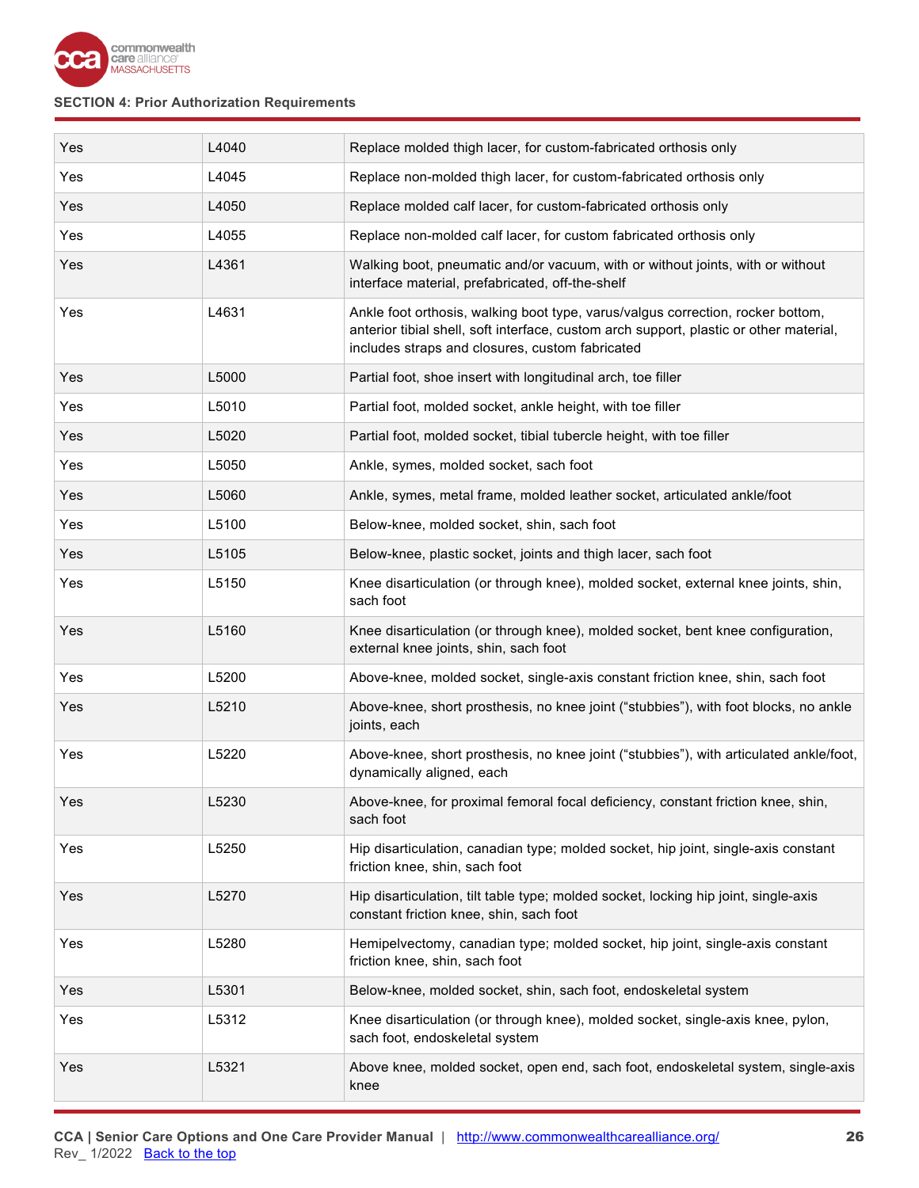**SECTION 4: Prior Authorization Requirements**

| | | |
|---|---|---|
| Yes | L4040 | Replace molded thigh lacer, for custom-fabricated orthosis only |
| Yes | L4045 | Replace non-molded thigh lacer, for custom-fabricated orthosis only |
| Yes | L4050 | Replace molded calf lacer, for custom-fabricated orthosis only |
| Yes | L4055 | Replace non-molded calf lacer, for custom fabricated orthosis only |
| Yes | L4361 | Walking boot, pneumatic and/or vacuum, with or without joints, with or without interface material, prefabricated, off-the-shelf |
| Yes | L4631 | Ankle foot orthosis, walking boot type, varus/valgus correction, rocker bottom, anterior tibial shell, soft interface, custom arch support, plastic or other material, includes straps and closures, custom fabricated |
| Yes | L5000 | Partial foot, shoe insert with longitudinal arch, toe filler |
| Yes | L5010 | Partial foot, molded socket, ankle height, with toe filler |
| Yes | L5020 | Partial foot, molded socket, tibial tubercle height, with toe filler |
| Yes | L5050 | Ankle, symes, molded socket, sach foot |
| Yes | L5060 | Ankle, symes, metal frame, molded leather socket, articulated ankle/foot |
| Yes | L5100 | Below-knee, molded socket, shin, sach foot |
| Yes | L5105 | Below-knee, plastic socket, joints and thigh lacer, sach foot |
| Yes | L5150 | Knee disarticulation (or through knee), molded socket, external knee joints, shin, sach foot |
| Yes | L5160 | Knee disarticulation (or through knee), molded socket, bent knee configuration, external knee joints, shin, sach foot |
| Yes | L5200 | Above-knee, molded socket, single-axis constant friction knee, shin, sach foot |
| Yes | L5210 | Above-knee, short prosthesis, no knee joint ("stubbies"), with foot blocks, no ankle joints, each |
| Yes | L5220 | Above-knee, short prosthesis, no knee joint ("stubbies"), with articulated ankle/foot, dynamically aligned, each |
| Yes | L5230 | Above-knee, for proximal femoral focal deficiency, constant friction knee, shin, sach foot |
| Yes | L5250 | Hip disarticulation, canadian type; molded socket, hip joint, single-axis constant friction knee, shin, sach foot |
| Yes | L5270 | Hip disarticulation, tilt table type; molded socket, locking hip joint, single-axis constant friction knee, shin, sach foot |
| Yes | L5280 | Hemipelvectomy, canadian type; molded socket, hip joint, single-axis constant friction knee, shin, sach foot |
| Yes | L5301 | Below-knee, molded socket, shin, sach foot, endoskeletal system |
| Yes | L5312 | Knee disarticulation (or through knee), molded socket, single-axis knee, pylon, sach foot, endoskeletal system |
| Yes | L5321 | Above knee, molded socket, open end, sach foot, endoskeletal system, single-axis knee |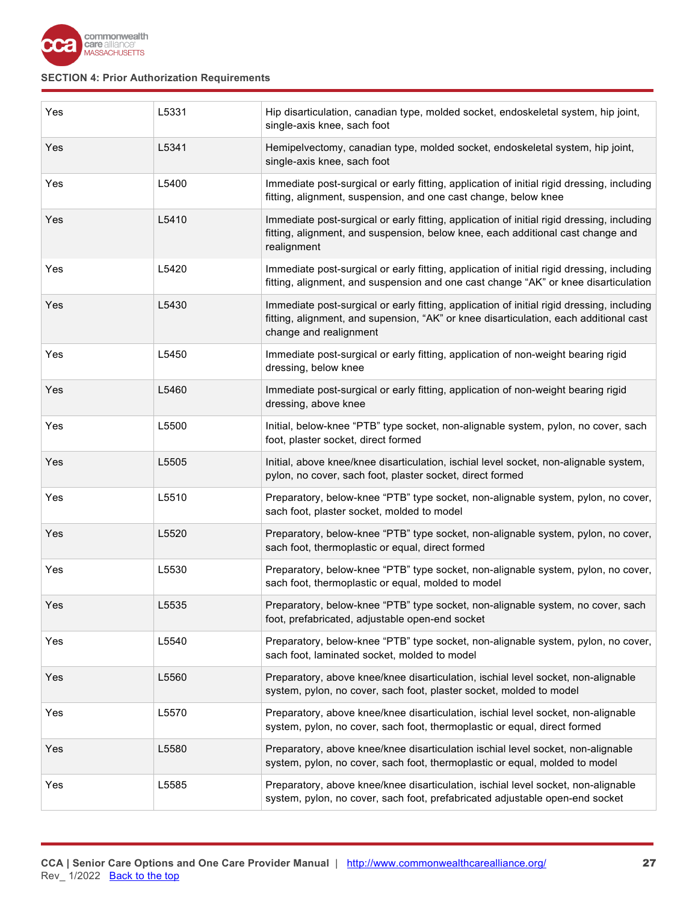## SECTION 4: Prior Authorization Requirements

| | | |
|---|---|---|
| Yes | L5331 | Hip disarticulation, canadian type, molded socket, endoskeletal system, hip joint, single-axis knee, sach foot |
| Yes | L5341 | Hemipelvectomy, canadian type, molded socket, endoskeletal system, hip joint, single-axis knee, sach foot |
| Yes | L5400 | Immediate post-surgical or early fitting, application of initial rigid dressing, including fitting, alignment, suspension, and one cast change, below knee |
| Yes | L5410 | Immediate post-surgical or early fitting, application of initial rigid dressing, including fitting, alignment, and suspension, below knee, each additional cast change and realignment |
| Yes | L5420 | Immediate post-surgical or early fitting, application of initial rigid dressing, including fitting, alignment, and suspension and one cast change “AK” or knee disarticulation |
| Yes | L5430 | Immediate post-surgical or early fitting, application of initial rigid dressing, including fitting, alignment, and supension, “AK” or knee disarticulation, each additional cast change and realignment |
| Yes | L5450 | Immediate post-surgical or early fitting, application of non-weight bearing rigid dressing, below knee |
| Yes | L5460 | Immediate post-surgical or early fitting, application of non-weight bearing rigid dressing, above knee |
| Yes | L5500 | Initial, below-knee “PTB” type socket, non-alignable system, pylon, no cover, sach foot, plaster socket, direct formed |
| Yes | L5505 | Initial, above knee/knee disarticulation, ischial level socket, non-alignable system, pylon, no cover, sach foot, plaster socket, direct formed |
| Yes | L5510 | Preparatory, below-knee “PTB” type socket, non-alignable system, pylon, no cover, sach foot, plaster socket, molded to model |
| Yes | L5520 | Preparatory, below-knee “PTB” type socket, non-alignable system, pylon, no cover, sach foot, thermoplastic or equal, direct formed |
| Yes | L5530 | Preparatory, below-knee “PTB” type socket, non-alignable system, pylon, no cover, sach foot, thermoplastic or equal, molded to model |
| Yes | L5535 | Preparatory, below-knee “PTB” type socket, non-alignable system, no cover, sach foot, prefabricated, adjustable open-end socket |
| Yes | L5540 | Preparatory, below-knee “PTB” type socket, non-alignable system, pylon, no cover, sach foot, laminated socket, molded to model |
| Yes | L5560 | Preparatory, above knee/knee disarticulation, ischial level socket, non-alignable system, pylon, no cover, sach foot, plaster socket, molded to model |
| Yes | L5570 | Preparatory, above knee/knee disarticulation, ischial level socket, non-alignable system, pylon, no cover, sach foot, thermoplastic or equal, direct formed |
| Yes | L5580 | Preparatory, above knee/knee disarticulation ischial level socket, non-alignable system, pylon, no cover, sach foot, thermoplastic or equal, molded to model |
| Yes | L5585 | Preparatory, above knee/knee disarticulation, ischial level socket, non-alignable system, pylon, no cover, sach foot, prefabricated adjustable open-end socket |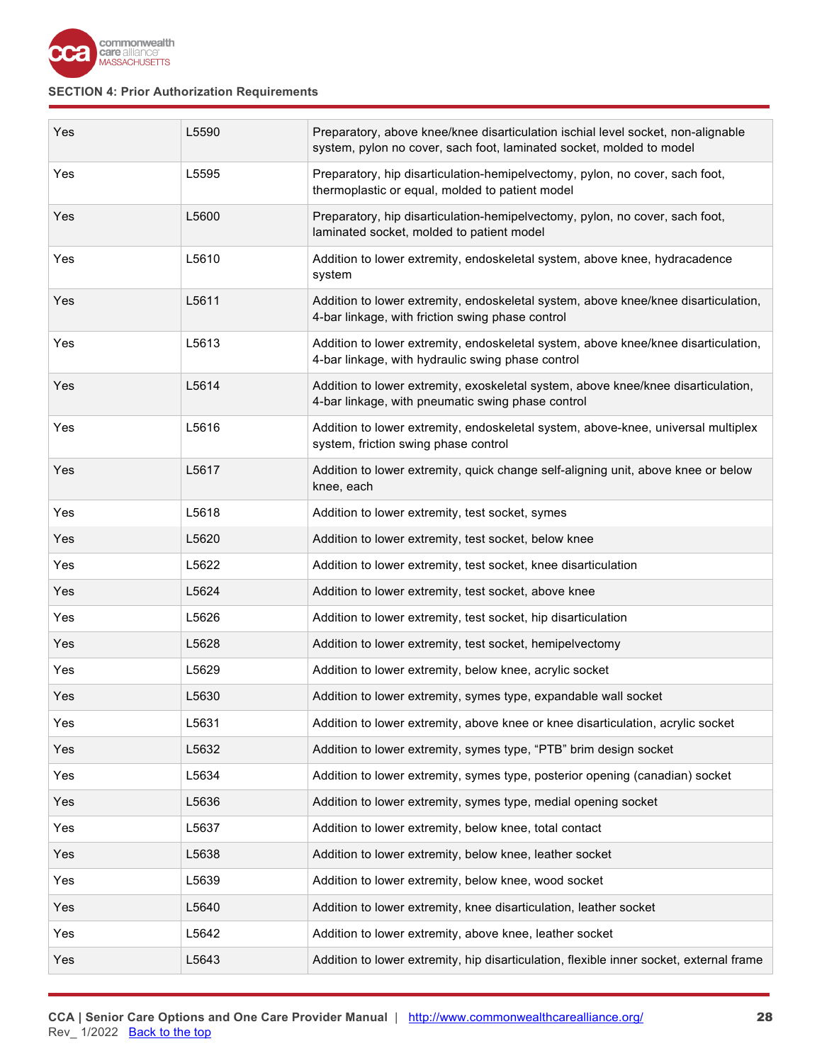| Yes | L5590 | Preparatory, above knee/knee disarticulation ischial level socket, non-alignable system, pylon no cover, sach foot, laminated socket, molded to model |
|---|---|---|
| Yes | L5595 | Preparatory, hip disarticulation-hemipelvectomy, pylon, no cover, sach foot, thermoplastic or equal, molded to patient model |
| Yes | L5600 | Preparatory, hip disarticulation-hemipelvectomy, pylon, no cover, sach foot, laminated socket, molded to patient model |
| Yes | L5610 | Addition to lower extremity, endoskeletal system, above knee, hydracadence system |
| Yes | L5611 | Addition to lower extremity, endoskeletal system, above knee/knee disarticulation, 4-bar linkage, with friction swing phase control |
| Yes | L5613 | Addition to lower extremity, endoskeletal system, above knee/knee disarticulation, 4-bar linkage, with hydraulic swing phase control |
| Yes | L5614 | Addition to lower extremity, exoskeletal system, above knee/knee disarticulation, 4-bar linkage, with pneumatic swing phase control |
| Yes | L5616 | Addition to lower extremity, endoskeletal system, above-knee, universal multiplex system, friction swing phase control |
| Yes | L5617 | Addition to lower extremity, quick change self-aligning unit, above knee or below knee, each |
| Yes | L5618 | Addition to lower extremity, test socket, symes |
| Yes | L5620 | Addition to lower extremity, test socket, below knee |
| Yes | L5622 | Addition to lower extremity, test socket, knee disarticulation |
| Yes | L5624 | Addition to lower extremity, test socket, above knee |
| Yes | L5626 | Addition to lower extremity, test socket, hip disarticulation |
| Yes | L5628 | Addition to lower extremity, test socket, hemipelvectomy |
| Yes | L5629 | Addition to lower extremity, below knee, acrylic socket |
| Yes | L5630 | Addition to lower extremity, symes type, expandable wall socket |
| Yes | L5631 | Addition to lower extremity, above knee or knee disarticulation, acrylic socket |
| Yes | L5632 | Addition to lower extremity, symes type, "PTB" brim design socket |
| Yes | L5634 | Addition to lower extremity, symes type, posterior opening (canadian) socket |
| Yes | L5636 | Addition to lower extremity, symes type, medial opening socket |
| Yes | L5637 | Addition to lower extremity, below knee, total contact |
| Yes | L5638 | Addition to lower extremity, below knee, leather socket |
| Yes | L5639 | Addition to lower extremity, below knee, wood socket |
| Yes | L5640 | Addition to lower extremity, knee disarticulation, leather socket |
| Yes | L5642 | Addition to lower extremity, above knee, leather socket |
| Yes | L5643 | Addition to lower extremity, hip disarticulation, flexible inner socket, external frame |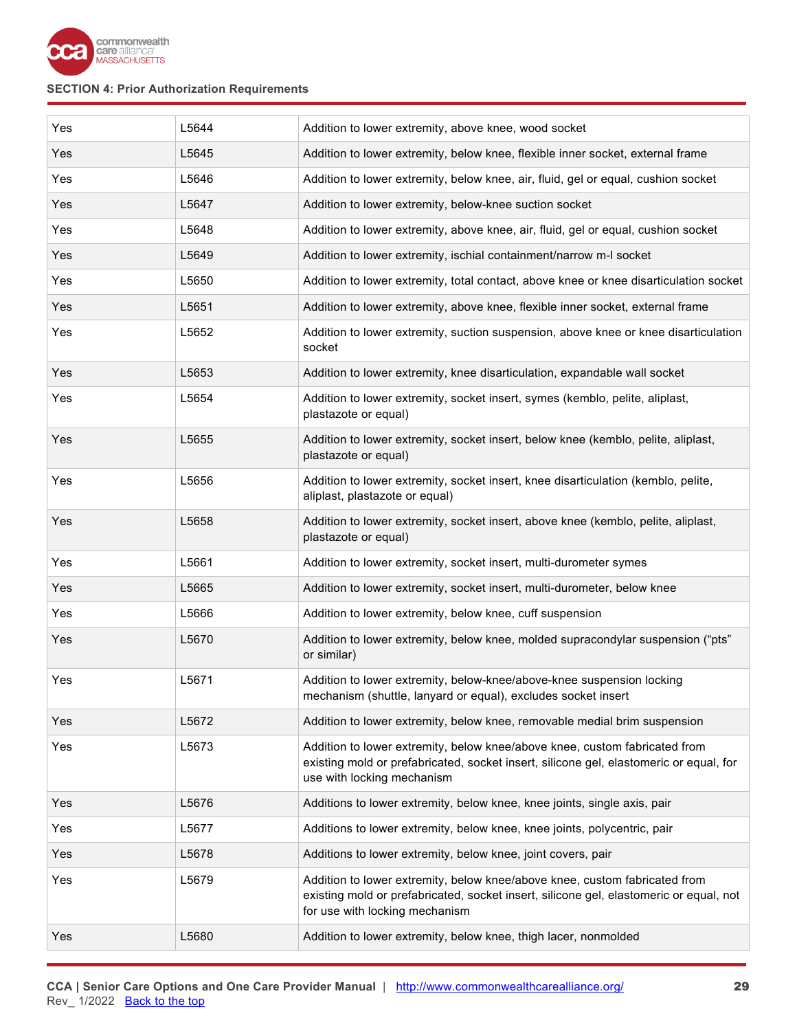## SECTION 4: Prior Authorization Requirements

| | | |
|---|---|---|
| Yes | L5644 | Addition to lower extremity, above knee, wood socket |
| Yes | L5645 | Addition to lower extremity, below knee, flexible inner socket, external frame |
| Yes | L5646 | Addition to lower extremity, below knee, air, fluid, gel or equal, cushion socket |
| Yes | L5647 | Addition to lower extremity, below-knee suction socket |
| Yes | L5648 | Addition to lower extremity, above knee, air, fluid, gel or equal, cushion socket |
| Yes | L5649 | Addition to lower extremity, ischial containment/narrow m-l socket |
| Yes | L5650 | Addition to lower extremity, total contact, above knee or knee disarticulation socket |
| Yes | L5651 | Addition to lower extremity, above knee, flexible inner socket, external frame |
| Yes | L5652 | Addition to lower extremity, suction suspension, above knee or knee disarticulation socket |
| Yes | L5653 | Addition to lower extremity, knee disarticulation, expandable wall socket |
| Yes | L5654 | Addition to lower extremity, socket insert, symes (kemblo, pelite, aliplast, plastazote or equal) |
| Yes | L5655 | Addition to lower extremity, socket insert, below knee (kemblo, pelite, aliplast, plastazote or equal) |
| Yes | L5656 | Addition to lower extremity, socket insert, knee disarticulation (kemblo, pelite, aliplast, plastazote or equal) |
| Yes | L5658 | Addition to lower extremity, socket insert, above knee (kemblo, pelite, aliplast, plastazote or equal) |
| Yes | L5661 | Addition to lower extremity, socket insert, multi-durometer symes |
| Yes | L5665 | Addition to lower extremity, socket insert, multi-durometer, below knee |
| Yes | L5666 | Addition to lower extremity, below knee, cuff suspension |
| Yes | L5670 | Addition to lower extremity, below knee, molded supracondylar suspension ("pts" or similar) |
| Yes | L5671 | Addition to lower extremity, below-knee/above-knee suspension locking mechanism (shuttle, lanyard or equal), excludes socket insert |
| Yes | L5672 | Addition to lower extremity, below knee, removable medial brim suspension |
| Yes | L5673 | Addition to lower extremity, below knee/above knee, custom fabricated from existing mold or prefabricated, socket insert, silicone gel, elastomeric or equal, for use with locking mechanism |
| Yes | L5676 | Additions to lower extremity, below knee, knee joints, single axis, pair |
| Yes | L5677 | Additions to lower extremity, below knee, knee joints, polycentric, pair |
| Yes | L5678 | Additions to lower extremity, below knee, joint covers, pair |
| Yes | L5679 | Addition to lower extremity, below knee/above knee, custom fabricated from existing mold or prefabricated, socket insert, silicone gel, elastomeric or equal, not for use with locking mechanism |
| Yes | L5680 | Addition to lower extremity, below knee, thigh lacer, nonmolded |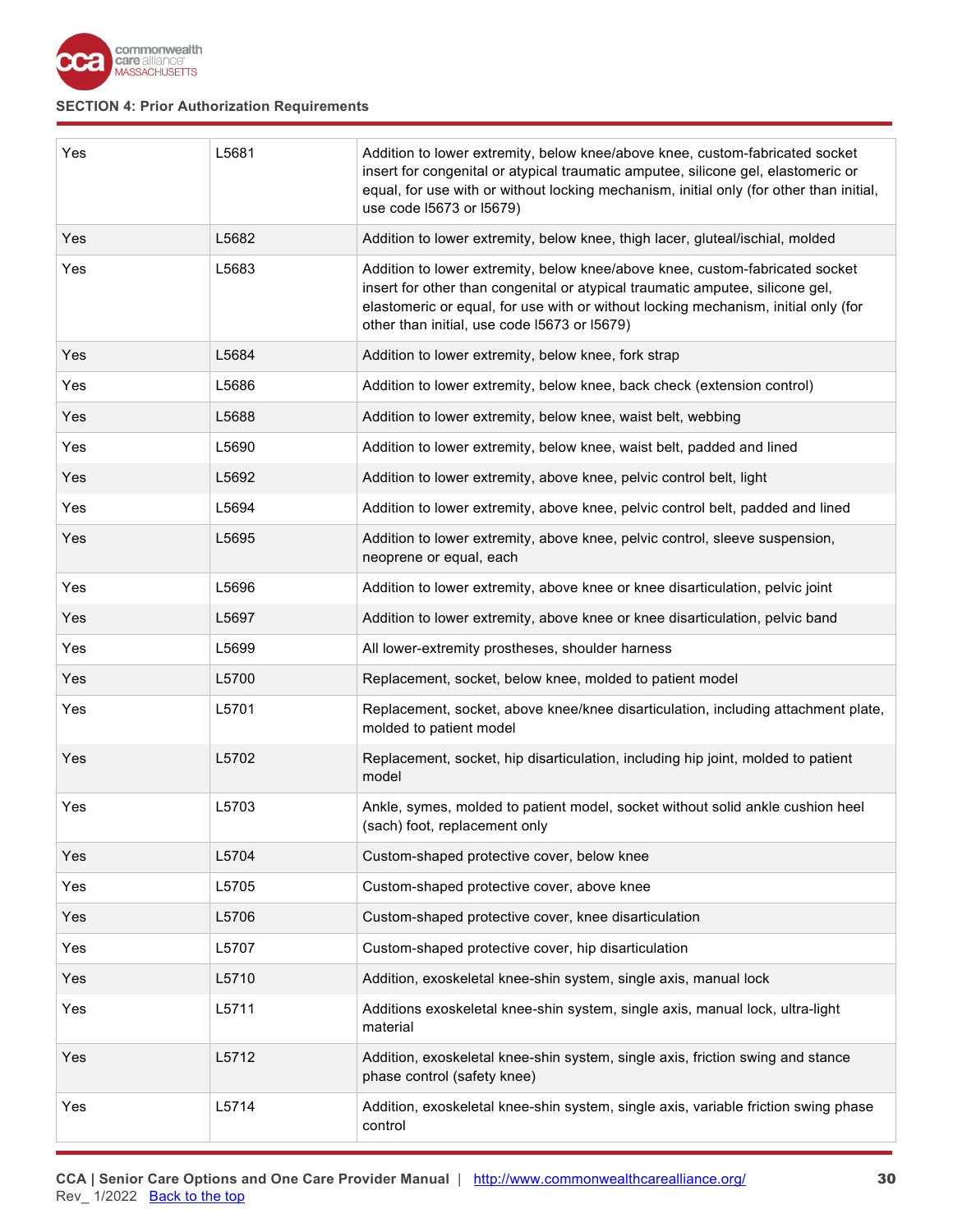## SECTION 4: Prior Authorization Requirements

| | | |
|---|---|---|
| Yes | L5681 | Addition to lower extremity, below knee/above knee, custom-fabricated socket insert for congenital or atypical traumatic amputee, silicone gel, elastomeric or equal, for use with or without locking mechanism, initial only (for other than initial, use code l5673 or l5679) |
| Yes | L5682 | Addition to lower extremity, below knee, thigh lacer, gluteal/ischial, molded |
| Yes | L5683 | Addition to lower extremity, below knee/above knee, custom-fabricated socket insert for other than congenital or atypical traumatic amputee, silicone gel, elastomeric or equal, for use with or without locking mechanism, initial only (for other than initial, use code l5673 or l5679) |
| Yes | L5684 | Addition to lower extremity, below knee, fork strap |
| Yes | L5686 | Addition to lower extremity, below knee, back check (extension control) |
| Yes | L5688 | Addition to lower extremity, below knee, waist belt, webbing |
| Yes | L5690 | Addition to lower extremity, below knee, waist belt, padded and lined |
| Yes | L5692 | Addition to lower extremity, above knee, pelvic control belt, light |
| Yes | L5694 | Addition to lower extremity, above knee, pelvic control belt, padded and lined |
| Yes | L5695 | Addition to lower extremity, above knee, pelvic control, sleeve suspension, neoprene or equal, each |
| Yes | L5696 | Addition to lower extremity, above knee or knee disarticulation, pelvic joint |
| Yes | L5697 | Addition to lower extremity, above knee or knee disarticulation, pelvic band |
| Yes | L5699 | All lower-extremity prostheses, shoulder harness |
| Yes | L5700 | Replacement, socket, below knee, molded to patient model |
| Yes | L5701 | Replacement, socket, above knee/knee disarticulation, including attachment plate, molded to patient model |
| Yes | L5702 | Replacement, socket, hip disarticulation, including hip joint, molded to patient model |
| Yes | L5703 | Ankle, symes, molded to patient model, socket without solid ankle cushion heel (sach) foot, replacement only |
| Yes | L5704 | Custom-shaped protective cover, below knee |
| Yes | L5705 | Custom-shaped protective cover, above knee |
| Yes | L5706 | Custom-shaped protective cover, knee disarticulation |
| Yes | L5707 | Custom-shaped protective cover, hip disarticulation |
| Yes | L5710 | Addition, exoskeletal knee-shin system, single axis, manual lock |
| Yes | L5711 | Additions exoskeletal knee-shin system, single axis, manual lock, ultra-light material |
| Yes | L5712 | Addition, exoskeletal knee-shin system, single axis, friction swing and stance phase control (safety knee) |
| Yes | L5714 | Addition, exoskeletal knee-shin system, single axis, variable friction swing phase control |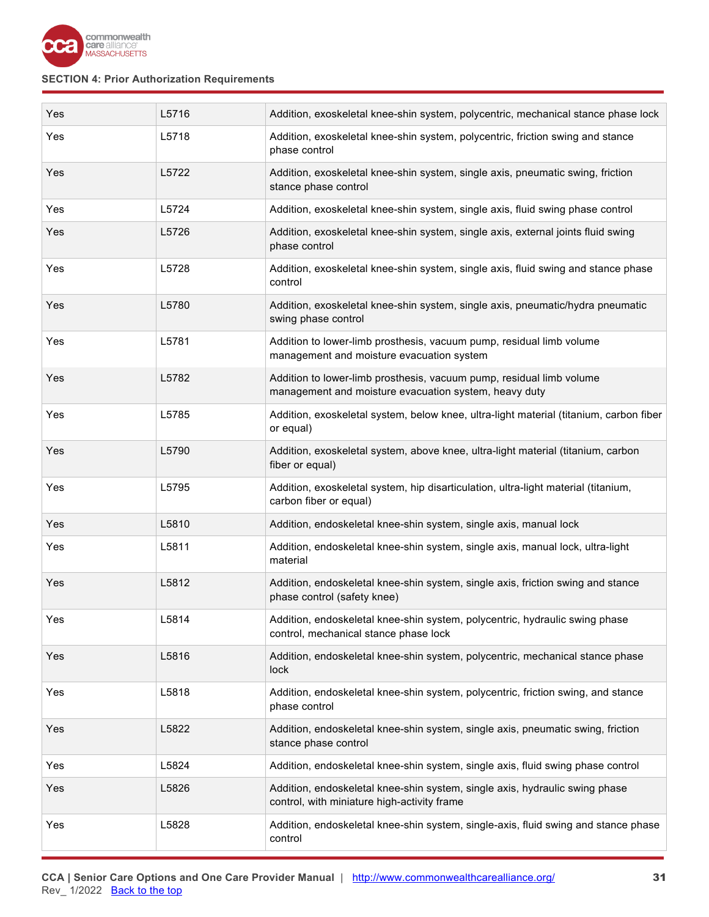| Yes | L5716 | Addition, exoskeletal knee-shin system, polycentric, mechanical stance phase lock |
|---|---|---|
| Yes | L5718 | Addition, exoskeletal knee-shin system, polycentric, friction swing and stance phase control |
| Yes | L5722 | Addition, exoskeletal knee-shin system, single axis, pneumatic swing, friction stance phase control |
| Yes | L5724 | Addition, exoskeletal knee-shin system, single axis, fluid swing phase control |
| Yes | L5726 | Addition, exoskeletal knee-shin system, single axis, external joints fluid swing phase control |
| Yes | L5728 | Addition, exoskeletal knee-shin system, single axis, fluid swing and stance phase control |
| Yes | L5780 | Addition, exoskeletal knee-shin system, single axis, pneumatic/hydra pneumatic swing phase control |
| Yes | L5781 | Addition to lower-limb prosthesis, vacuum pump, residual limb volume management and moisture evacuation system |
| Yes | L5782 | Addition to lower-limb prosthesis, vacuum pump, residual limb volume management and moisture evacuation system, heavy duty |
| Yes | L5785 | Addition, exoskeletal system, below knee, ultra-light material (titanium, carbon fiber or equal) |
| Yes | L5790 | Addition, exoskeletal system, above knee, ultra-light material (titanium, carbon fiber or equal) |
| Yes | L5795 | Addition, exoskeletal system, hip disarticulation, ultra-light material (titanium, carbon fiber or equal) |
| Yes | L5810 | Addition, endoskeletal knee-shin system, single axis, manual lock |
| Yes | L5811 | Addition, endoskeletal knee-shin system, single axis, manual lock, ultra-light material |
| Yes | L5812 | Addition, endoskeletal knee-shin system, single axis, friction swing and stance phase control (safety knee) |
| Yes | L5814 | Addition, endoskeletal knee-shin system, polycentric, hydraulic swing phase control, mechanical stance phase lock |
| Yes | L5816 | Addition, endoskeletal knee-shin system, polycentric, mechanical stance phase lock |
| Yes | L5818 | Addition, endoskeletal knee-shin system, polycentric, friction swing, and stance phase control |
| Yes | L5822 | Addition, endoskeletal knee-shin system, single axis, pneumatic swing, friction stance phase control |
| Yes | L5824 | Addition, endoskeletal knee-shin system, single axis, fluid swing phase control |
| Yes | L5826 | Addition, endoskeletal knee-shin system, single axis, hydraulic swing phase control, with miniature high-activity frame |
| Yes | L5828 | Addition, endoskeletal knee-shin system, single-axis, fluid swing and stance phase control |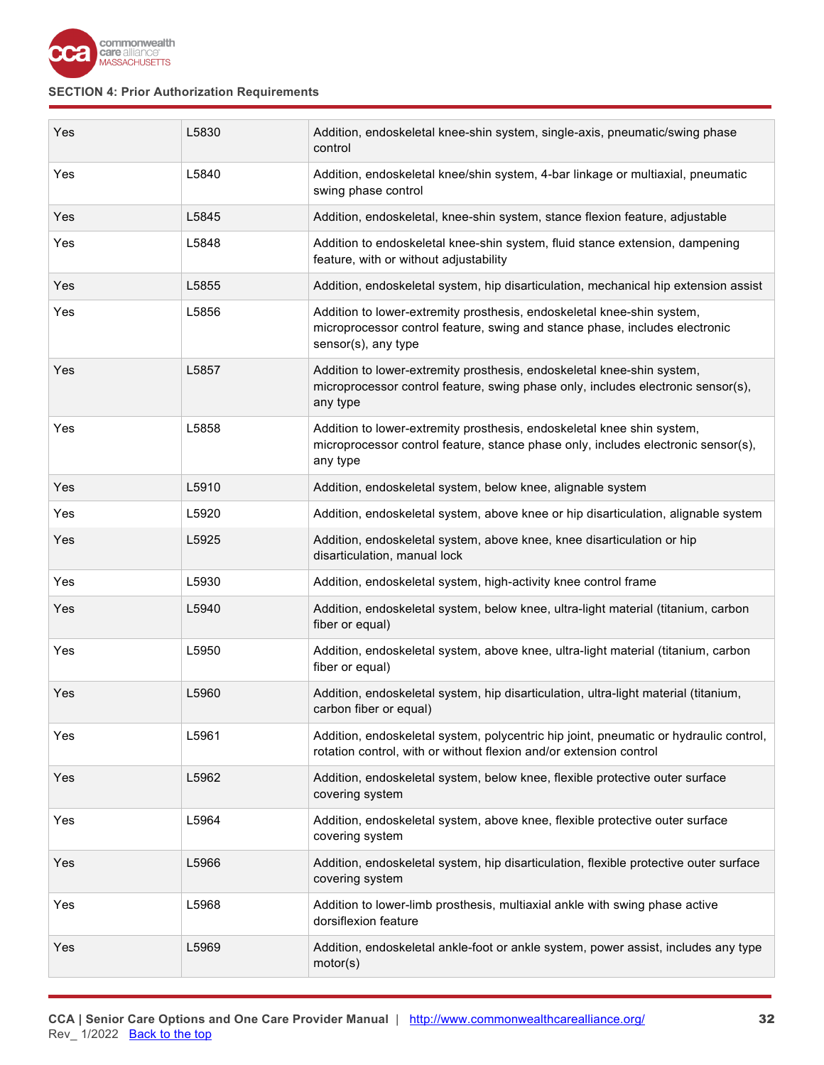## SECTION 4: Prior Authorization Requirements

| | | |
|---|---|---|
| Yes | L5830 | Addition, endoskeletal knee-shin system, single-axis, pneumatic/swing phase control |
| Yes | L5840 | Addition, endoskeletal knee/shin system, 4-bar linkage or multiaxial, pneumatic swing phase control |
| Yes | L5845 | Addition, endoskeletal, knee-shin system, stance flexion feature, adjustable |
| Yes | L5848 | Addition to endoskeletal knee-shin system, fluid stance extension, dampening feature, with or without adjustability |
| Yes | L5855 | Addition, endoskeletal system, hip disarticulation, mechanical hip extension assist |
| Yes | L5856 | Addition to lower-extremity prosthesis, endoskeletal knee-shin system, microprocessor control feature, swing and stance phase, includes electronic sensor(s), any type |
| Yes | L5857 | Addition to lower-extremity prosthesis, endoskeletal knee-shin system, microprocessor control feature, swing phase only, includes electronic sensor(s), any type |
| Yes | L5858 | Addition to lower-extremity prosthesis, endoskeletal knee shin system, microprocessor control feature, stance phase only, includes electronic sensor(s), any type |
| Yes | L5910 | Addition, endoskeletal system, below knee, alignable system |
| Yes | L5920 | Addition, endoskeletal system, above knee or hip disarticulation, alignable system |
| Yes | L5925 | Addition, endoskeletal system, above knee, knee disarticulation or hip disarticulation, manual lock |
| Yes | L5930 | Addition, endoskeletal system, high-activity knee control frame |
| Yes | L5940 | Addition, endoskeletal system, below knee, ultra-light material (titanium, carbon fiber or equal) |
| Yes | L5950 | Addition, endoskeletal system, above knee, ultra-light material (titanium, carbon fiber or equal) |
| Yes | L5960 | Addition, endoskeletal system, hip disarticulation, ultra-light material (titanium, carbon fiber or equal) |
| Yes | L5961 | Addition, endoskeletal system, polycentric hip joint, pneumatic or hydraulic control, rotation control, with or without flexion and/or extension control |
| Yes | L5962 | Addition, endoskeletal system, below knee, flexible protective outer surface covering system |
| Yes | L5964 | Addition, endoskeletal system, above knee, flexible protective outer surface covering system |
| Yes | L5966 | Addition, endoskeletal system, hip disarticulation, flexible protective outer surface covering system |
| Yes | L5968 | Addition to lower-limb prosthesis, multiaxial ankle with swing phase active dorsiflexion feature |
| Yes | L5969 | Addition, endoskeletal ankle-foot or ankle system, power assist, includes any type motor(s) |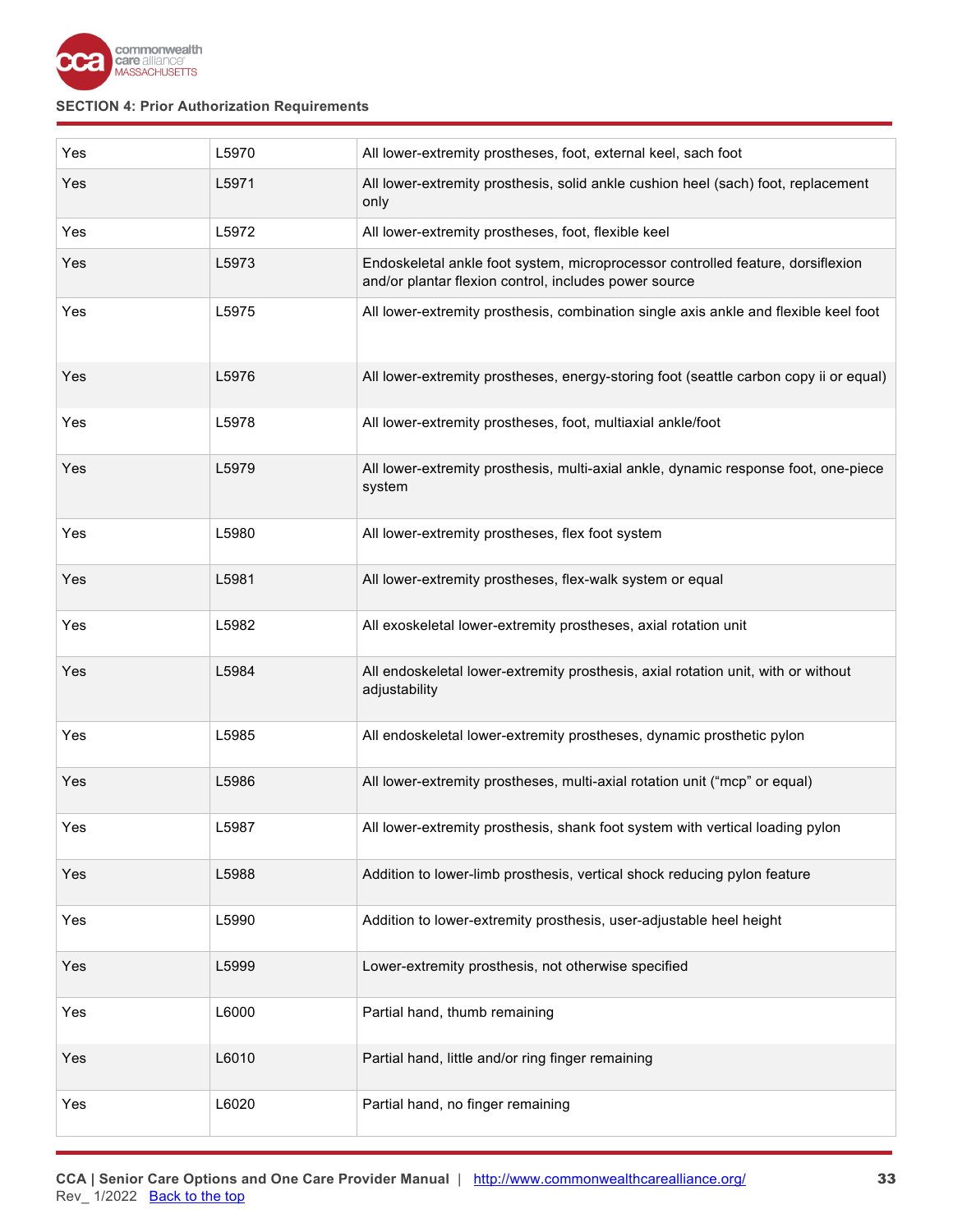## SECTION 4: Prior Authorization Requirements

| | | |
|---|---|---|
| Yes | L5970 | All lower-extremity prostheses, foot, external keel, sach foot |
| Yes | L5971 | All lower-extremity prosthesis, solid ankle cushion heel (sach) foot, replacement only |
| Yes | L5972 | All lower-extremity prostheses, foot, flexible keel |
| Yes | L5973 | Endoskeletal ankle foot system, microprocessor controlled feature, dorsiflexion and/or plantar flexion control, includes power source |
| Yes | L5975 | All lower-extremity prosthesis, combination single axis ankle and flexible keel foot |
| Yes | L5976 | All lower-extremity prostheses, energy-storing foot (seattle carbon copy ii or equal) |
| Yes | L5978 | All lower-extremity prostheses, foot, multiaxial ankle/foot |
| Yes | L5979 | All lower-extremity prosthesis, multi-axial ankle, dynamic response foot, one-piece system |
| Yes | L5980 | All lower-extremity prostheses, flex foot system |
| Yes | L5981 | All lower-extremity prostheses, flex-walk system or equal |
| Yes | L5982 | All exoskeletal lower-extremity prostheses, axial rotation unit |
| Yes | L5984 | All endoskeletal lower-extremity prosthesis, axial rotation unit, with or without adjustability |
| Yes | L5985 | All endoskeletal lower-extremity prostheses, dynamic prosthetic pylon |
| Yes | L5986 | All lower-extremity prostheses, multi-axial rotation unit ("mcp" or equal) |
| Yes | L5987 | All lower-extremity prosthesis, shank foot system with vertical loading pylon |
| Yes | L5988 | Addition to lower-limb prosthesis, vertical shock reducing pylon feature |
| Yes | L5990 | Addition to lower-extremity prosthesis, user-adjustable heel height |
| Yes | L5999 | Lower-extremity prosthesis, not otherwise specified |
| Yes | L6000 | Partial hand, thumb remaining |
| Yes | L6010 | Partial hand, little and/or ring finger remaining |
| Yes | L6020 | Partial hand, no finger remaining |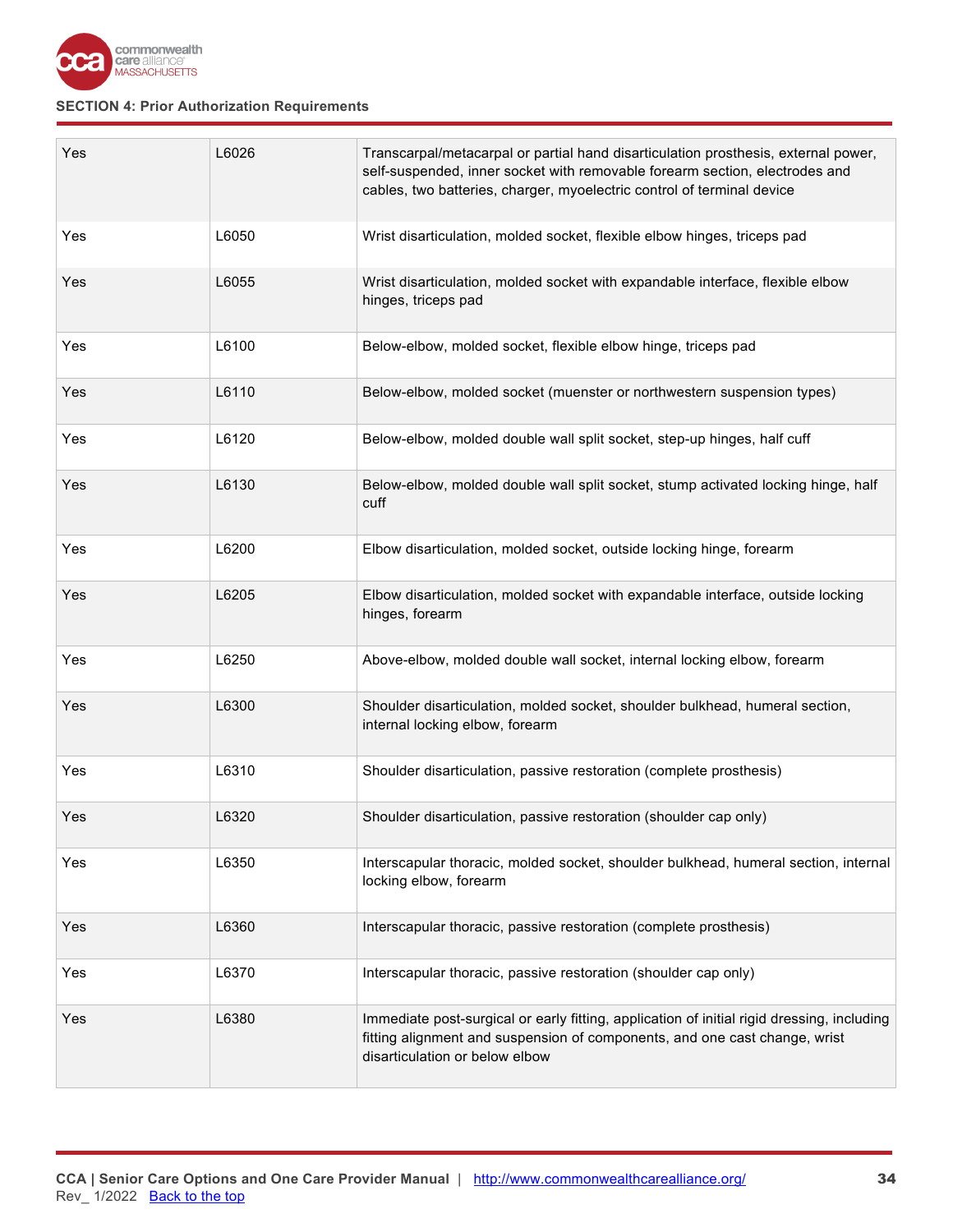| Yes | L6026 | Transcarpal/metacarpal or partial hand disarticulation prosthesis, external power, self-suspended, inner socket with removable forearm section, electrodes and cables, two batteries, charger, myoelectric control of terminal device |
|---|---|---|
| Yes | L6050 | Wrist disarticulation, molded socket, flexible elbow hinges, triceps pad |
| Yes | L6055 | Wrist disarticulation, molded socket with expandable interface, flexible elbow hinges, triceps pad |
| Yes | L6100 | Below-elbow, molded socket, flexible elbow hinge, triceps pad |
| Yes | L6110 | Below-elbow, molded socket (muenster or northwestern suspension types) |
| Yes | L6120 | Below-elbow, molded double wall split socket, step-up hinges, half cuff |
| Yes | L6130 | Below-elbow, molded double wall split socket, stump activated locking hinge, half cuff |
| Yes | L6200 | Elbow disarticulation, molded socket, outside locking hinge, forearm |
| Yes | L6205 | Elbow disarticulation, molded socket with expandable interface, outside locking hinges, forearm |
| Yes | L6250 | Above-elbow, molded double wall socket, internal locking elbow, forearm |
| Yes | L6300 | Shoulder disarticulation, molded socket, shoulder bulkhead, humeral section, internal locking elbow, forearm |
| Yes | L6310 | Shoulder disarticulation, passive restoration (complete prosthesis) |
| Yes | L6320 | Shoulder disarticulation, passive restoration (shoulder cap only) |
| Yes | L6350 | Interscapular thoracic, molded socket, shoulder bulkhead, humeral section, internal locking elbow, forearm |
| Yes | L6360 | Interscapular thoracic, passive restoration (complete prosthesis) |
| Yes | L6370 | Interscapular thoracic, passive restoration (shoulder cap only) |
| Yes | L6380 | Immediate post-surgical or early fitting, application of initial rigid dressing, including fitting alignment and suspension of components, and one cast change, wrist disarticulation or below elbow |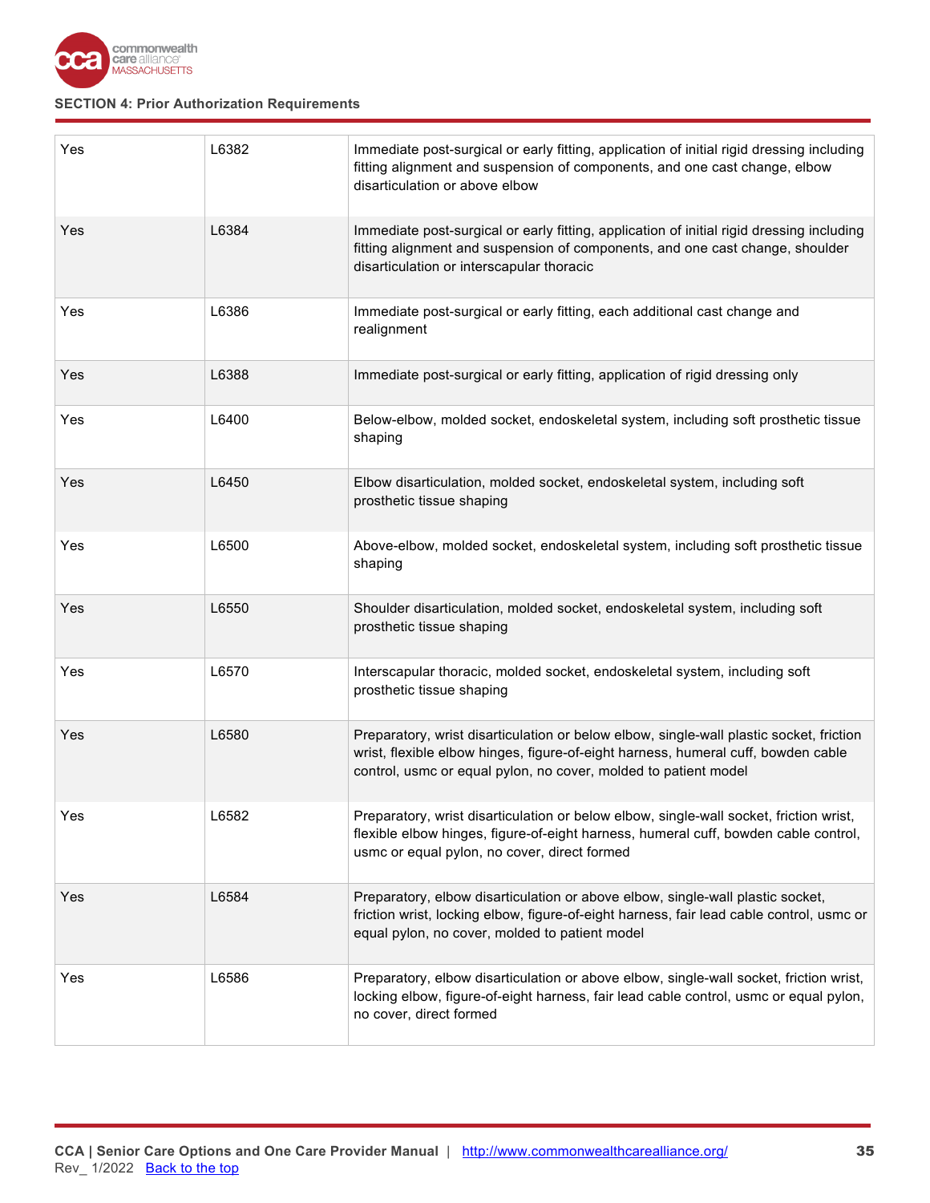| | | |
|---|---|---|
| Yes | L6382 | Immediate post-surgical or early fitting, application of initial rigid dressing including fitting alignment and suspension of components, and one cast change, elbow disarticulation or above elbow |
| Yes | L6384 | Immediate post-surgical or early fitting, application of initial rigid dressing including fitting alignment and suspension of components, and one cast change, shoulder disarticulation or interscapular thoracic |
| Yes | L6386 | Immediate post-surgical or early fitting, each additional cast change and realignment |
| Yes | L6388 | Immediate post-surgical or early fitting, application of rigid dressing only |
| Yes | L6400 | Below-elbow, molded socket, endoskeletal system, including soft prosthetic tissue shaping |
| Yes | L6450 | Elbow disarticulation, molded socket, endoskeletal system, including soft prosthetic tissue shaping |
| Yes | L6500 | Above-elbow, molded socket, endoskeletal system, including soft prosthetic tissue shaping |
| Yes | L6550 | Shoulder disarticulation, molded socket, endoskeletal system, including soft prosthetic tissue shaping |
| Yes | L6570 | Interscapular thoracic, molded socket, endoskeletal system, including soft prosthetic tissue shaping |
| Yes | L6580 | Preparatory, wrist disarticulation or below elbow, single-wall plastic socket, friction wrist, flexible elbow hinges, figure-of-eight harness, humeral cuff, bowden cable control, usmc or equal pylon, no cover, molded to patient model |
| Yes | L6582 | Preparatory, wrist disarticulation or below elbow, single-wall socket, friction wrist, flexible elbow hinges, figure-of-eight harness, humeral cuff, bowden cable control, usmc or equal pylon, no cover, direct formed |
| Yes | L6584 | Preparatory, elbow disarticulation or above elbow, single-wall plastic socket, friction wrist, locking elbow, figure-of-eight harness, fair lead cable control, usmc or equal pylon, no cover, molded to patient model |
| Yes | L6586 | Preparatory, elbow disarticulation or above elbow, single-wall socket, friction wrist, locking elbow, figure-of-eight harness, fair lead cable control, usmc or equal pylon, no cover, direct formed |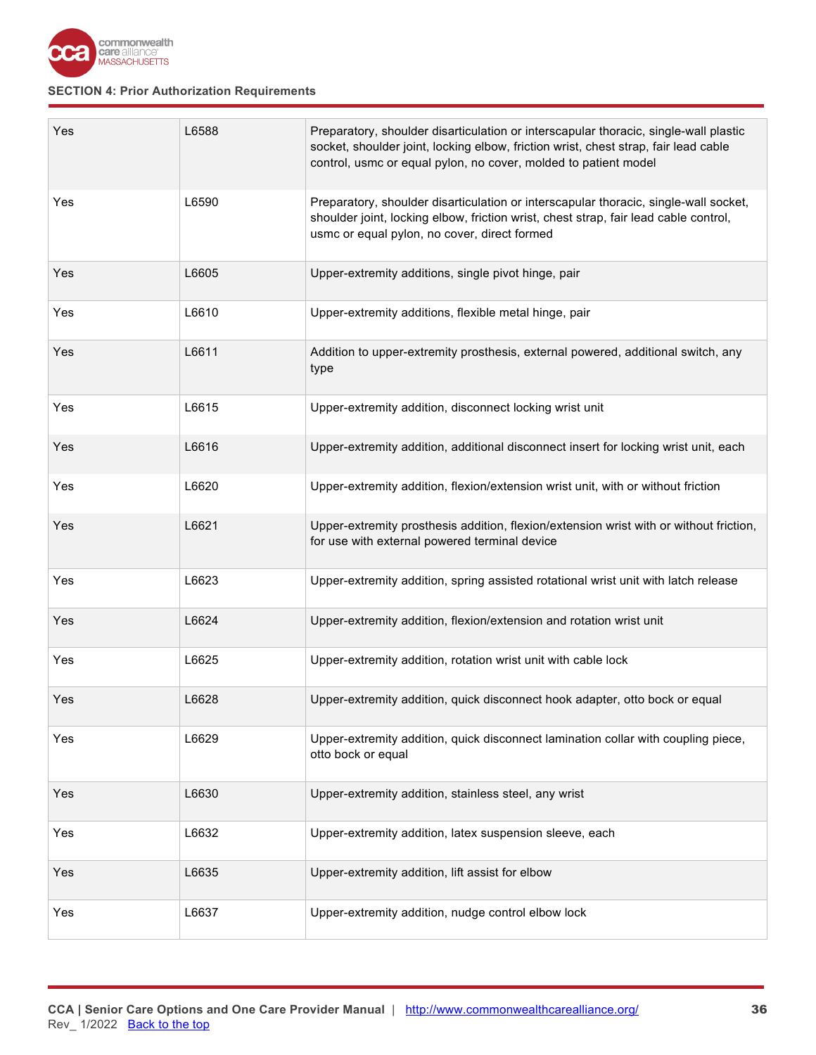| Yes | L6588 | Preparatory, shoulder disarticulation or interscapular thoracic, single-wall plastic socket, shoulder joint, locking elbow, friction wrist, chest strap, fair lead cable control, usmc or equal pylon, no cover, molded to patient model |
|---|---|---|
| Yes | L6590 | Preparatory, shoulder disarticulation or interscapular thoracic, single-wall socket, shoulder joint, locking elbow, friction wrist, chest strap, fair lead cable control, usmc or equal pylon, no cover, direct formed |
| Yes | L6605 | Upper-extremity additions, single pivot hinge, pair |
| Yes | L6610 | Upper-extremity additions, flexible metal hinge, pair |
| Yes | L6611 | Addition to upper-extremity prosthesis, external powered, additional switch, any type |
| Yes | L6615 | Upper-extremity addition, disconnect locking wrist unit |
| Yes | L6616 | Upper-extremity addition, additional disconnect insert for locking wrist unit, each |
| Yes | L6620 | Upper-extremity addition, flexion/extension wrist unit, with or without friction |
| Yes | L6621 | Upper-extremity prosthesis addition, flexion/extension wrist with or without friction, for use with external powered terminal device |
| Yes | L6623 | Upper-extremity addition, spring assisted rotational wrist unit with latch release |
| Yes | L6624 | Upper-extremity addition, flexion/extension and rotation wrist unit |
| Yes | L6625 | Upper-extremity addition, rotation wrist unit with cable lock |
| Yes | L6628 | Upper-extremity addition, quick disconnect hook adapter, otto bock or equal |
| Yes | L6629 | Upper-extremity addition, quick disconnect lamination collar with coupling piece, otto bock or equal |
| Yes | L6630 | Upper-extremity addition, stainless steel, any wrist |
| Yes | L6632 | Upper-extremity addition, latex suspension sleeve, each |
| Yes | L6635 | Upper-extremity addition, lift assist for elbow |
| Yes | L6637 | Upper-extremity addition, nudge control elbow lock |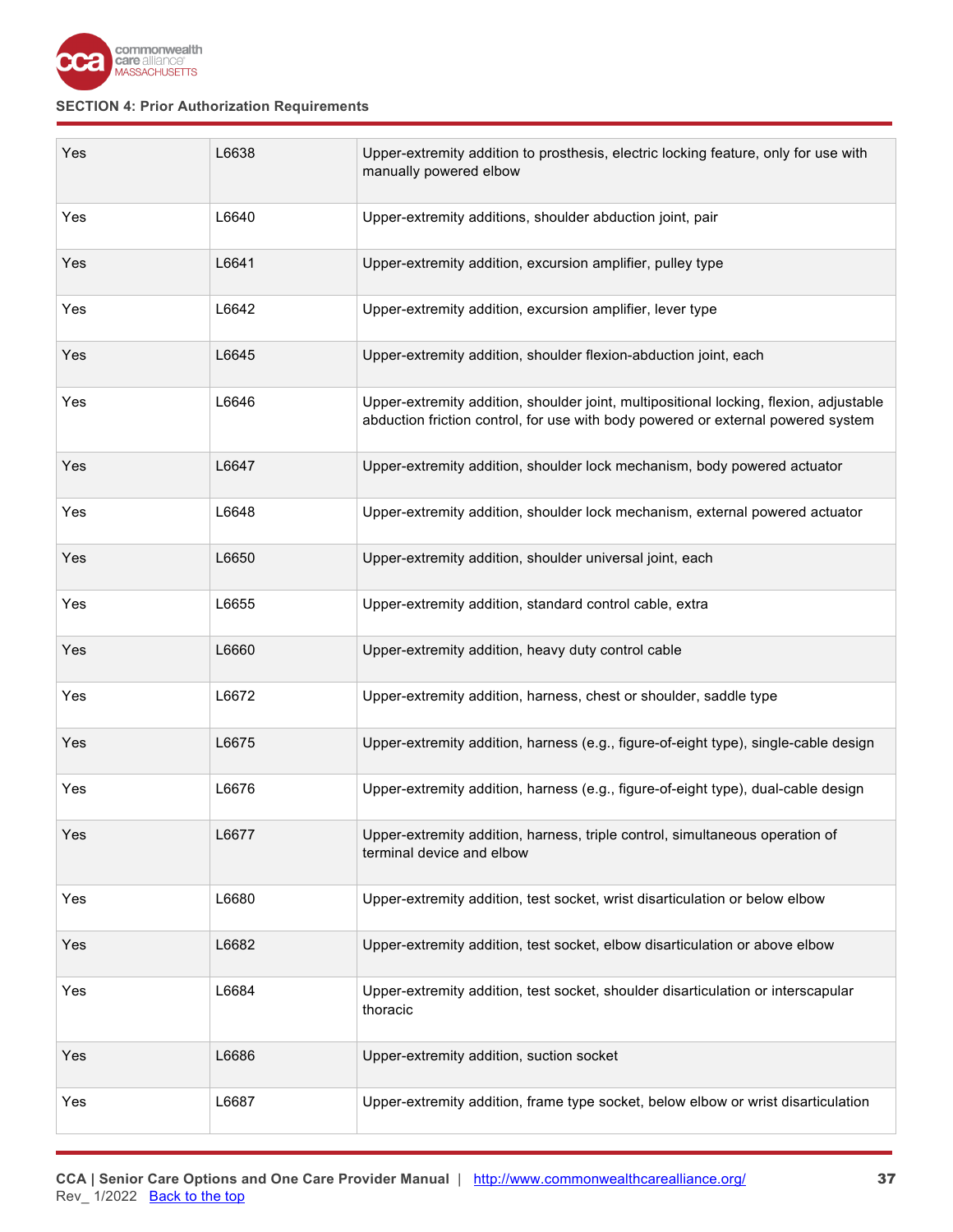SECTION 4: Prior Authorization Requirements

| | | |
|---|---|---|
| Yes | L6638 | Upper-extremity addition to prosthesis, electric locking feature, only for use with manually powered elbow |
| Yes | L6640 | Upper-extremity additions, shoulder abduction joint, pair |
| Yes | L6641 | Upper-extremity addition, excursion amplifier, pulley type |
| Yes | L6642 | Upper-extremity addition, excursion amplifier, lever type |
| Yes | L6645 | Upper-extremity addition, shoulder flexion-abduction joint, each |
| Yes | L6646 | Upper-extremity addition, shoulder joint, multipositional locking, flexion, adjustable abduction friction control, for use with body powered or external powered system |
| Yes | L6647 | Upper-extremity addition, shoulder lock mechanism, body powered actuator |
| Yes | L6648 | Upper-extremity addition, shoulder lock mechanism, external powered actuator |
| Yes | L6650 | Upper-extremity addition, shoulder universal joint, each |
| Yes | L6655 | Upper-extremity addition, standard control cable, extra |
| Yes | L6660 | Upper-extremity addition, heavy duty control cable |
| Yes | L6672 | Upper-extremity addition, harness, chest or shoulder, saddle type |
| Yes | L6675 | Upper-extremity addition, harness (e.g., figure-of-eight type), single-cable design |
| Yes | L6676 | Upper-extremity addition, harness (e.g., figure-of-eight type), dual-cable design |
| Yes | L6677 | Upper-extremity addition, harness, triple control, simultaneous operation of terminal device and elbow |
| Yes | L6680 | Upper-extremity addition, test socket, wrist disarticulation or below elbow |
| Yes | L6682 | Upper-extremity addition, test socket, elbow disarticulation or above elbow |
| Yes | L6684 | Upper-extremity addition, test socket, shoulder disarticulation or interscapular thoracic |
| Yes | L6686 | Upper-extremity addition, suction socket |
| Yes | L6687 | Upper-extremity addition, frame type socket, below elbow or wrist disarticulation |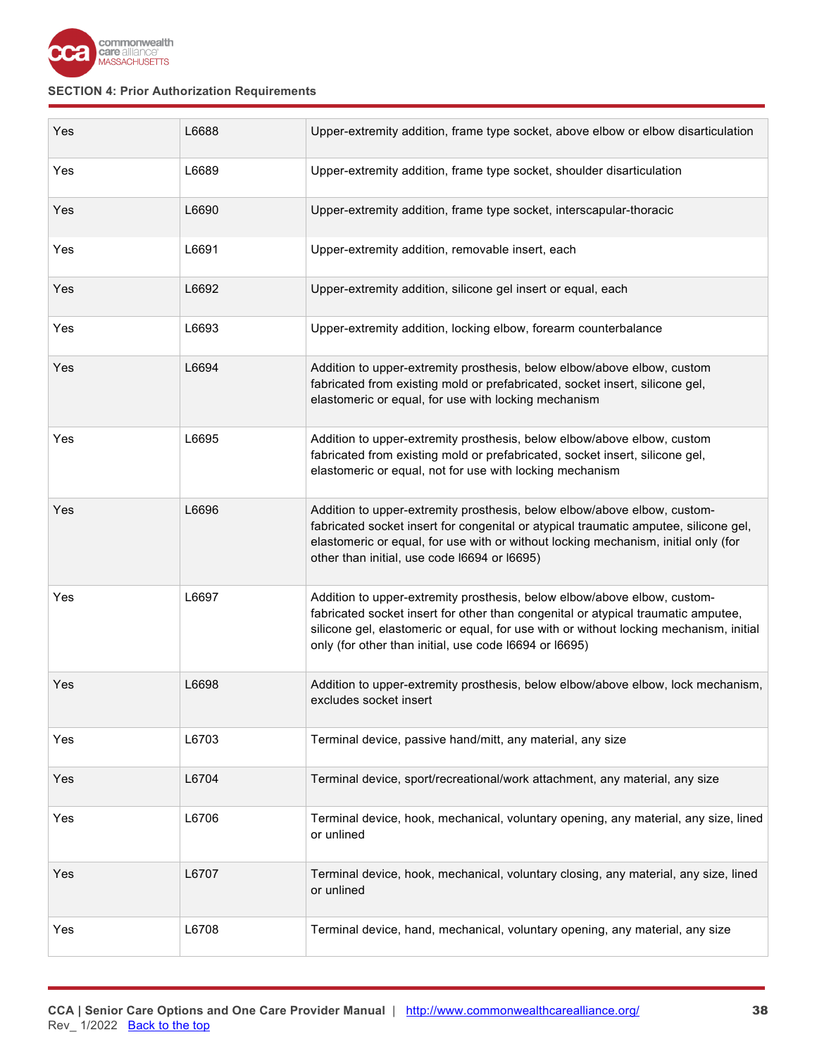SECTION 4: Prior Authorization Requirements

| | | |
|---|---|---|
| Yes | L6688 | Upper-extremity addition, frame type socket, above elbow or elbow disarticulation |
| Yes | L6689 | Upper-extremity addition, frame type socket, shoulder disarticulation |
| Yes | L6690 | Upper-extremity addition, frame type socket, interscapular-thoracic |
| Yes | L6691 | Upper-extremity addition, removable insert, each |
| Yes | L6692 | Upper-extremity addition, silicone gel insert or equal, each |
| Yes | L6693 | Upper-extremity addition, locking elbow, forearm counterbalance |
| Yes | L6694 | Addition to upper-extremity prosthesis, below elbow/above elbow, custom fabricated from existing mold or prefabricated, socket insert, silicone gel, elastomeric or equal, for use with locking mechanism |
| Yes | L6695 | Addition to upper-extremity prosthesis, below elbow/above elbow, custom fabricated from existing mold or prefabricated, socket insert, silicone gel, elastomeric or equal, not for use with locking mechanism |
| Yes | L6696 | Addition to upper-extremity prosthesis, below elbow/above elbow, custom-fabricated socket insert for congenital or atypical traumatic amputee, silicone gel, elastomeric or equal, for use with or without locking mechanism, initial only (for other than initial, use code l6694 or l6695) |
| Yes | L6697 | Addition to upper-extremity prosthesis, below elbow/above elbow, custom-fabricated socket insert for other than congenital or atypical traumatic amputee, silicone gel, elastomeric or equal, for use with or without locking mechanism, initial only (for other than initial, use code l6694 or l6695) |
| Yes | L6698 | Addition to upper-extremity prosthesis, below elbow/above elbow, lock mechanism, excludes socket insert |
| Yes | L6703 | Terminal device, passive hand/mitt, any material, any size |
| Yes | L6704 | Terminal device, sport/recreational/work attachment, any material, any size |
| Yes | L6706 | Terminal device, hook, mechanical, voluntary opening, any material, any size, lined or unlined |
| Yes | L6707 | Terminal device, hook, mechanical, voluntary closing, any material, any size, lined or unlined |
| Yes | L6708 | Terminal device, hand, mechanical, voluntary opening, any material, any size |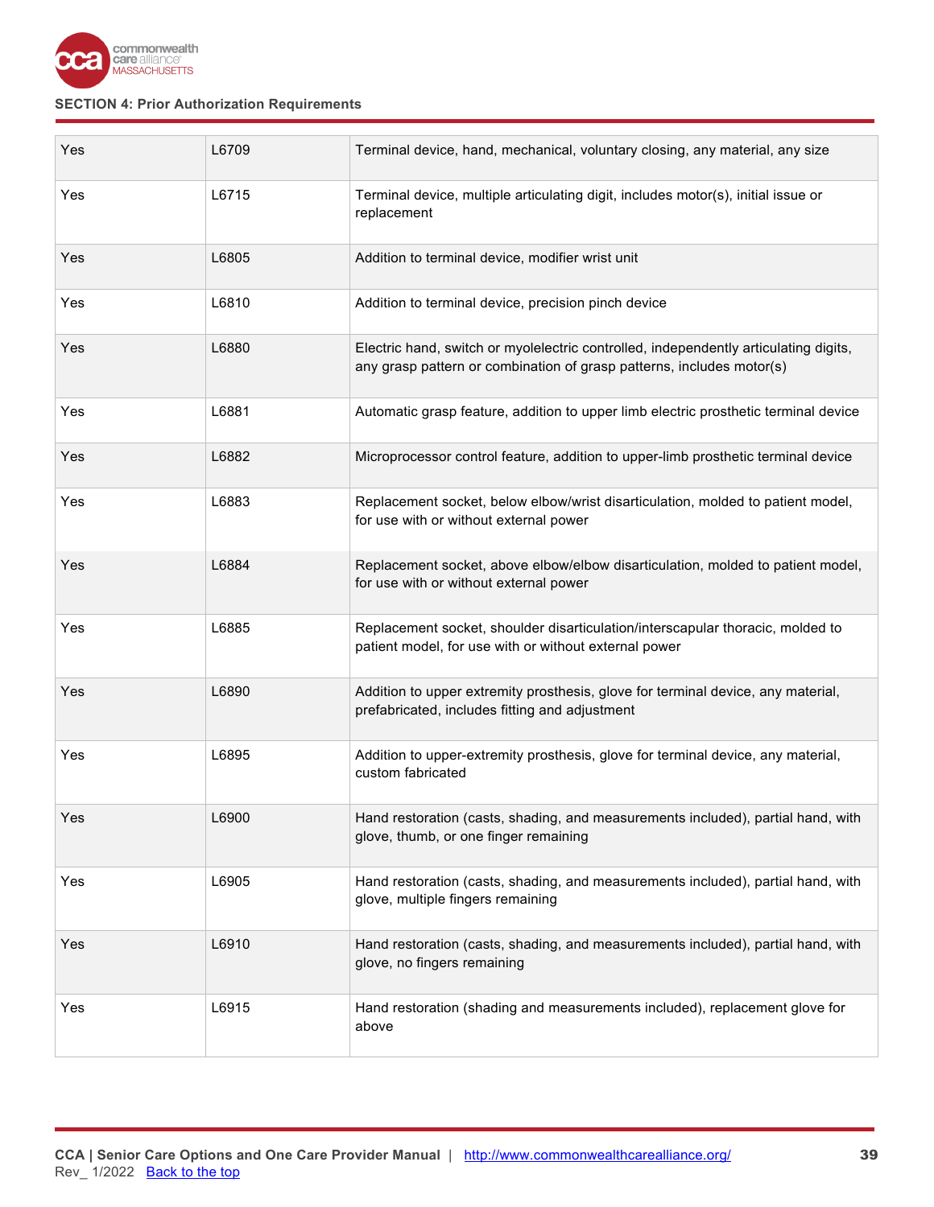## SECTION 4: Prior Authorization Requirements

| | | |
|---|---|---|
| Yes | L6709 | Terminal device, hand, mechanical, voluntary closing, any material, any size |
| Yes | L6715 | Terminal device, multiple articulating digit, includes motor(s), initial issue or replacement |
| Yes | L6805 | Addition to terminal device, modifier wrist unit |
| Yes | L6810 | Addition to terminal device, precision pinch device |
| Yes | L6880 | Electric hand, switch or myolelectric controlled, independently articulating digits, any grasp pattern or combination of grasp patterns, includes motor(s) |
| Yes | L6881 | Automatic grasp feature, addition to upper limb electric prosthetic terminal device |
| Yes | L6882 | Microprocessor control feature, addition to upper-limb prosthetic terminal device |
| Yes | L6883 | Replacement socket, below elbow/wrist disarticulation, molded to patient model, for use with or without external power |
| Yes | L6884 | Replacement socket, above elbow/elbow disarticulation, molded to patient model, for use with or without external power |
| Yes | L6885 | Replacement socket, shoulder disarticulation/interscapular thoracic, molded to patient model, for use with or without external power |
| Yes | L6890 | Addition to upper extremity prosthesis, glove for terminal device, any material, prefabricated, includes fitting and adjustment |
| Yes | L6895 | Addition to upper-extremity prosthesis, glove for terminal device, any material, custom fabricated |
| Yes | L6900 | Hand restoration (casts, shading, and measurements included), partial hand, with glove, thumb, or one finger remaining |
| Yes | L6905 | Hand restoration (casts, shading, and measurements included), partial hand, with glove, multiple fingers remaining |
| Yes | L6910 | Hand restoration (casts, shading, and measurements included), partial hand, with glove, no fingers remaining |
| Yes | L6915 | Hand restoration (shading and measurements included), replacement glove for above |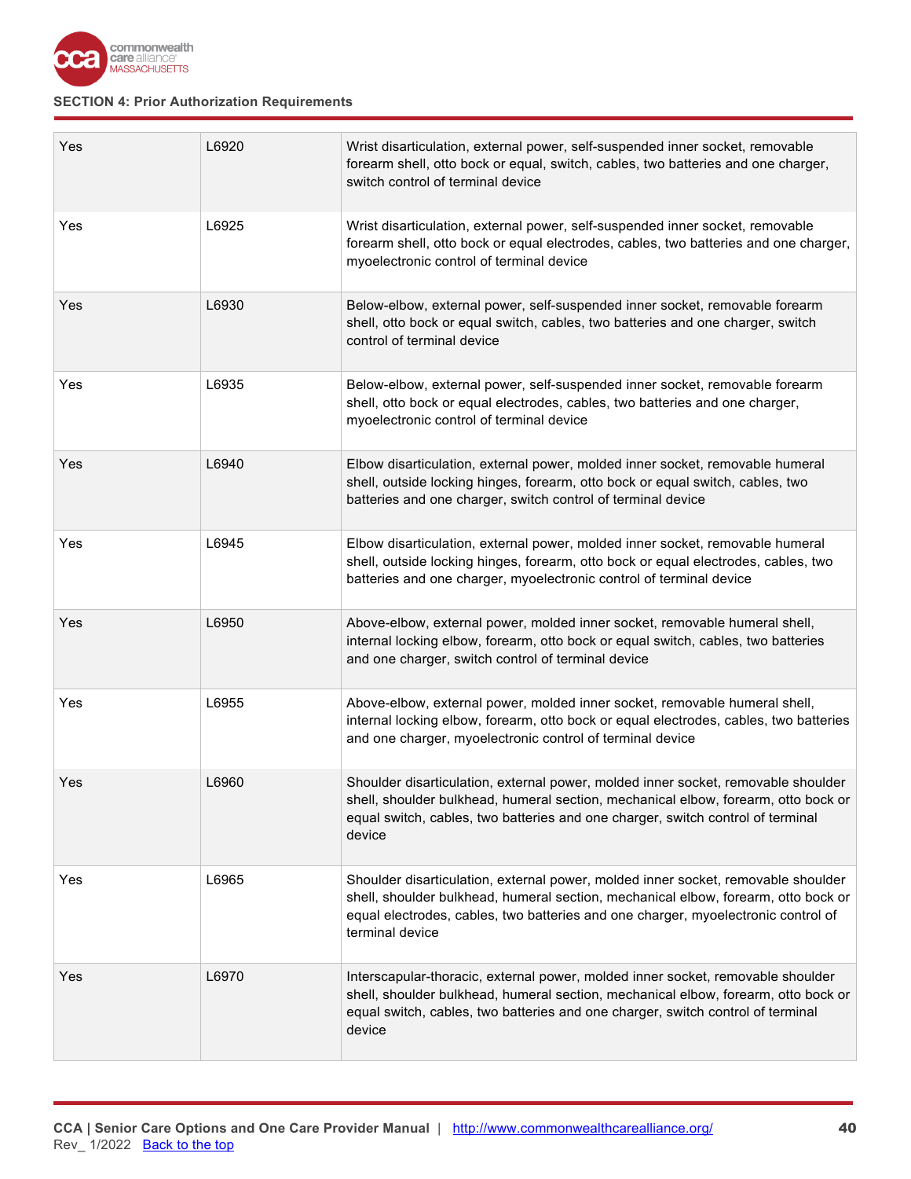## SECTION 4: Prior Authorization Requirements

| | | |
|---|---|---|
| Yes | L6920 | Wrist disarticulation, external power, self-suspended inner socket, removable forearm shell, otto bock or equal, switch, cables, two batteries and one charger, switch control of terminal device |
| Yes | L6925 | Wrist disarticulation, external power, self-suspended inner socket, removable forearm shell, otto bock or equal electrodes, cables, two batteries and one charger, myoelectronic control of terminal device |
| Yes | L6930 | Below-elbow, external power, self-suspended inner socket, removable forearm shell, otto bock or equal switch, cables, two batteries and one charger, switch control of terminal device |
| Yes | L6935 | Below-elbow, external power, self-suspended inner socket, removable forearm shell, otto bock or equal electrodes, cables, two batteries and one charger, myoelectronic control of terminal device |
| Yes | L6940 | Elbow disarticulation, external power, molded inner socket, removable humeral shell, outside locking hinges, forearm, otto bock or equal switch, cables, two batteries and one charger, switch control of terminal device |
| Yes | L6945 | Elbow disarticulation, external power, molded inner socket, removable humeral shell, outside locking hinges, forearm, otto bock or equal electrodes, cables, two batteries and one charger, myoelectronic control of terminal device |
| Yes | L6950 | Above-elbow, external power, molded inner socket, removable humeral shell, internal locking elbow, forearm, otto bock or equal switch, cables, two batteries and one charger, switch control of terminal device |
| Yes | L6955 | Above-elbow, external power, molded inner socket, removable humeral shell, internal locking elbow, forearm, otto bock or equal electrodes, cables, two batteries and one charger, myoelectronic control of terminal device |
| Yes | L6960 | Shoulder disarticulation, external power, molded inner socket, removable shoulder shell, shoulder bulkhead, humeral section, mechanical elbow, forearm, otto bock or equal switch, cables, two batteries and one charger, switch control of terminal device |
| Yes | L6965 | Shoulder disarticulation, external power, molded inner socket, removable shoulder shell, shoulder bulkhead, humeral section, mechanical elbow, forearm, otto bock or equal electrodes, cables, two batteries and one charger, myoelectronic control of terminal device |
| Yes | L6970 | Interscapular-thoracic, external power, molded inner socket, removable shoulder shell, shoulder bulkhead, humeral section, mechanical elbow, forearm, otto bock or equal switch, cables, two batteries and one charger, switch control of terminal device |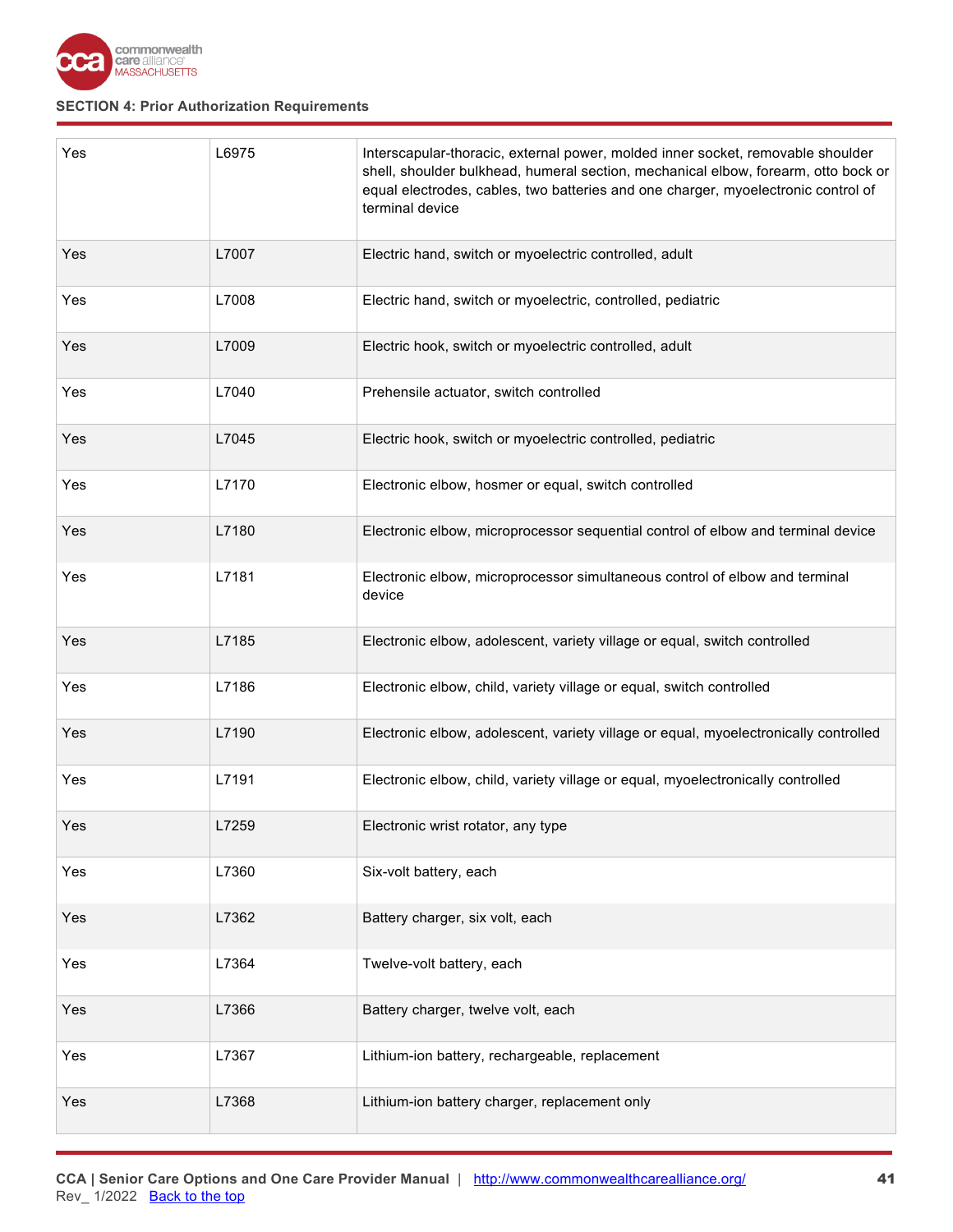SECTION 4: Prior Authorization Requirements

| | | |
|---|---|---|
| Yes | L6975 | Interscapular-thoracic, external power, molded inner socket, removable shoulder shell, shoulder bulkhead, humeral section, mechanical elbow, forearm, otto bock or equal electrodes, cables, two batteries and one charger, myoelectronic control of terminal device |
| Yes | L7007 | Electric hand, switch or myoelectric controlled, adult |
| Yes | L7008 | Electric hand, switch or myoelectric, controlled, pediatric |
| Yes | L7009 | Electric hook, switch or myoelectric controlled, adult |
| Yes | L7040 | Prehensile actuator, switch controlled |
| Yes | L7045 | Electric hook, switch or myoelectric controlled, pediatric |
| Yes | L7170 | Electronic elbow, hosmer or equal, switch controlled |
| Yes | L7180 | Electronic elbow, microprocessor sequential control of elbow and terminal device |
| Yes | L7181 | Electronic elbow, microprocessor simultaneous control of elbow and terminal device |
| Yes | L7185 | Electronic elbow, adolescent, variety village or equal, switch controlled |
| Yes | L7186 | Electronic elbow, child, variety village or equal, switch controlled |
| Yes | L7190 | Electronic elbow, adolescent, variety village or equal, myoelectronically controlled |
| Yes | L7191 | Electronic elbow, child, variety village or equal, myoelectronically controlled |
| Yes | L7259 | Electronic wrist rotator, any type |
| Yes | L7360 | Six-volt battery, each |
| Yes | L7362 | Battery charger, six volt, each |
| Yes | L7364 | Twelve-volt battery, each |
| Yes | L7366 | Battery charger, twelve volt, each |
| Yes | L7367 | Lithium-ion battery, rechargeable, replacement |
| Yes | L7368 | Lithium-ion battery charger, replacement only |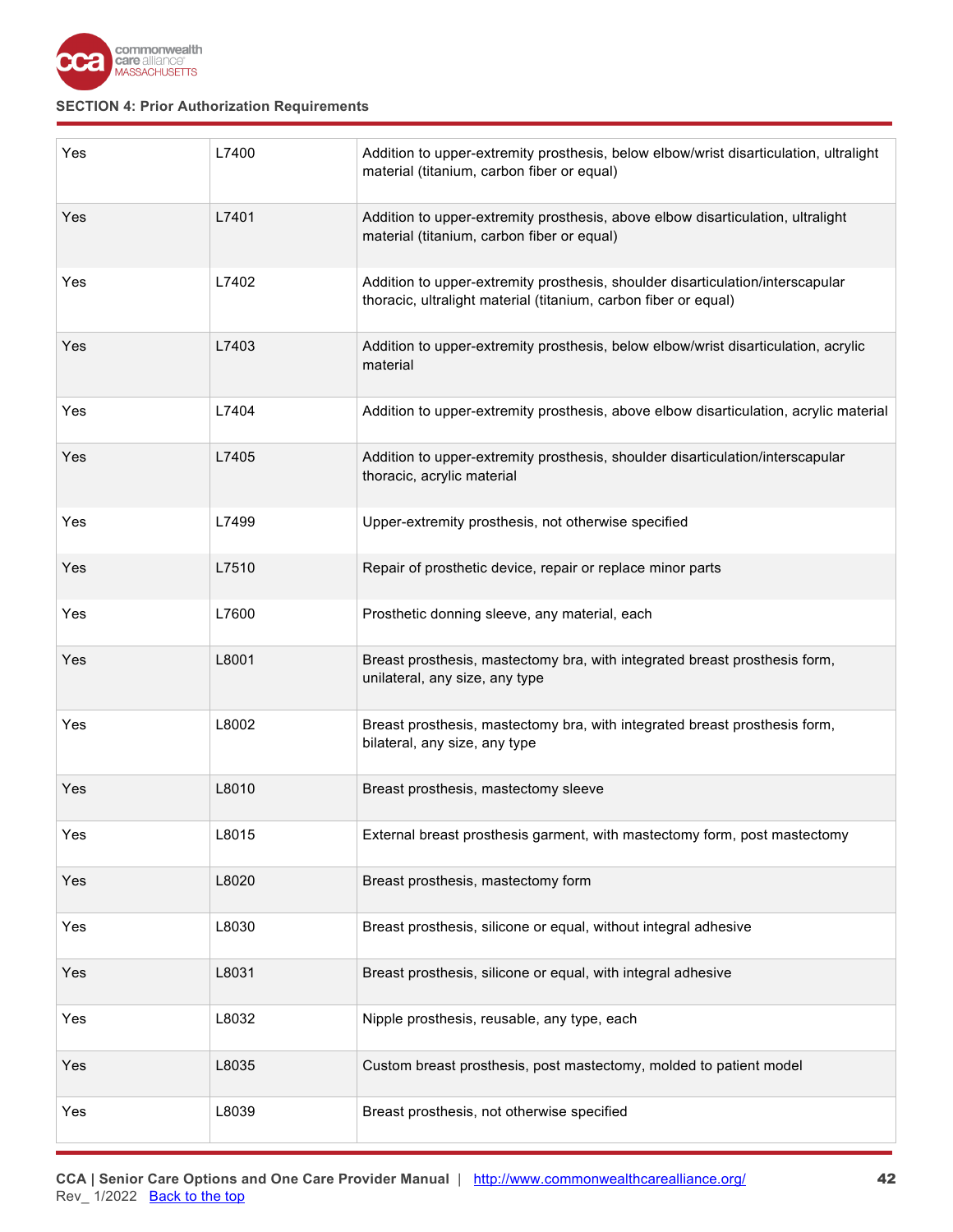**SECTION 4: Prior Authorization Requirements**

| | | |
|---|---|---|
| Yes | L7400 | Addition to upper-extremity prosthesis, below elbow/wrist disarticulation, ultralight material (titanium, carbon fiber or equal) |
| Yes | L7401 | Addition to upper-extremity prosthesis, above elbow disarticulation, ultralight material (titanium, carbon fiber or equal) |
| Yes | L7402 | Addition to upper-extremity prosthesis, shoulder disarticulation/interscapular thoracic, ultralight material (titanium, carbon fiber or equal) |
| Yes | L7403 | Addition to upper-extremity prosthesis, below elbow/wrist disarticulation, acrylic material |
| Yes | L7404 | Addition to upper-extremity prosthesis, above elbow disarticulation, acrylic material |
| Yes | L7405 | Addition to upper-extremity prosthesis, shoulder disarticulation/interscapular thoracic, acrylic material |
| Yes | L7499 | Upper-extremity prosthesis, not otherwise specified |
| Yes | L7510 | Repair of prosthetic device, repair or replace minor parts |
| Yes | L7600 | Prosthetic donning sleeve, any material, each |
| Yes | L8001 | Breast prosthesis, mastectomy bra, with integrated breast prosthesis form, unilateral, any size, any type |
| Yes | L8002 | Breast prosthesis, mastectomy bra, with integrated breast prosthesis form, bilateral, any size, any type |
| Yes | L8010 | Breast prosthesis, mastectomy sleeve |
| Yes | L8015 | External breast prosthesis garment, with mastectomy form, post mastectomy |
| Yes | L8020 | Breast prosthesis, mastectomy form |
| Yes | L8030 | Breast prosthesis, silicone or equal, without integral adhesive |
| Yes | L8031 | Breast prosthesis, silicone or equal, with integral adhesive |
| Yes | L8032 | Nipple prosthesis, reusable, any type, each |
| Yes | L8035 | Custom breast prosthesis, post mastectomy, molded to patient model |
| Yes | L8039 | Breast prosthesis, not otherwise specified |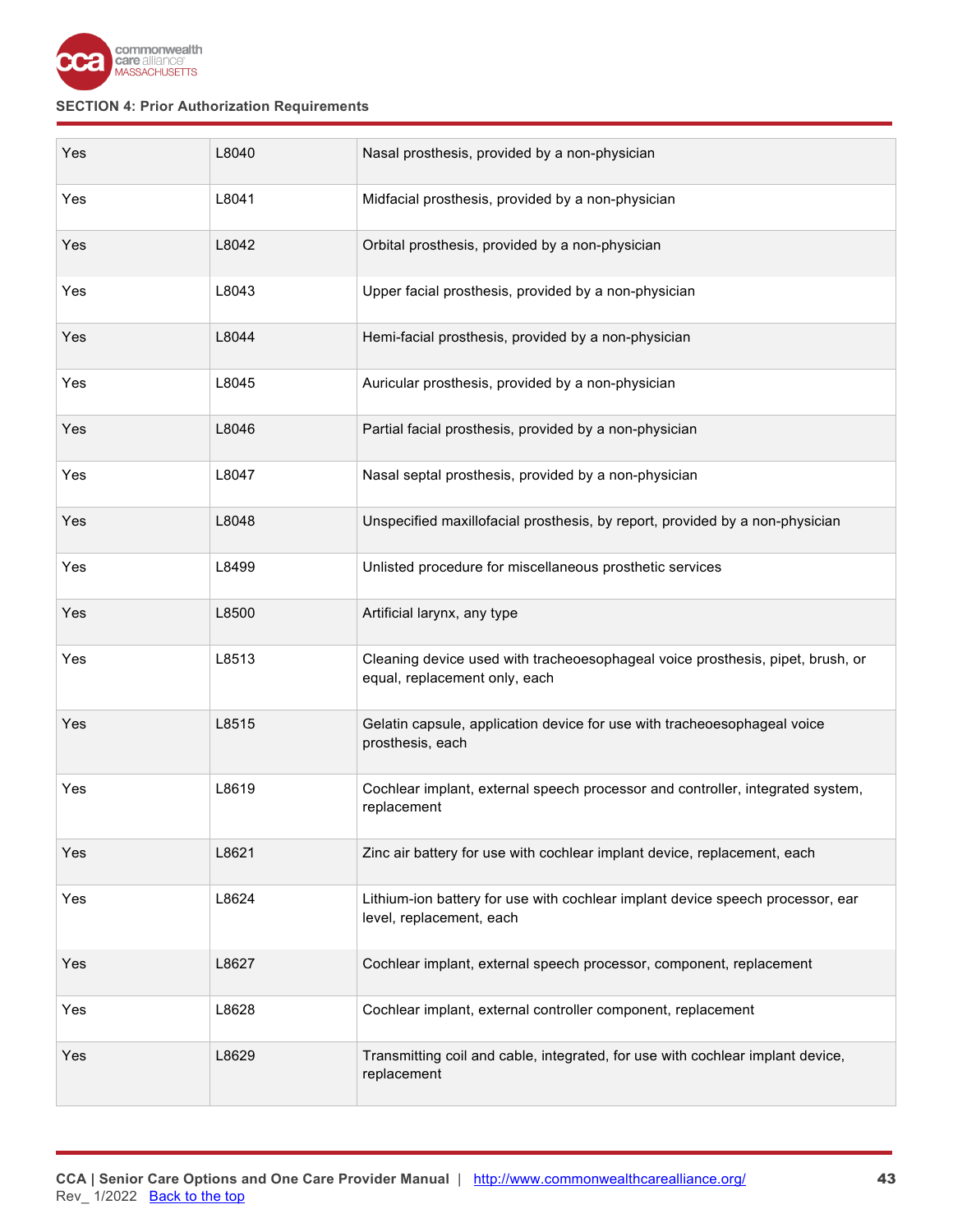| | | |
|---|---|---|
| Yes | L8040 | Nasal prosthesis, provided by a non-physician |
| Yes | L8041 | Midfacial prosthesis, provided by a non-physician |
| Yes | L8042 | Orbital prosthesis, provided by a non-physician |
| Yes | L8043 | Upper facial prosthesis, provided by a non-physician |
| Yes | L8044 | Hemi-facial prosthesis, provided by a non-physician |
| Yes | L8045 | Auricular prosthesis, provided by a non-physician |
| Yes | L8046 | Partial facial prosthesis, provided by a non-physician |
| Yes | L8047 | Nasal septal prosthesis, provided by a non-physician |
| Yes | L8048 | Unspecified maxillofacial prosthesis, by report, provided by a non-physician |
| Yes | L8499 | Unlisted procedure for miscellaneous prosthetic services |
| Yes | L8500 | Artificial larynx, any type |
| Yes | L8513 | Cleaning device used with tracheoesophageal voice prosthesis, pipet, brush, or equal, replacement only, each |
| Yes | L8515 | Gelatin capsule, application device for use with tracheoesophageal voice prosthesis, each |
| Yes | L8619 | Cochlear implant, external speech processor and controller, integrated system, replacement |
| Yes | L8621 | Zinc air battery for use with cochlear implant device, replacement, each |
| Yes | L8624 | Lithium-ion battery for use with cochlear implant device speech processor, ear level, replacement, each |
| Yes | L8627 | Cochlear implant, external speech processor, component, replacement |
| Yes | L8628 | Cochlear implant, external controller component, replacement |
| Yes | L8629 | Transmitting coil and cable, integrated, for use with cochlear implant device, replacement |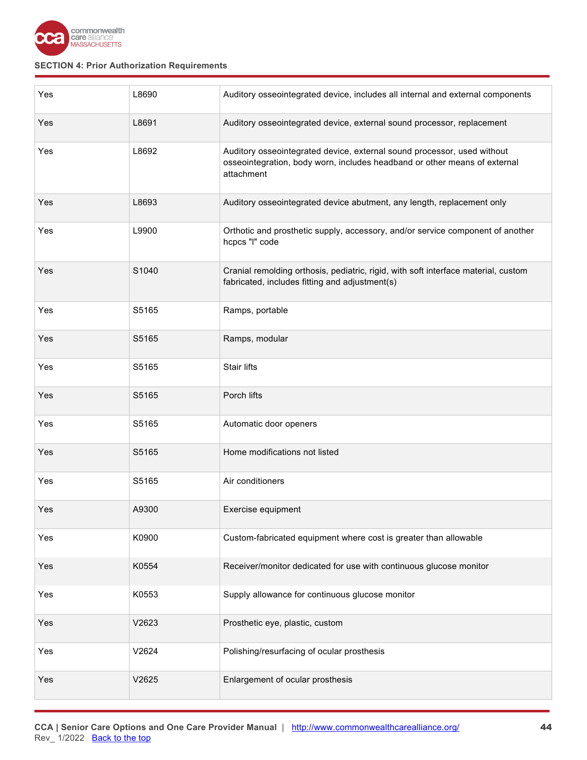## SECTION 4: Prior Authorization Requirements

| | | |
|---|---|---|
| Yes | L8690 | Auditory osseointegrated device, includes all internal and external components |
| Yes | L8691 | Auditory osseointegrated device, external sound processor, replacement |
| Yes | L8692 | Auditory osseointegrated device, external sound processor, used without osseointegration, body worn, includes headband or other means of external attachment |
| Yes | L8693 | Auditory osseointegrated device abutment, any length, replacement only |
| Yes | L9900 | Orthotic and prosthetic supply, accessory, and/or service component of another hcpcs "l" code |
| Yes | S1040 | Cranial remolding orthosis, pediatric, rigid, with soft interface material, custom fabricated, includes fitting and adjustment(s) |
| Yes | S5165 | Ramps, portable |
| Yes | S5165 | Ramps, modular |
| Yes | S5165 | Stair lifts |
| Yes | S5165 | Porch lifts |
| Yes | S5165 | Automatic door openers |
| Yes | S5165 | Home modifications not listed |
| Yes | S5165 | Air conditioners |
| Yes | A9300 | Exercise equipment |
| Yes | K0900 | Custom-fabricated equipment where cost is greater than allowable |
| Yes | K0554 | Receiver/monitor dedicated for use with continuous glucose monitor |
| Yes | K0553 | Supply allowance for continuous glucose monitor |
| Yes | V2623 | Prosthetic eye, plastic, custom |
| Yes | V2624 | Polishing/resurfacing of ocular prosthesis |
| Yes | V2625 | Enlargement of ocular prosthesis |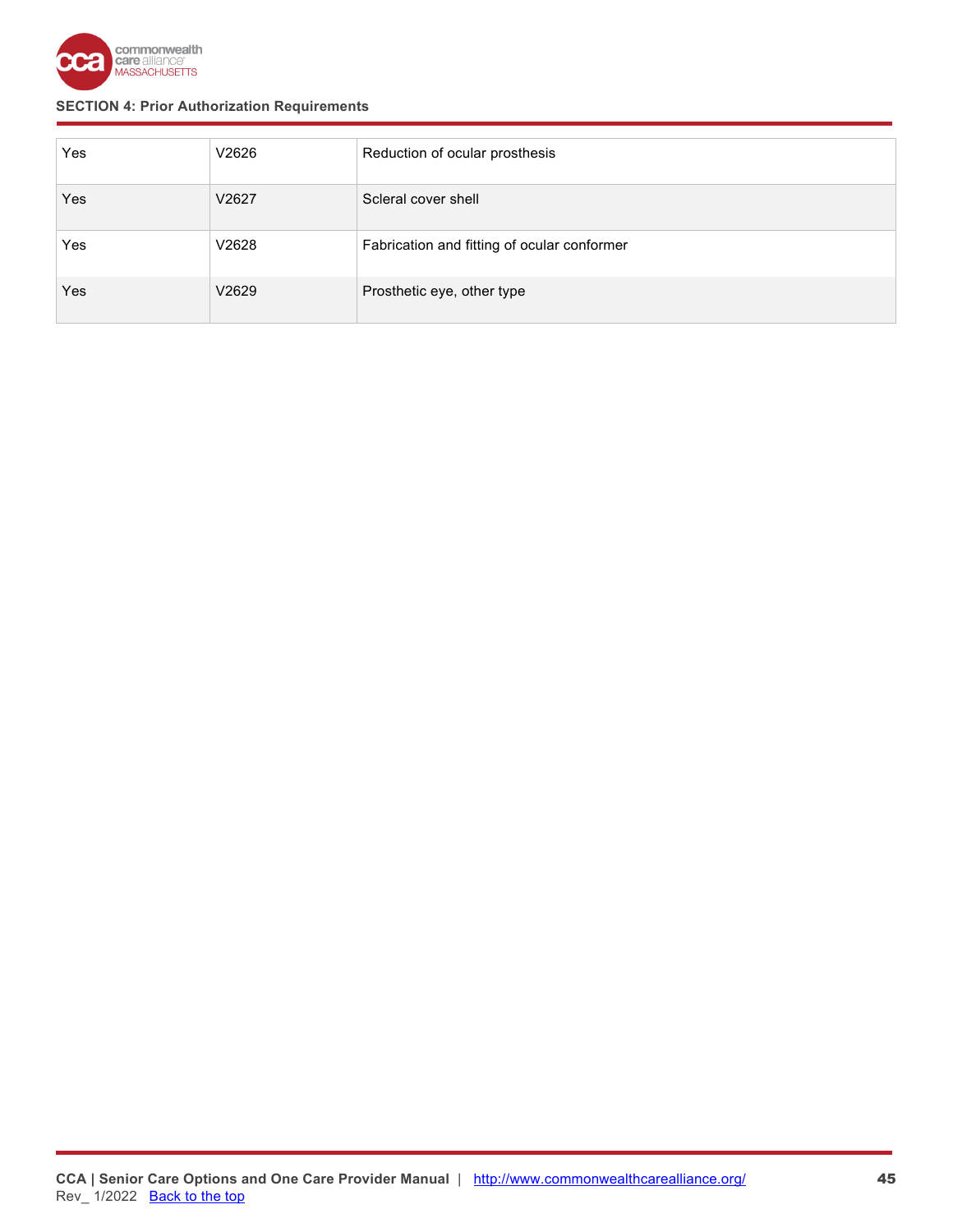| | | |
|---|---|---|
| Yes | V2626 | Reduction of ocular prosthesis |
| Yes | V2627 | Scleral cover shell |
| Yes | V2628 | Fabrication and fitting of ocular conformer |
| Yes | V2629 | Prosthetic eye, other type |